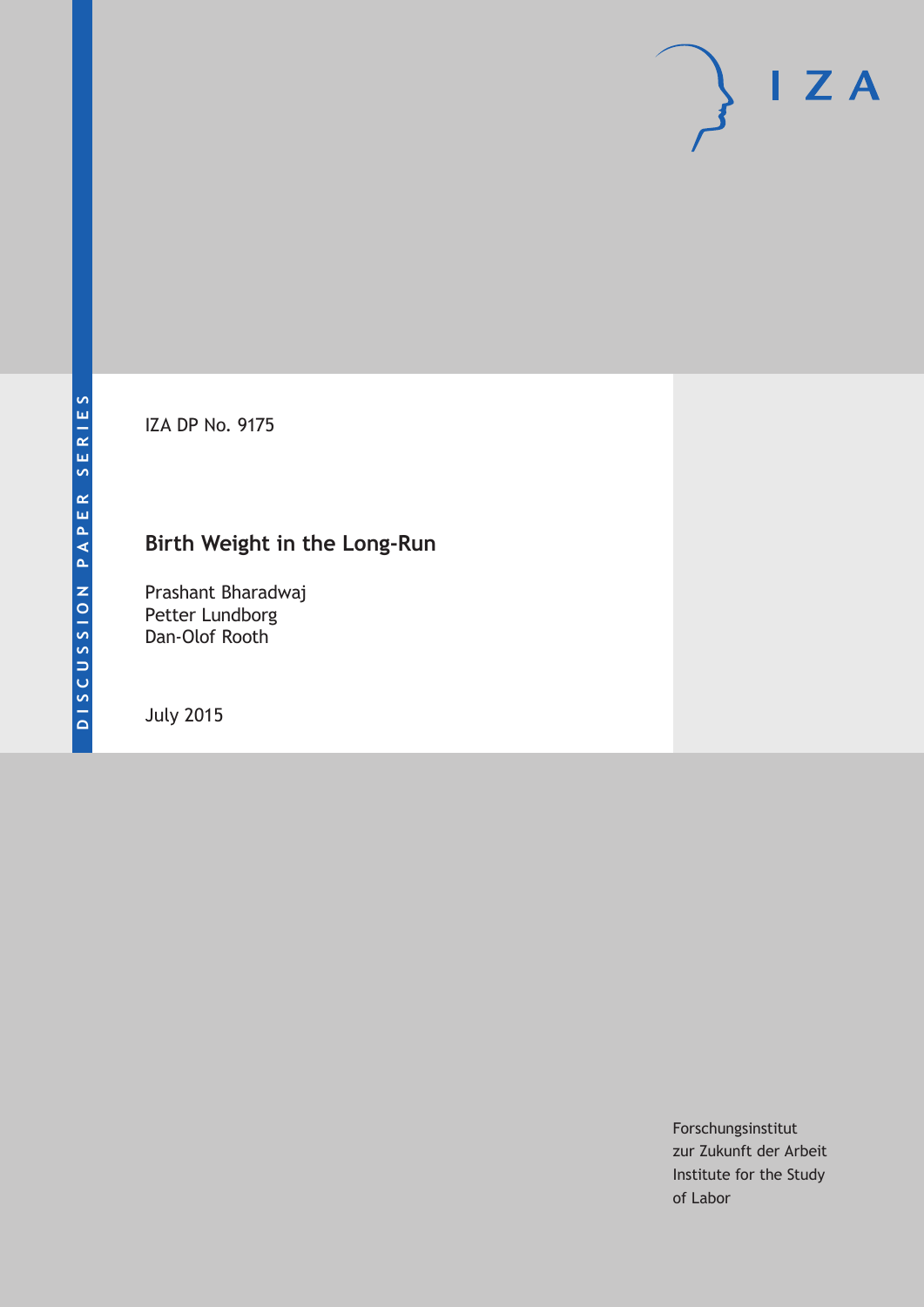DISCUSSION PAPER SERIES

IZA

IZA DP No. 9175

# Birth Weight in the Long-Run

Prashant Bharadwaj
Petter Lundborg
Dan-Olof Rooth

July 2015

Forschungsinstitut
zur Zukunft der Arbeit
Institute for the Study
of Labor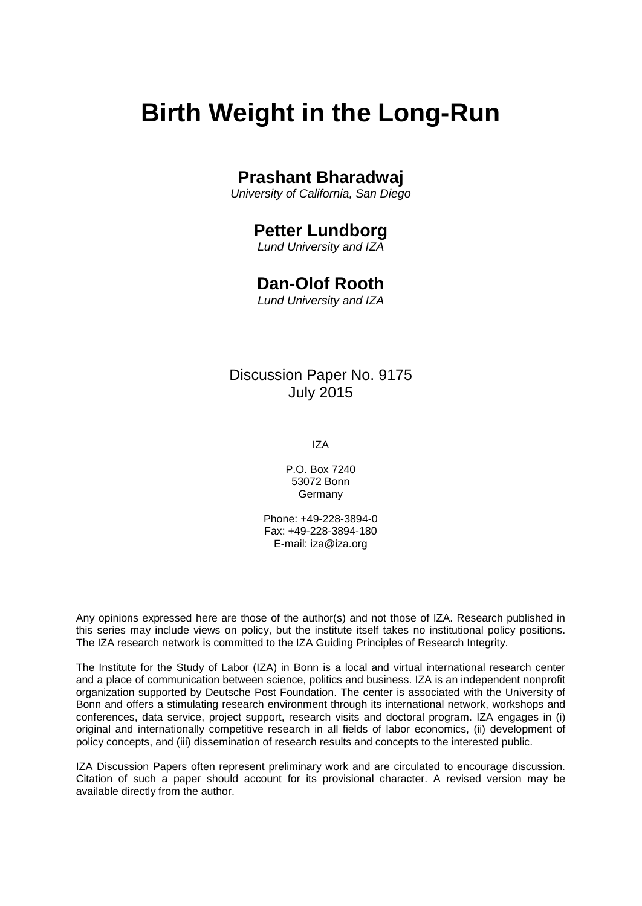# Birth Weight in the Long-Run

## Prashant Bharadwaj

*University of California, San Diego*

## Petter Lundborg

*Lund University and IZA*

## Dan-Olof Rooth

*Lund University and IZA*

Discussion Paper No. 9175
July 2015

IZA

P.O. Box 7240
53072 Bonn
Germany

Phone: +49-228-3894-0
Fax: +49-228-3894-180
E-mail: iza@iza.org

Any opinions expressed here are those of the author(s) and not those of IZA. Research published in this series may include views on policy, but the institute itself takes no institutional policy positions. The IZA research network is committed to the IZA Guiding Principles of Research Integrity.

The Institute for the Study of Labor (IZA) in Bonn is a local and virtual international research center and a place of communication between science, politics and business. IZA is an independent nonprofit organization supported by Deutsche Post Foundation. The center is associated with the University of Bonn and offers a stimulating research environment through its international network, workshops and conferences, data service, project support, research visits and doctoral program. IZA engages in (i) original and internationally competitive research in all fields of labor economics, (ii) development of policy concepts, and (iii) dissemination of research results and concepts to the interested public.

IZA Discussion Papers often represent preliminary work and are circulated to encourage discussion. Citation of such a paper should account for its provisional character. A revised version may be available directly from the author.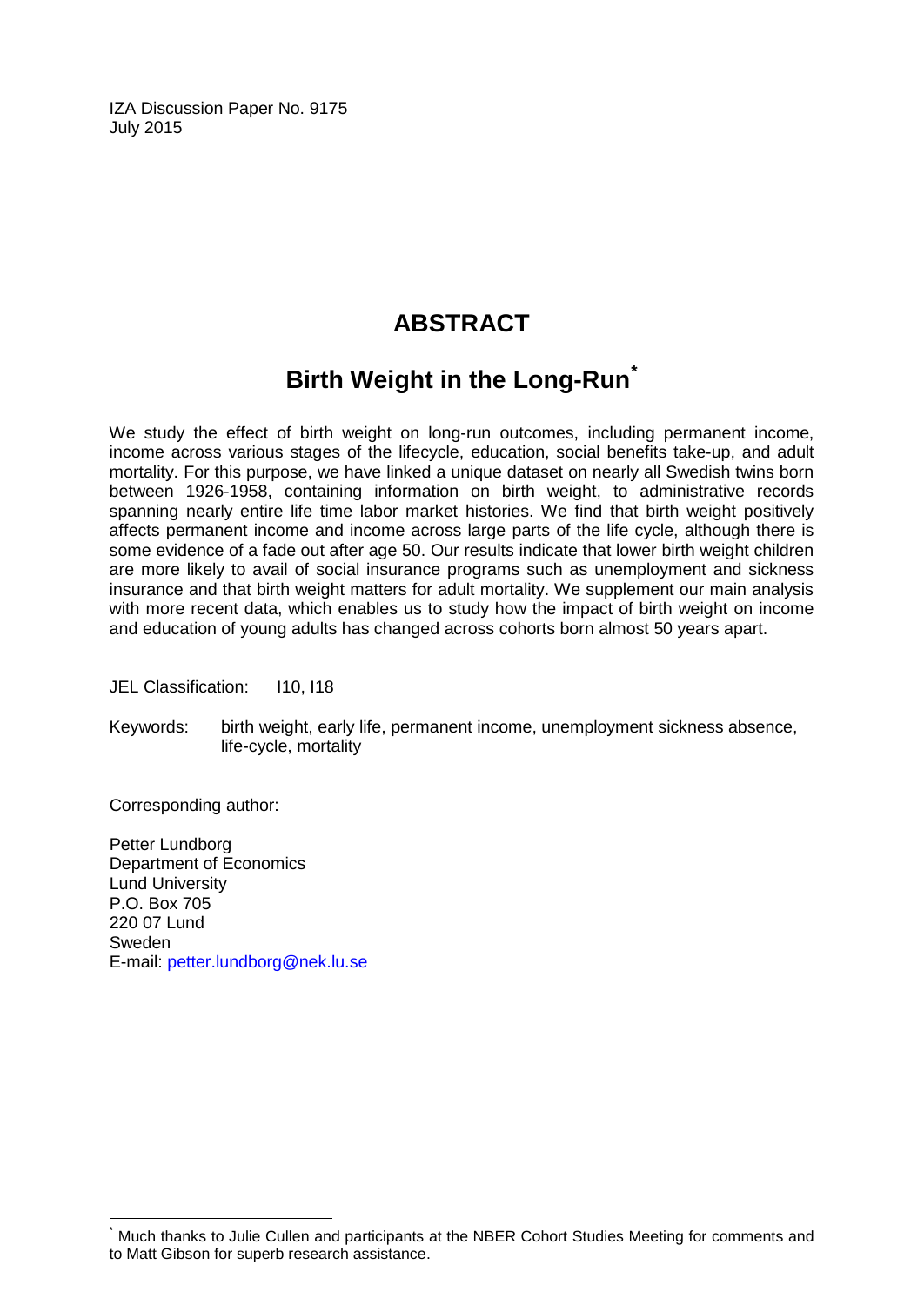IZA Discussion Paper No. 9175
July 2015

# ABSTRACT

## Birth Weight in the Long-Run[*]

We study the effect of birth weight on long-run outcomes, including permanent income, income across various stages of the lifecycle, education, social benefits take-up, and adult mortality. For this purpose, we have linked a unique dataset on nearly all Swedish twins born between 1926-1958, containing information on birth weight, to administrative records spanning nearly entire life time labor market histories. We find that birth weight positively affects permanent income and income across large parts of the life cycle, although there is some evidence of a fade out after age 50. Our results indicate that lower birth weight children are more likely to avail of social insurance programs such as unemployment and sickness insurance and that birth weight matters for adult mortality. We supplement our main analysis with more recent data, which enables us to study how the impact of birth weight on income and education of young adults has changed across cohorts born almost 50 years apart.

JEL Classification: I10, I18

Keywords: birth weight, early life, permanent income, unemployment sickness absence, life-cycle, mortality

Corresponding author:

Petter Lundborg
Department of Economics
Lund University
P.O. Box 705
220 07 Lund
Sweden
E-mail: petter.lundborg@nek.lu.se

[*] Much thanks to Julie Cullen and participants at the NBER Cohort Studies Meeting for comments and to Matt Gibson for superb research assistance.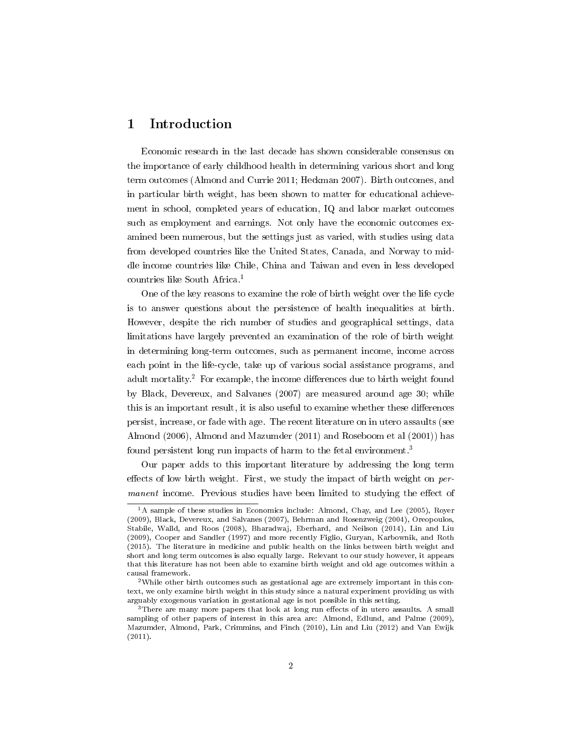# 1 Introduction

Economic research in the last decade has shown considerable consensus on the importance of early childhood health in determining various short and long term outcomes (Almond and Currie 2011; Heckman 2007). Birth outcomes, and in particular birth weight, has been shown to matter for educational achievement in school, completed years of education, IQ and labor market outcomes such as employment and earnings. Not only have the economic outcomes examined been numerous, but the settings just as varied, with studies using data from developed countries like the United States, Canada, and Norway to middle income countries like Chile, China and Taiwan and even in less developed countries like South Africa.[1]

One of the key reasons to examine the role of birth weight over the life cycle is to answer questions about the persistence of health inequalities at birth. However, despite the rich number of studies and geographical settings, data limitations have largely prevented an examination of the role of birth weight in determining long-term outcomes, such as permanent income, income across each point in the life-cycle, take up of various social assistance programs, and adult mortality.[2] For example, the income differences due to birth weight found by Black, Devereux, and Salvanes (2007) are measured around age 30; while this is an important result, it is also useful to examine whether these differences persist, increase, or fade with age. The recent literature on in utero assaults (see Almond (2006), Almond and Mazumder (2011) and Roseboom et al (2001)) has found persistent long run impacts of harm to the fetal environment.[3]

Our paper adds to this important literature by addressing the long term effects of low birth weight. First, we study the impact of birth weight on *permanent* income. Previous studies have been limited to studying the effect of

[1] A sample of these studies in Economics include: Almond, Chay, and Lee (2005), Royer (2009), Black, Devereux, and Salvanes (2007), Behrman and Rosenzweig (2004), Oreopoulos, Stabile, Walld, and Roos (2008), Bharadwaj, Eberhard, and Neilson (2014), Lin and Liu (2009), Cooper and Sandler (1997) and more recently Figlio, Guryan, Karbownik, and Roth (2015). The literature in medicine and public health on the links between birth weight and short and long term outcomes is also equally large. Relevant to our study however, it appears that this literature has not been able to examine birth weight and old age outcomes within a causal framework.

[2] While other birth outcomes such as gestational age are extremely important in this context, we only examine birth weight in this study since a natural experiment providing us with arguably exogenous variation in gestational age is not possible in this setting.

[3] There are many more papers that look at long run effects of in utero assaults. A small sampling of other papers of interest in this area are: Almond, Edlund, and Palme (2009), Mazumder, Almond, Park, Crimmins, and Finch (2010), Lin and Liu (2012) and Van Ewijk (2011).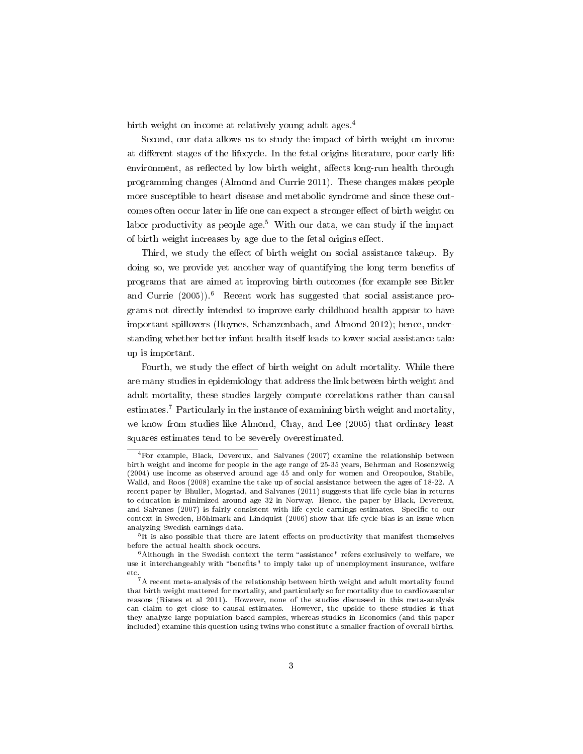birth weight on income at relatively young adult ages.[4]

Second, our data allows us to study the impact of birth weight on income at different stages of the lifecycle. In the fetal origins literature, poor early life environment, as reflected by low birth weight, affects long-run health through programming changes (Almond and Currie 2011). These changes makes people more susceptible to heart disease and metabolic syndrome and since these outcomes often occur later in life one can expect a stronger effect of birth weight on labor productivity as people age.[5] With our data, we can study if the impact of birth weight increases by age due to the fetal origins effect.

Third, we study the effect of birth weight on social assistance takeup. By doing so, we provide yet another way of quantifying the long term benefits of programs that are aimed at improving birth outcomes (for example see Bitler and Currie (2005)).[6] Recent work has suggested that social assistance programs not directly intended to improve early childhood health appear to have important spillovers (Hoynes, Schanzenbach, and Almond 2012); hence, understanding whether better infant health itself leads to lower social assistance take up is important.

Fourth, we study the effect of birth weight on adult mortality. While there are many studies in epidemiology that address the link between birth weight and adult mortality, these studies largely compute correlations rather than causal estimates.[7] Particularly in the instance of examining birth weight and mortality, we know from studies like Almond, Chay, and Lee (2005) that ordinary least squares estimates tend to be severely overestimated.

[4] For example, Black, Devereux, and Salvanes (2007) examine the relationship between birth weight and income for people in the age range of 25-35 years, Behrman and Rosenzweig (2004) use income as observed around age 45 and only for women and Oreopoulos, Stabile, Walld, and Roos (2008) examine the take up of social assistance between the ages of 18-22. A recent paper by Bhuller, Mogstad, and Salvanes (2011) suggests that life cycle bias in returns to education is minimized around age 32 in Norway. Hence, the paper by Black, Devereux, and Salvanes (2007) is fairly consistent with life cycle earnings estimates. Specific to our context in Sweden, Böhlmark and Lindquist (2006) show that life cycle bias is an issue when analyzing Swedish earnings data.

[5] It is also possible that there are latent effects on productivity that manifest themselves before the actual health shock occurs.

[6] Although in the Swedish context the term "assistance" refers exclusively to welfare, we use it interchangeably with "benefits" to imply take up of unemployment insurance, welfare etc.

[7] A recent meta-analysis of the relationship between birth weight and adult mortality found that birth weight mattered for mortality, and particularly so for mortality due to cardiovascular reasons (Risnes et al 2011). However, none of the studies discussed in this meta-analysis can claim to get close to causal estimates. However, the upside to these studies is that they analyze large population based samples, whereas studies in Economics (and this paper included) examine this question using twins who constitute a smaller fraction of overall births.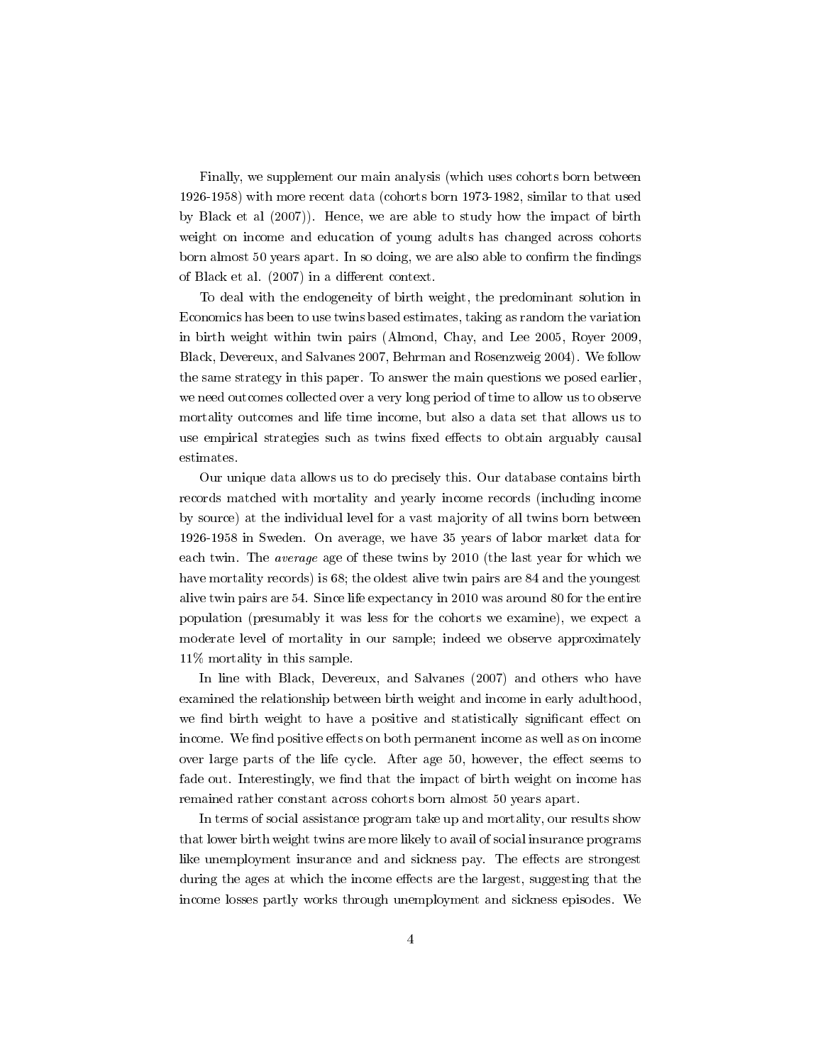Finally, we supplement our main analysis (which uses cohorts born between 1926-1958) with more recent data (cohorts born 1973-1982, similar to that used by Black et al (2007)). Hence, we are able to study how the impact of birth weight on income and education of young adults has changed across cohorts born almost 50 years apart. In so doing, we are also able to confirm the findings of Black et al. (2007) in a different context.

To deal with the endogeneity of birth weight, the predominant solution in Economics has been to use twins based estimates, taking as random the variation in birth weight within twin pairs (Almond, Chay, and Lee 2005, Royer 2009, Black, Devereux, and Salvanes 2007, Behrman and Rosenzweig 2004). We follow the same strategy in this paper. To answer the main questions we posed earlier, we need outcomes collected over a very long period of time to allow us to observe mortality outcomes and life time income, but also a data set that allows us to use empirical strategies such as twins fixed effects to obtain arguably causal estimates.

Our unique data allows us to do precisely this. Our database contains birth records matched with mortality and yearly income records (including income by source) at the individual level for a vast majority of all twins born between 1926-1958 in Sweden. On average, we have 35 years of labor market data for each twin. The *average* age of these twins by 2010 (the last year for which we have mortality records) is 68; the oldest alive twin pairs are 84 and the youngest alive twin pairs are 54. Since life expectancy in 2010 was around 80 for the entire population (presumably it was less for the cohorts we examine), we expect a moderate level of mortality in our sample; indeed we observe approximately 11% mortality in this sample.

In line with Black, Devereux, and Salvanes (2007) and others who have examined the relationship between birth weight and income in early adulthood, we find birth weight to have a positive and statistically significant effect on income. We find positive effects on both permanent income as well as on income over large parts of the life cycle. After age 50, however, the effect seems to fade out. Interestingly, we find that the impact of birth weight on income has remained rather constant across cohorts born almost 50 years apart.

In terms of social assistance program take up and mortality, our results show that lower birth weight twins are more likely to avail of social insurance programs like unemployment insurance and and sickness pay. The effects are strongest during the ages at which the income effects are the largest, suggesting that the income losses partly works through unemployment and sickness episodes. We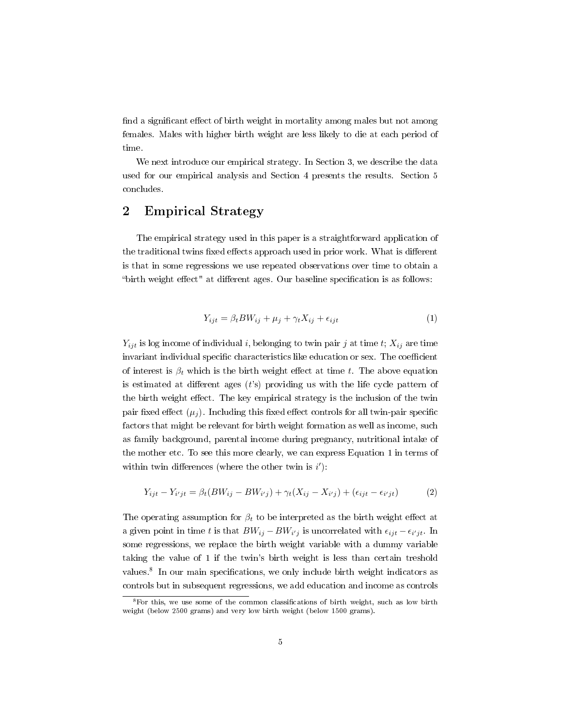find a significant effect of birth weight in mortality among males but not among females. Males with higher birth weight are less likely to die at each period of time.

We next introduce our empirical strategy. In Section 3, we describe the data used for our empirical analysis and Section 4 presents the results. Section 5 concludes.

## 2 Empirical Strategy

The empirical strategy used in this paper is a straightforward application of the traditional twins fixed effects approach used in prior work. What is different is that in some regressions we use repeated observations over time to obtain a "birth weight effect" at different ages. Our baseline specification is as follows:

$$Y_{ijt} = \beta_t BW_{ij} + \mu_j + \gamma_t X_{ij} + \epsilon_{ijt} \tag{1}$$

$Y_{ijt}$ is log income of individual $i$, belonging to twin pair $j$ at time $t$; $X_{ij}$ are time invariant individual specific characteristics like education or sex. The coefficient of interest is $\beta_t$ which is the birth weight effect at time $t$. The above equation is estimated at different ages ($t$'s) providing us with the life cycle pattern of the birth weight effect. The key empirical strategy is the inclusion of the twin pair fixed effect ($\mu_j$). Including this fixed effect controls for all twin-pair specific factors that might be relevant for birth weight formation as well as income, such as family background, parental income during pregnancy, nutritional intake of the mother etc. To see this more clearly, we can express Equation 1 in terms of within twin differences (where the other twin is $i'$):

$$Y_{ijt} - Y_{i'jt} = \beta_t(BW_{ij} - BW_{i'j}) + \gamma_t(X_{ij} - X_{i'j}) + (\epsilon_{ijt} - \epsilon_{i'jt}) \tag{2}$$

The operating assumption for $\beta_t$ to be interpreted as the birth weight effect at a given point in time $t$ is that $BW_{ij} - BW_{i'j}$ is uncorrelated with $\epsilon_{ijt} - \epsilon_{i'jt}$. In some regressions, we replace the birth weight variable with a dummy variable taking the value of 1 if the twin's birth weight is less than certain treshold values.[8] In our main specifications, we only include birth weight indicators as controls but in subsequent regressions, we add education and income as controls

[8]For this, we use some of the common classifications of birth weight, such as low birth weight (below 2500 grams) and very low birth weight (below 1500 grams).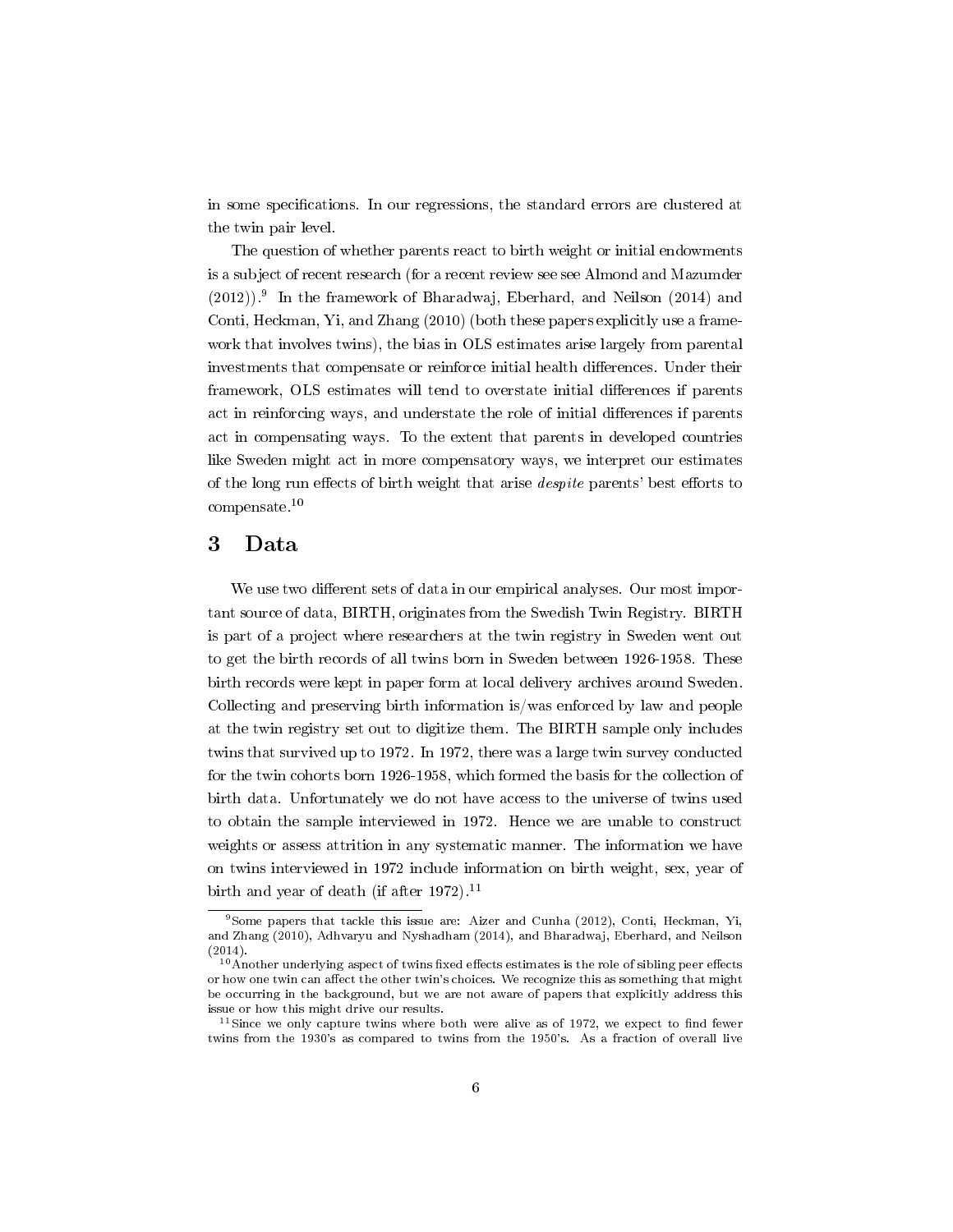in some specifications. In our regressions, the standard errors are clustered at the twin pair level.

The question of whether parents react to birth weight or initial endowments is a subject of recent research (for a recent review see see Almond and Mazumder (2012)).[9] In the framework of Bharadwaj, Eberhard, and Neilson (2014) and Conti, Heckman, Yi, and Zhang (2010) (both these papers explicitly use a framework that involves twins), the bias in OLS estimates arise largely from parental investments that compensate or reinforce initial health differences. Under their framework, OLS estimates will tend to overstate initial differences if parents act in reinforcing ways, and understate the role of initial differences if parents act in compensating ways. To the extent that parents in developed countries like Sweden might act in more compensatory ways, we interpret our estimates of the long run effects of birth weight that arise *despite* parents' best efforts to compensate.[10]

## 3 Data

We use two different sets of data in our empirical analyses. Our most important source of data, BIRTH, originates from the Swedish Twin Registry. BIRTH is part of a project where researchers at the twin registry in Sweden went out to get the birth records of all twins born in Sweden between 1926-1958. These birth records were kept in paper form at local delivery archives around Sweden. Collecting and preserving birth information is/was enforced by law and people at the twin registry set out to digitize them. The BIRTH sample only includes twins that survived up to 1972. In 1972, there was a large twin survey conducted for the twin cohorts born 1926-1958, which formed the basis for the collection of birth data. Unfortunately we do not have access to the universe of twins used to obtain the sample interviewed in 1972. Hence we are unable to construct weights or assess attrition in any systematic manner. The information we have on twins interviewed in 1972 include information on birth weight, sex, year of birth and year of death (if after 1972).[11]

---

[9] Some papers that tackle this issue are: Aizer and Cunha (2012), Conti, Heckman, Yi, and Zhang (2010), Adhvaryu and Nyshadham (2014), and Bharadwaj, Eberhard, and Neilson (2014).

[10] Another underlying aspect of twins fixed effects estimates is the role of sibling peer effects or how one twin can affect the other twin's choices. We recognize this as something that might be occurring in the background, but we are not aware of papers that explicitly address this issue or how this might drive our results.

[11] Since we only capture twins where both were alive as of 1972, we expect to find fewer twins from the 1930's as compared to twins from the 1950's. As a fraction of overall live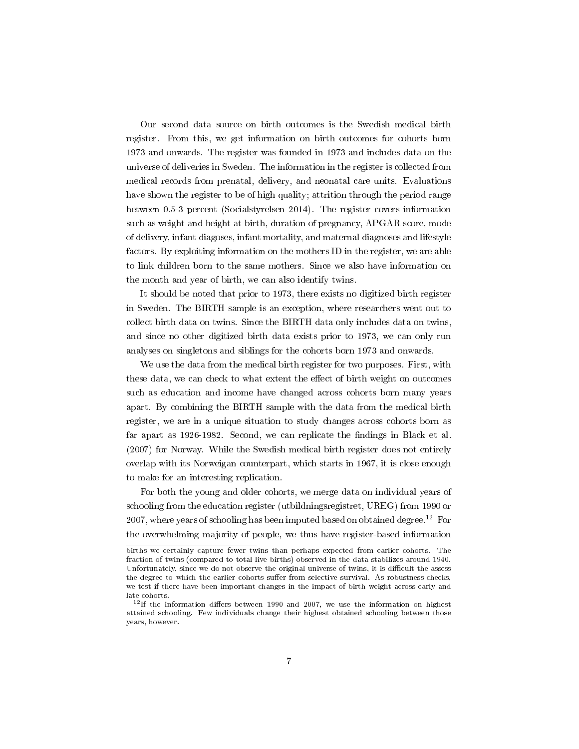Our second data source on birth outcomes is the Swedish medical birth register. From this, we get information on birth outcomes for cohorts born 1973 and onwards. The register was founded in 1973 and includes data on the universe of deliveries in Sweden. The information in the register is collected from medical records from prenatal, delivery, and neonatal care units. Evaluations have shown the register to be of high quality; attrition through the period range between 0.5-3 percent (Socialstyrelsen 2014). The register covers information such as weight and height at birth, duration of pregnancy, APGAR score, mode of delivery, infant diagoses, infant mortality, and maternal diagnoses and lifestyle factors. By exploiting information on the mothers ID in the register, we are able to link children born to the same mothers. Since we also have information on the month and year of birth, we can also identify twins.

It should be noted that prior to 1973, there exists no digitized birth register in Sweden. The BIRTH sample is an exception, where researchers went out to collect birth data on twins. Since the BIRTH data only includes data on twins, and since no other digitized birth data exists prior to 1973, we can only run analyses on singletons and siblings for the cohorts born 1973 and onwards.

We use the data from the medical birth register for two purposes. First, with these data, we can check to what extent the effect of birth weight on outcomes such as education and income have changed across cohorts born many years apart. By combining the BIRTH sample with the data from the medical birth register, we are in a unique situation to study changes across cohorts born as far apart as 1926-1982. Second, we can replicate the findings in Black et al. (2007) for Norway. While the Swedish medical birth register does not entirely overlap with its Norweigan counterpart, which starts in 1967, it is close enough to make for an interesting replication.

For both the young and older cohorts, we merge data on individual years of schooling from the education register (utbildningsregistret, UREG) from 1990 or 2007, where years of schooling has been imputed based on obtained degree.[12] For the overwhelming majority of people, we thus have register-based information

---

births we certainly capture fewer twins than perhaps expected from earlier cohorts. The fraction of twins (compared to total live births) observed in the data stabilizes around 1940. Unfortunately, since we do not observe the original universe of twins, it is difficult the assess the degree to which the earlier cohorts suffer from selective survival. As robustness checks, we test if there have been important changes in the impact of birth weight across early and late cohorts.

[12]If the information differs between 1990 and 2007, we use the information on highest attained schooling. Few individuals change their highest obtained schooling between those years, however.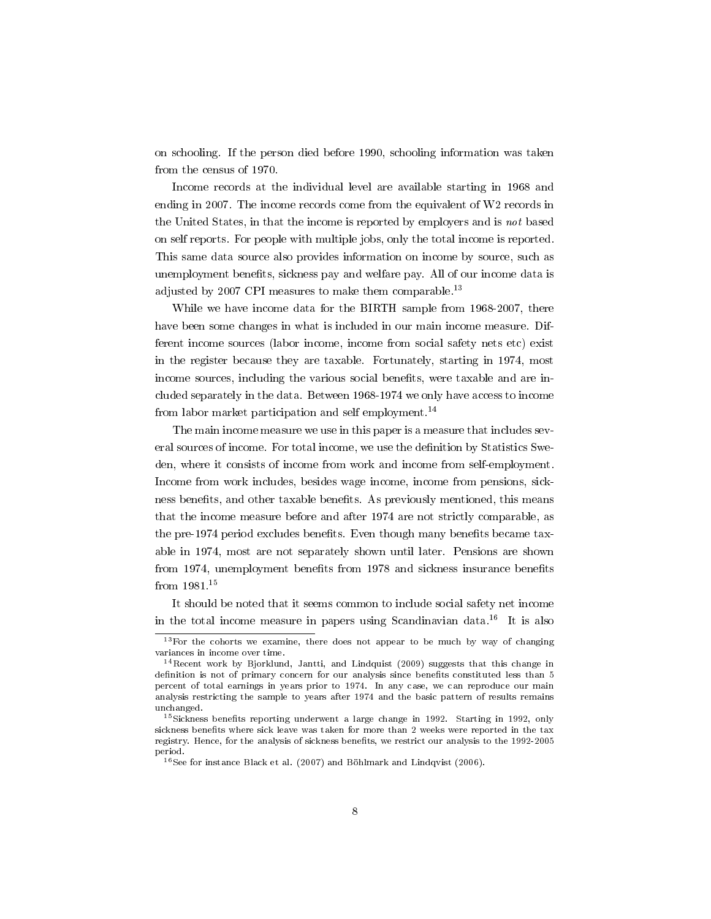on schooling. If the person died before 1990, schooling information was taken from the census of 1970.

Income records at the individual level are available starting in 1968 and ending in 2007. The income records come from the equivalent of W2 records in the United States, in that the income is reported by employers and is *not* based on self reports. For people with multiple jobs, only the total income is reported. This same data source also provides information on income by source, such as unemployment benefits, sickness pay and welfare pay. All of our income data is adjusted by 2007 CPI measures to make them comparable.[13]

While we have income data for the BIRTH sample from 1968-2007, there have been some changes in what is included in our main income measure. Different income sources (labor income, income from social safety nets etc) exist in the register because they are taxable. Fortunately, starting in 1974, most income sources, including the various social benefits, were taxable and are included separately in the data. Between 1968-1974 we only have access to income from labor market participation and self employment.[14]

The main income measure we use in this paper is a measure that includes several sources of income. For total income, we use the definition by Statistics Sweden, where it consists of income from work and income from self-employment. Income from work includes, besides wage income, income from pensions, sickness benefits, and other taxable benefits. As previously mentioned, this means that the income measure before and after 1974 are not strictly comparable, as the pre-1974 period excludes benefits. Even though many benefits became taxable in 1974, most are not separately shown until later. Pensions are shown from 1974, unemployment benefits from 1978 and sickness insurance benefits from 1981.[15]

It should be noted that it seems common to include social safety net income in the total income measure in papers using Scandinavian data.[16] It is also

[13] For the cohorts we examine, there does not appear to be much by way of changing variances in income over time.

[14] Recent work by Bjorklund, Jantti, and Lindquist (2009) suggests that this change in definition is not of primary concern for our analysis since benefits constituted less than 5 percent of total earnings in years prior to 1974. In any case, we can reproduce our main analysis restricting the sample to years after 1974 and the basic pattern of results remains unchanged.

[15] Sickness benefits reporting underwent a large change in 1992. Starting in 1992, only sickness benefits where sick leave was taken for more than 2 weeks were reported in the tax registry. Hence, for the analysis of sickness benefits, we restrict our analysis to the 1992-2005 period.

[16] See for instance Black et al. (2007) and Böhlmark and Lindqvist (2006).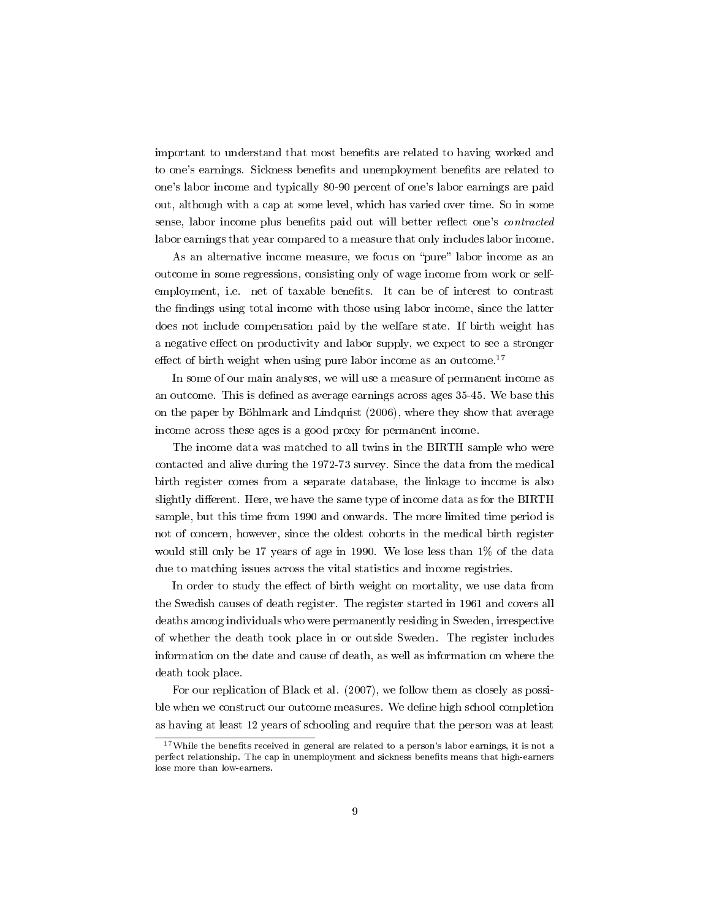important to understand that most benefits are related to having worked and to one's earnings. Sickness benefits and unemployment benefits are related to one's labor income and typically 80-90 percent of one's labor earnings are paid out, although with a cap at some level, which has varied over time. So in some sense, labor income plus benefits paid out will better reflect one's *contracted* labor earnings that year compared to a measure that only includes labor income.

As an alternative income measure, we focus on "pure" labor income as an outcome in some regressions, consisting only of wage income from work or self-employment, i.e. net of taxable benefits. It can be of interest to contrast the findings using total income with those using labor income, since the latter does not include compensation paid by the welfare state. If birth weight has a negative effect on productivity and labor supply, we expect to see a stronger effect of birth weight when using pure labor income as an outcome.[17]

In some of our main analyses, we will use a measure of permanent income as an outcome. This is defined as average earnings across ages 35-45. We base this on the paper by Böhlmark and Lindquist (2006), where they show that average income across these ages is a good proxy for permanent income.

The income data was matched to all twins in the BIRTH sample who were contacted and alive during the 1972-73 survey. Since the data from the medical birth register comes from a separate database, the linkage to income is also slightly different. Here, we have the same type of income data as for the BIRTH sample, but this time from 1990 and onwards. The more limited time period is not of concern, however, since the oldest cohorts in the medical birth register would still only be 17 years of age in 1990. We lose less than 1% of the data due to matching issues across the vital statistics and income registries.

In order to study the effect of birth weight on mortality, we use data from the Swedish causes of death register. The register started in 1961 and covers all deaths among individuals who were permanently residing in Sweden, irrespective of whether the death took place in or outside Sweden. The register includes information on the date and cause of death, as well as information on where the death took place.

For our replication of Black et al. (2007), we follow them as closely as possible when we construct our outcome measures. We define high school completion as having at least 12 years of schooling and require that the person was at least

[17] While the benefits received in general are related to a person's labor earnings, it is not a perfect relationship. The cap in unemployment and sickness benefits means that high-earners lose more than low-earners.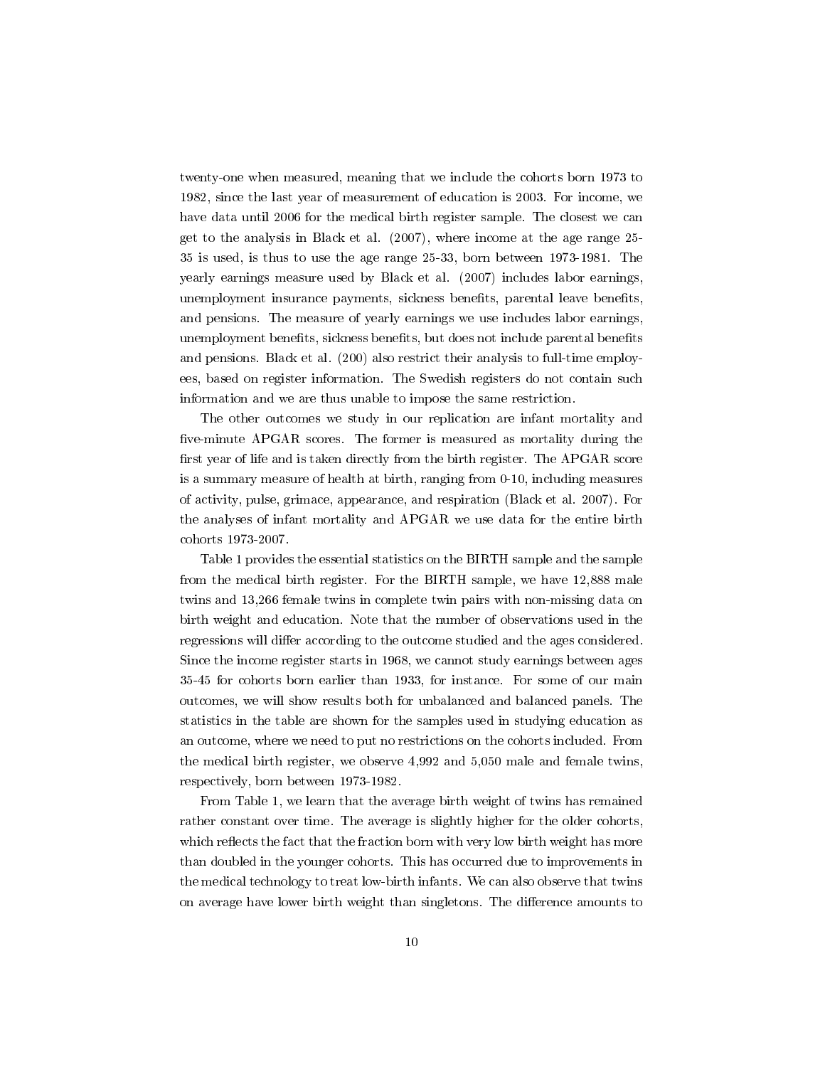twenty-one when measured, meaning that we include the cohorts born 1973 to 1982, since the last year of measurement of education is 2003. For income, we have data until 2006 for the medical birth register sample. The closest we can get to the analysis in Black et al. (2007), where income at the age range 25-35 is used, is thus to use the age range 25-33, born between 1973-1981. The yearly earnings measure used by Black et al. (2007) includes labor earnings, unemployment insurance payments, sickness benefits, parental leave benefits, and pensions. The measure of yearly earnings we use includes labor earnings, unemployment benefits, sickness benefits, but does not include parental benefits and pensions. Black et al. (200) also restrict their analysis to full-time employees, based on register information. The Swedish registers do not contain such information and we are thus unable to impose the same restriction.

The other outcomes we study in our replication are infant mortality and five-minute APGAR scores. The former is measured as mortality during the first year of life and is taken directly from the birth register. The APGAR score is a summary measure of health at birth, ranging from 0-10, including measures of activity, pulse, grimace, appearance, and respiration (Black et al. 2007). For the analyses of infant mortality and APGAR we use data for the entire birth cohorts 1973-2007.

Table 1 provides the essential statistics on the BIRTH sample and the sample from the medical birth register. For the BIRTH sample, we have 12,888 male twins and 13,266 female twins in complete twin pairs with non-missing data on birth weight and education. Note that the number of observations used in the regressions will differ according to the outcome studied and the ages considered. Since the income register starts in 1968, we cannot study earnings between ages 35-45 for cohorts born earlier than 1933, for instance. For some of our main outcomes, we will show results both for unbalanced and balanced panels. The statistics in the table are shown for the samples used in studying education as an outcome, where we need to put no restrictions on the cohorts included. From the medical birth register, we observe 4,992 and 5,050 male and female twins, respectively, born between 1973-1982.

From Table 1, we learn that the average birth weight of twins has remained rather constant over time. The average is slightly higher for the older cohorts, which reflects the fact that the fraction born with very low birth weight has more than doubled in the younger cohorts. This has occurred due to improvements in the medical technology to treat low-birth infants. We can also observe that twins on average have lower birth weight than singletons. The difference amounts to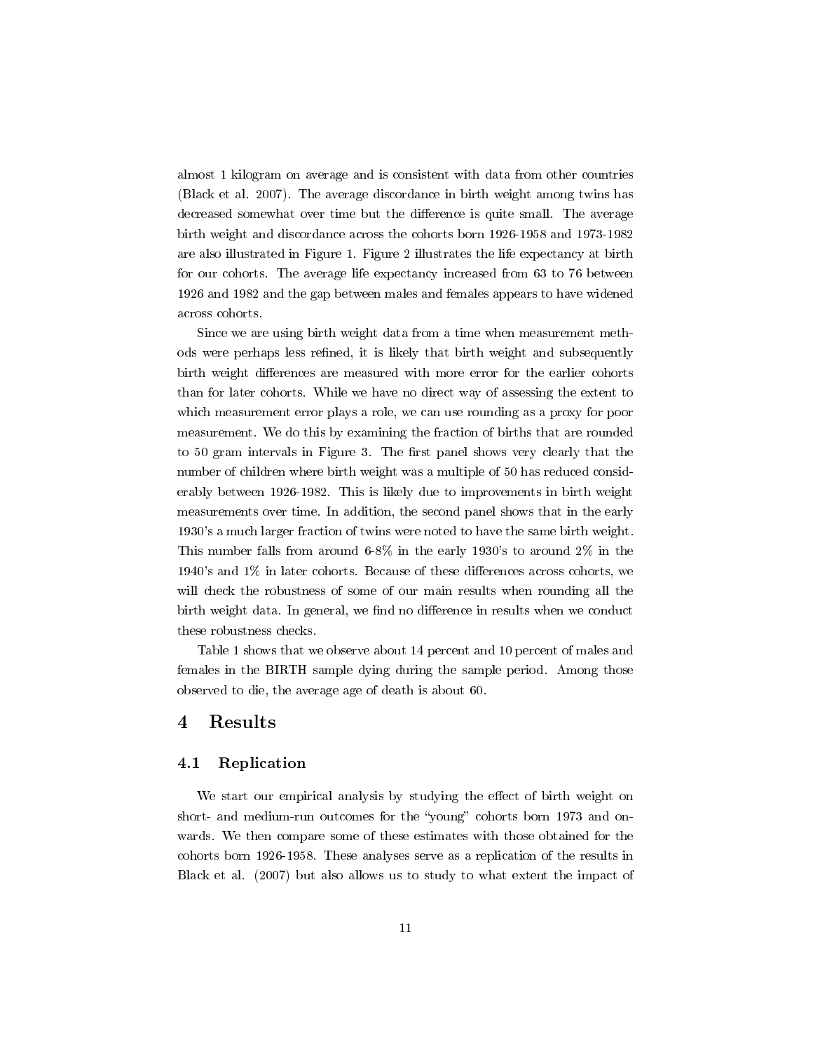almost 1 kilogram on average and is consistent with data from other countries (Black et al. 2007). The average discordance in birth weight among twins has decreased somewhat over time but the difference is quite small. The average birth weight and discordance across the cohorts born 1926-1958 and 1973-1982 are also illustrated in Figure 1. Figure 2 illustrates the life expectancy at birth for our cohorts. The average life expectancy increased from 63 to 76 between 1926 and 1982 and the gap between males and females appears to have widened across cohorts.

Since we are using birth weight data from a time when measurement methods were perhaps less refined, it is likely that birth weight and subsequently birth weight differences are measured with more error for the earlier cohorts than for later cohorts. While we have no direct way of assessing the extent to which measurement error plays a role, we can use rounding as a proxy for poor measurement. We do this by examining the fraction of births that are rounded to 50 gram intervals in Figure 3. The first panel shows very clearly that the number of children where birth weight was a multiple of 50 has reduced considerably between 1926-1982. This is likely due to improvements in birth weight measurements over time. In addition, the second panel shows that in the early 1930's a much larger fraction of twins were noted to have the same birth weight. This number falls from around 6-8% in the early 1930's to around 2% in the 1940's and 1% in later cohorts. Because of these differences across cohorts, we will check the robustness of some of our main results when rounding all the birth weight data. In general, we find no difference in results when we conduct these robustness checks.

Table 1 shows that we observe about 14 percent and 10 percent of males and females in the BIRTH sample dying during the sample period. Among those observed to die, the average age of death is about 60.

# 4 Results

## 4.1 Replication

We start our empirical analysis by studying the effect of birth weight on short- and medium-run outcomes for the "young" cohorts born 1973 and onwards. We then compare some of these estimates with those obtained for the cohorts born 1926-1958. These analyses serve as a replication of the results in Black et al. (2007) but also allows us to study to what extent the impact of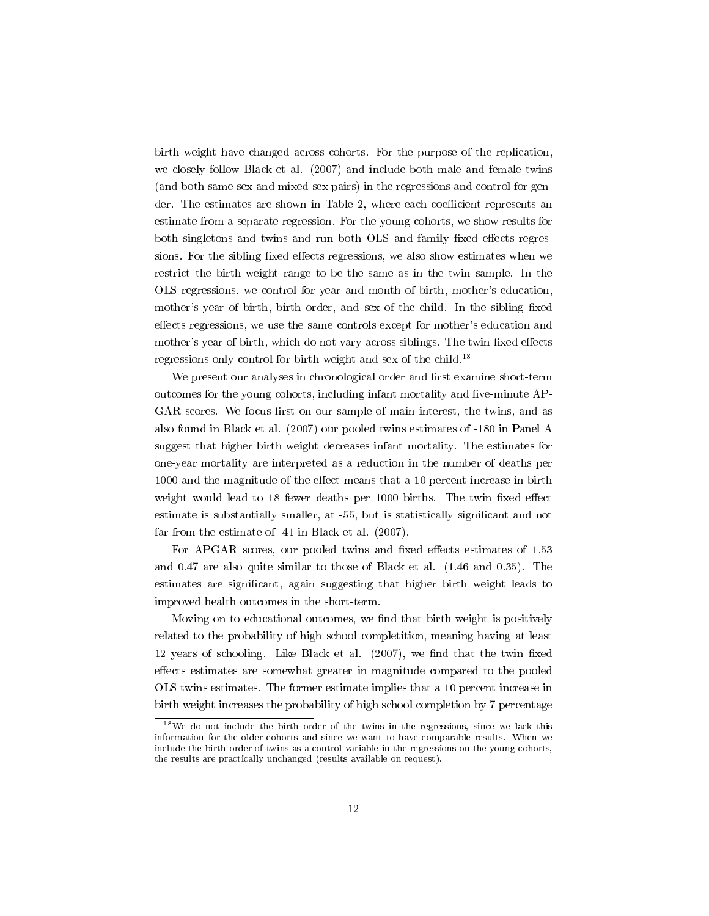birth weight have changed across cohorts. For the purpose of the replication, we closely follow Black et al. (2007) and include both male and female twins (and both same-sex and mixed-sex pairs) in the regressions and control for gender. The estimates are shown in Table 2, where each coefficient represents an estimate from a separate regression. For the young cohorts, we show results for both singletons and twins and run both OLS and family fixed effects regressions. For the sibling fixed effects regressions, we also show estimates when we restrict the birth weight range to be the same as in the twin sample. In the OLS regressions, we control for year and month of birth, mother's education, mother's year of birth, birth order, and sex of the child. In the sibling fixed effects regressions, we use the same controls except for mother's education and mother's year of birth, which do not vary across siblings. The twin fixed effects regressions only control for birth weight and sex of the child.[18]

We present our analyses in chronological order and first examine short-term outcomes for the young cohorts, including infant mortality and five-minute APGAR scores. We focus first on our sample of main interest, the twins, and as also found in Black et al. (2007) our pooled twins estimates of -180 in Panel A suggest that higher birth weight decreases infant mortality. The estimates for one-year mortality are interpreted as a reduction in the number of deaths per 1000 and the magnitude of the effect means that a 10 percent increase in birth weight would lead to 18 fewer deaths per 1000 births. The twin fixed effect estimate is substantially smaller, at -55, but is statistically significant and not far from the estimate of -41 in Black et al. (2007).

For APGAR scores, our pooled twins and fixed effects estimates of 1.53 and 0.47 are also quite similar to those of Black et al. (1.46 and 0.35). The estimates are significant, again suggesting that higher birth weight leads to improved health outcomes in the short-term.

Moving on to educational outcomes, we find that birth weight is positively related to the probability of high school completition, meaning having at least 12 years of schooling. Like Black et al. (2007), we find that the twin fixed effects estimates are somewhat greater in magnitude compared to the pooled OLS twins estimates. The former estimate implies that a 10 percent increase in birth weight increases the probability of high school completion by 7 percentage

[18] We do not include the birth order of the twins in the regressions, since we lack this information for the older cohorts and since we want to have comparable results. When we include the birth order of twins as a control variable in the regressions on the young cohorts, the results are practically unchanged (results available on request).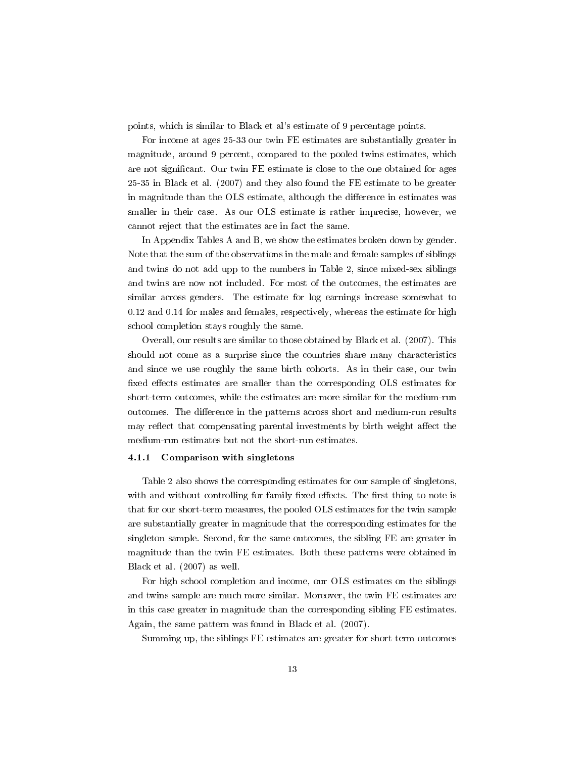points, which is similar to Black et al's estimate of 9 percentage points.

For income at ages 25-33 our twin FE estimates are substantially greater in magnitude, around 9 percent, compared to the pooled twins estimates, which are not significant. Our twin FE estimate is close to the one obtained for ages 25-35 in Black et al. (2007) and they also found the FE estimate to be greater in magnitude than the OLS estimate, although the difference in estimates was smaller in their case. As our OLS estimate is rather imprecise, however, we cannot reject that the estimates are in fact the same.

In Appendix Tables A and B, we show the estimates broken down by gender. Note that the sum of the observations in the male and female samples of siblings and twins do not add upp to the numbers in Table 2, since mixed-sex siblings and twins are now not included. For most of the outcomes, the estimates are similar across genders. The estimate for log earnings increase somewhat to 0.12 and 0.14 for males and females, respectively, whereas the estimate for high school completion stays roughly the same.

Overall, our results are similar to those obtained by Black et al. (2007). This should not come as a surprise since the countries share many characteristics and since we use roughly the same birth cohorts. As in their case, our twin fixed effects estimates are smaller than the corresponding OLS estimates for short-term outcomes, while the estimates are more similar for the medium-run outcomes. The difference in the patterns across short and medium-run results may reflect that compensating parental investments by birth weight affect the medium-run estimates but not the short-run estimates.

#### 4.1.1 Comparison with singletons

Table 2 also shows the corresponding estimates for our sample of singletons, with and without controlling for family fixed effects. The first thing to note is that for our short-term measures, the pooled OLS estimates for the twin sample are substantially greater in magnitude that the corresponding estimates for the singleton sample. Second, for the same outcomes, the sibling FE are greater in magnitude than the twin FE estimates. Both these patterns were obtained in Black et al. (2007) as well.

For high school completion and income, our OLS estimates on the siblings and twins sample are much more similar. Moreover, the twin FE estimates are in this case greater in magnitude than the corresponding sibling FE estimates. Again, the same pattern was found in Black et al. (2007).

Summing up, the siblings FE estimates are greater for short-term outcomes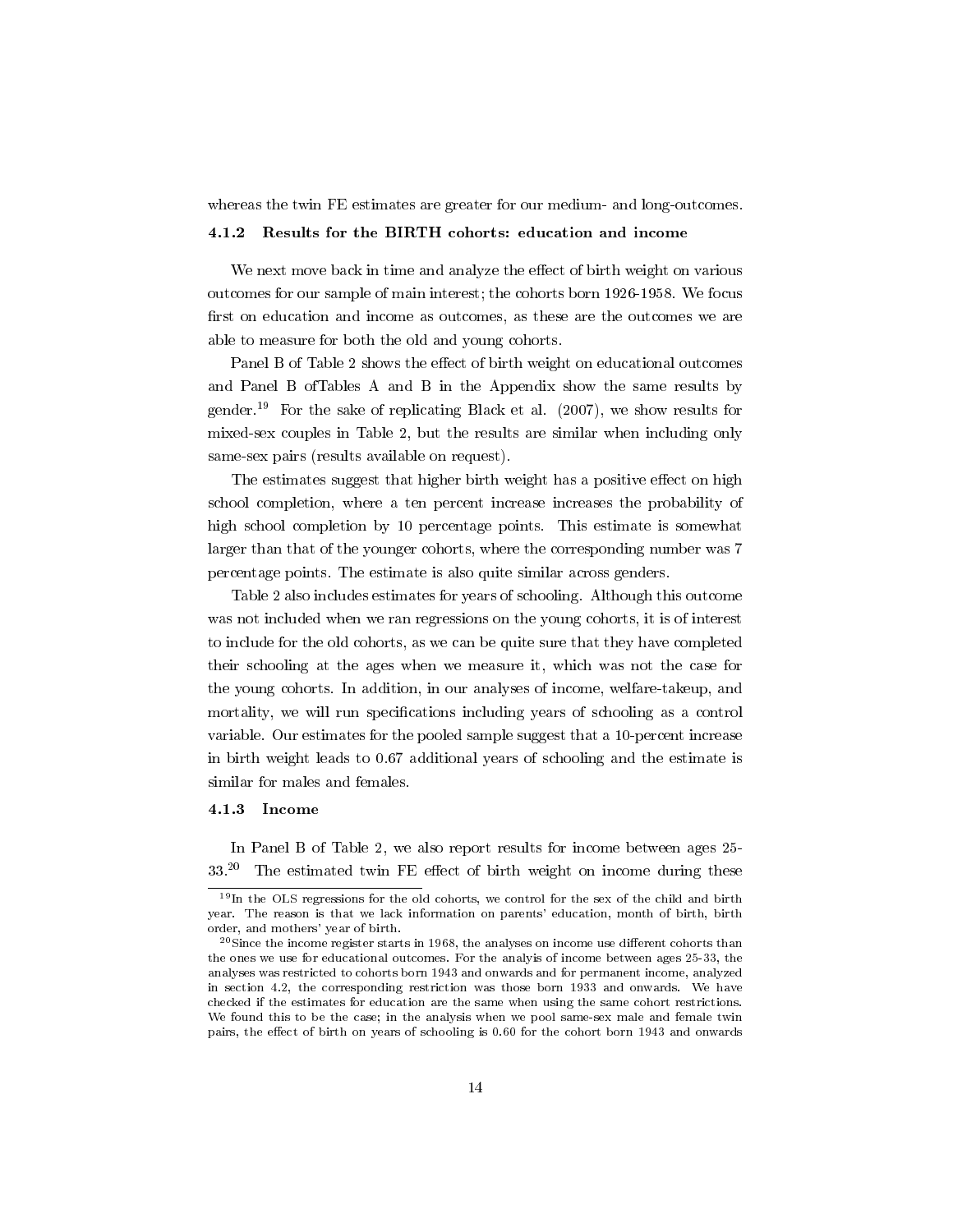whereas the twin FE estimates are greater for our medium- and long-outcomes.

### 4.1.2 Results for the BIRTH cohorts: education and income

We next move back in time and analyze the effect of birth weight on various outcomes for our sample of main interest; the cohorts born 1926-1958. We focus first on education and income as outcomes, as these are the outcomes we are able to measure for both the old and young cohorts.

Panel B of Table 2 shows the effect of birth weight on educational outcomes and Panel B ofTables A and B in the Appendix show the same results by gender.[19] For the sake of replicating Black et al. (2007), we show results for mixed-sex couples in Table 2, but the results are similar when including only same-sex pairs (results available on request).

The estimates suggest that higher birth weight has a positive effect on high school completion, where a ten percent increase increases the probability of high school completion by 10 percentage points. This estimate is somewhat larger than that of the younger cohorts, where the corresponding number was 7 percentage points. The estimate is also quite similar across genders.

Table 2 also includes estimates for years of schooling. Although this outcome was not included when we ran regressions on the young cohorts, it is of interest to include for the old cohorts, as we can be quite sure that they have completed their schooling at the ages when we measure it, which was not the case for the young cohorts. In addition, in our analyses of income, welfare-takeup, and mortality, we will run specifications including years of schooling as a control variable. Our estimates for the pooled sample suggest that a 10-percent increase in birth weight leads to 0.67 additional years of schooling and the estimate is similar for males and females.

### 4.1.3 Income

In Panel B of Table 2, we also report results for income between ages 25-33.[20] The estimated twin FE effect of birth weight on income during these

[19] In the OLS regressions for the old cohorts, we control for the sex of the child and birth year. The reason is that we lack information on parents' education, month of birth, birth order, and mothers' year of birth.

[20] Since the income register starts in 1968, the analyses on income use different cohorts than the ones we use for educational outcomes. For the analyis of income between ages 25-33, the analyses was restricted to cohorts born 1943 and onwards and for permanent income, analyzed in section 4.2, the corresponding restriction was those born 1933 and onwards. We have checked if the estimates for education are the same when using the same cohort restrictions. We found this to be the case; in the analysis when we pool same-sex male and female twin pairs, the effect of birth on years of schooling is 0.60 for the cohort born 1943 and onwards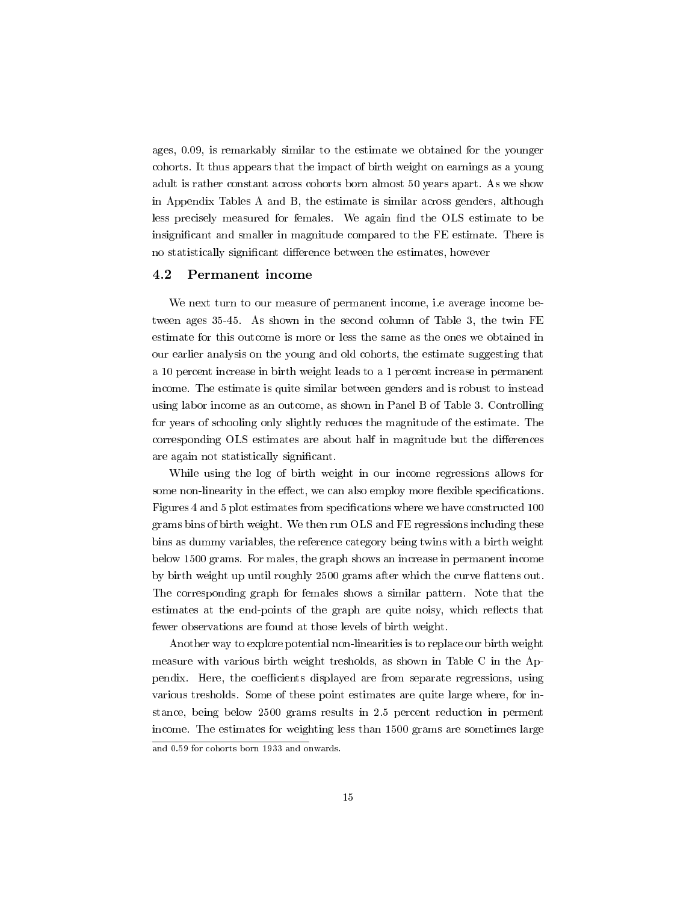ages, 0.09, is remarkably similar to the estimate we obtained for the younger cohorts. It thus appears that the impact of birth weight on earnings as a young adult is rather constant across cohorts born almost 50 years apart. As we show in Appendix Tables A and B, the estimate is similar across genders, although less precisely measured for females. We again find the OLS estimate to be insignificant and smaller in magnitude compared to the FE estimate. There is no statistically significant difference between the estimates, however

## 4.2 Permanent income

We next turn to our measure of permanent income, i.e average income between ages 35-45. As shown in the second column of Table 3, the twin FE estimate for this outcome is more or less the same as the ones we obtained in our earlier analysis on the young and old cohorts, the estimate suggesting that a 10 percent increase in birth weight leads to a 1 percent increase in permanent income. The estimate is quite similar between genders and is robust to instead using labor income as an outcome, as shown in Panel B of Table 3. Controlling for years of schooling only slightly reduces the magnitude of the estimate. The corresponding OLS estimates are about half in magnitude but the differences are again not statistically significant.

While using the log of birth weight in our income regressions allows for some non-linearity in the effect, we can also employ more flexible specifications. Figures 4 and 5 plot estimates from specifications where we have constructed 100 grams bins of birth weight. We then run OLS and FE regressions including these bins as dummy variables, the reference category being twins with a birth weight below 1500 grams. For males, the graph shows an increase in permanent income by birth weight up until roughly 2500 grams after which the curve flattens out. The corresponding graph for females shows a similar pattern. Note that the estimates at the end-points of the graph are quite noisy, which reflects that fewer observations are found at those levels of birth weight.

Another way to explore potential non-linearities is to replace our birth weight measure with various birth weight tresholds, as shown in Table C in the Appendix. Here, the coefficients displayed are from separate regressions, using various tresholds. Some of these point estimates are quite large where, for instance, being below 2500 grams results in 2.5 percent reduction in perment income. The estimates for weighting less than 1500 grams are sometimes large

and 0.59 for cohorts born 1933 and onwards.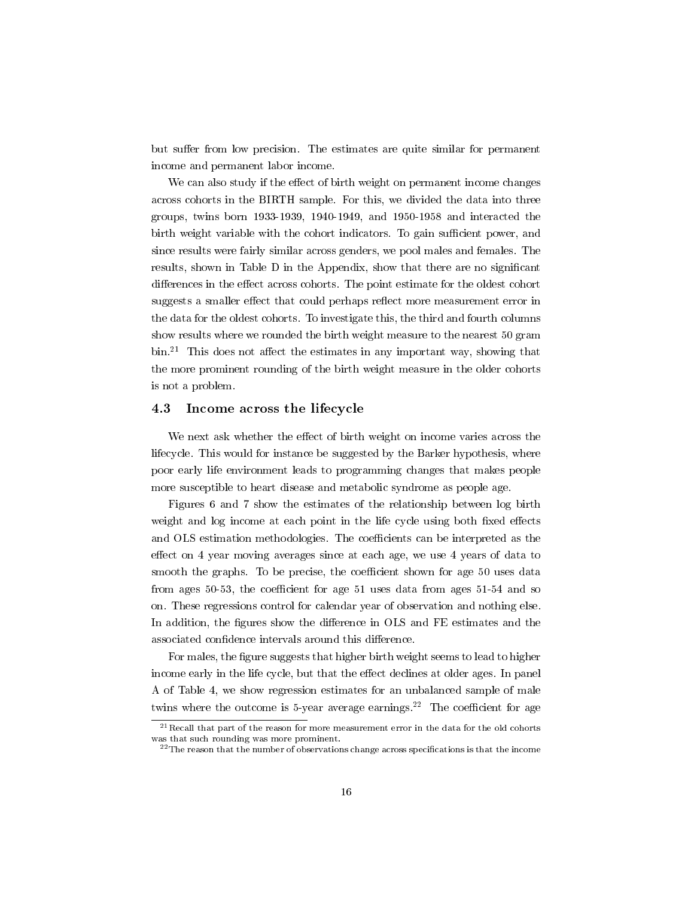but suffer from low precision. The estimates are quite similar for permanent income and permanent labor income.

We can also study if the effect of birth weight on permanent income changes across cohorts in the BIRTH sample. For this, we divided the data into three groups, twins born 1933-1939, 1940-1949, and 1950-1958 and interacted the birth weight variable with the cohort indicators. To gain sufficient power, and since results were fairly similar across genders, we pool males and females. The results, shown in Table D in the Appendix, show that there are no significant differences in the effect across cohorts. The point estimate for the oldest cohort suggests a smaller effect that could perhaps reflect more measurement error in the data for the oldest cohorts. To investigate this, the third and fourth columns show results where we rounded the birth weight measure to the nearest 50 gram bin.[21] This does not affect the estimates in any important way, showing that the more prominent rounding of the birth weight measure in the older cohorts is not a problem.

### 4.3 Income across the lifecycle

We next ask whether the effect of birth weight on income varies across the lifecycle. This would for instance be suggested by the Barker hypothesis, where poor early life environment leads to programming changes that makes people more susceptible to heart disease and metabolic syndrome as people age.

Figures 6 and 7 show the estimates of the relationship between log birth weight and log income at each point in the life cycle using both fixed effects and OLS estimation methodologies. The coefficients can be interpreted as the effect on 4 year moving averages since at each age, we use 4 years of data to smooth the graphs. To be precise, the coefficient shown for age 50 uses data from ages 50-53, the coefficient for age 51 uses data from ages 51-54 and so on. These regressions control for calendar year of observation and nothing else. In addition, the figures show the difference in OLS and FE estimates and the associated confidence intervals around this difference.

For males, the figure suggests that higher birth weight seems to lead to higher income early in the life cycle, but that the effect declines at older ages. In panel A of Table 4, we show regression estimates for an unbalanced sample of male twins where the outcome is 5-year average earnings.[22] The coefficient for age

[21] Recall that part of the reason for more measurement error in the data for the old cohorts was that such rounding was more prominent.

[22] The reason that the number of observations change across specifications is that the income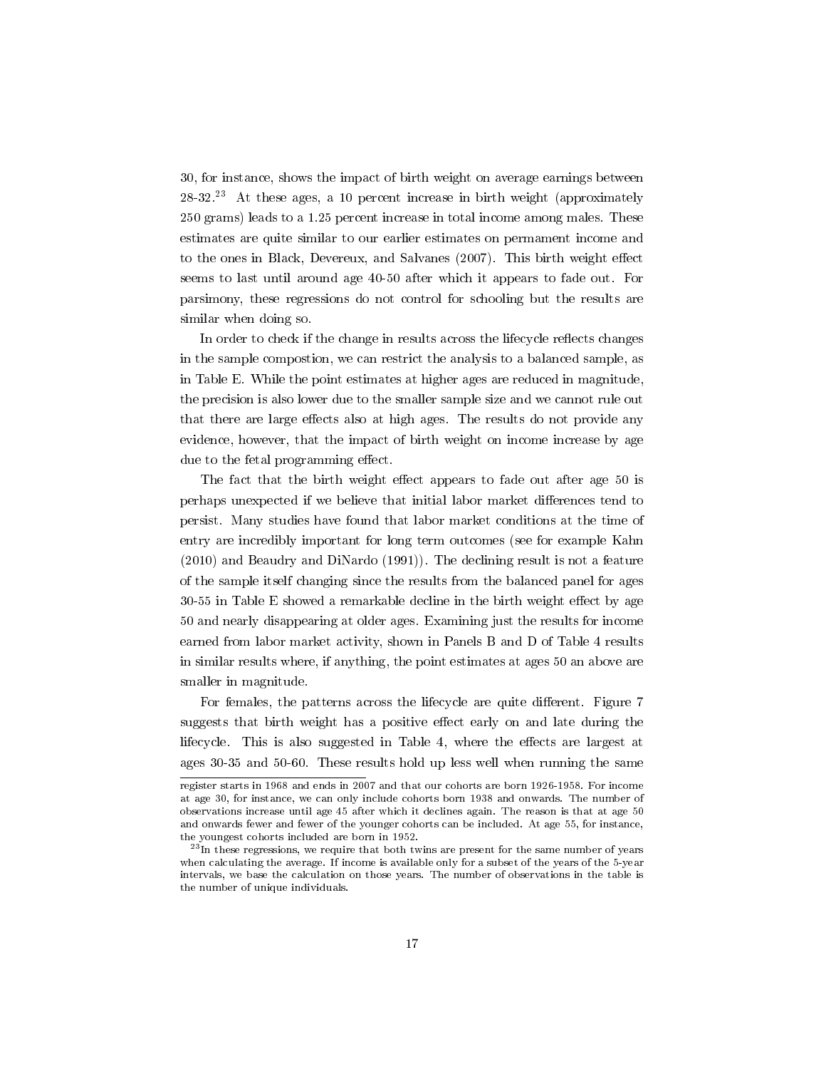30, for instance, shows the impact of birth weight on average earnings between 28-32.[23] At these ages, a 10 percent increase in birth weight (approximately 250 grams) leads to a 1.25 percent increase in total income among males. These estimates are quite similar to our earlier estimates on permament income and to the ones in Black, Devereux, and Salvanes (2007). This birth weight effect seems to last until around age 40-50 after which it appears to fade out. For parsimony, these regressions do not control for schooling but the results are similar when doing so.

In order to check if the change in results across the lifecycle reflects changes in the sample compostion, we can restrict the analysis to a balanced sample, as in Table E. While the point estimates at higher ages are reduced in magnitude, the precision is also lower due to the smaller sample size and we cannot rule out that there are large effects also at high ages. The results do not provide any evidence, however, that the impact of birth weight on income increase by age due to the fetal programming effect.

The fact that the birth weight effect appears to fade out after age 50 is perhaps unexpected if we believe that initial labor market differences tend to persist. Many studies have found that labor market conditions at the time of entry are incredibly important for long term outcomes (see for example Kahn (2010) and Beaudry and DiNardo (1991)). The declining result is not a feature of the sample itself changing since the results from the balanced panel for ages 30-55 in Table E showed a remarkable decline in the birth weight effect by age 50 and nearly disappearing at older ages. Examining just the results for income earned from labor market activity, shown in Panels B and D of Table 4 results in similar results where, if anything, the point estimates at ages 50 an above are smaller in magnitude.

For females, the patterns across the lifecycle are quite different. Figure 7 suggests that birth weight has a positive effect early on and late during the lifecycle. This is also suggested in Table 4, where the effects are largest at ages 30-35 and 50-60. These results hold up less well when running the same

register starts in 1968 and ends in 2007 and that our cohorts are born 1926-1958. For income at age 30, for instance, we can only include cohorts born 1938 and onwards. The number of observations increase until age 45 after which it declines again. The reason is that at age 50 and onwards fewer and fewer of the younger cohorts can be included. At age 55, for instance, the youngest cohorts included are born in 1952.

[23] In these regressions, we require that both twins are present for the same number of years when calculating the average. If income is available only for a subset of the years of the 5-year intervals, we base the calculation on those years. The number of observations in the table is the number of unique individuals.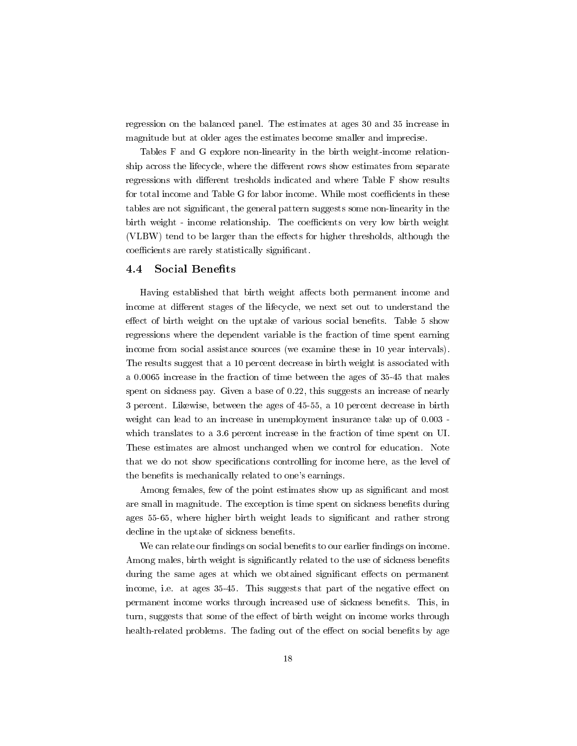regression on the balanced panel. The estimates at ages 30 and 35 increase in magnitude but at older ages the estimates become smaller and imprecise.

Tables F and G explore non-linearity in the birth weight-income relationship across the lifecycle, where the different rows show estimates from separate regressions with different tresholds indicated and where Table F show results for total income and Table G for labor income. While most coefficients in these tables are not significant, the general pattern suggests some non-linearity in the birth weight - income relationship. The coefficients on very low birth weight (VLBW) tend to be larger than the effects for higher thresholds, although the coefficients are rarely statistically significant.

### 4.4 Social Benefits

Having established that birth weight affects both permanent income and income at different stages of the lifecycle, we next set out to understand the effect of birth weight on the uptake of various social benefits. Table 5 show regressions where the dependent variable is the fraction of time spent earning income from social assistance sources (we examine these in 10 year intervals). The results suggest that a 10 percent decrease in birth weight is associated with a 0.0065 increase in the fraction of time between the ages of 35-45 that males spent on sickness pay. Given a base of 0.22, this suggests an increase of nearly 3 percent. Likewise, between the ages of 45-55, a 10 percent decrease in birth weight can lead to an increase in unemployment insurance take up of 0.003 - which translates to a 3.6 percent increase in the fraction of time spent on UI. These estimates are almost unchanged when we control for education. Note that we do not show specifications controlling for income here, as the level of the benefits is mechanically related to one's earnings.

Among females, few of the point estimates show up as significant and most are small in magnitude. The exception is time spent on sickness benefits during ages 55-65, where higher birth weight leads to significant and rather strong decline in the uptake of sickness benefits.

We can relate our findings on social benefits to our earlier findings on income. Among males, birth weight is significantly related to the use of sickness benefits during the same ages at which we obtained significant effects on permanent income, i.e. at ages 35-45. This suggests that part of the negative effect on permanent income works through increased use of sickness benefits. This, in turn, suggests that some of the effect of birth weight on income works through health-related problems. The fading out of the effect on social benefits by age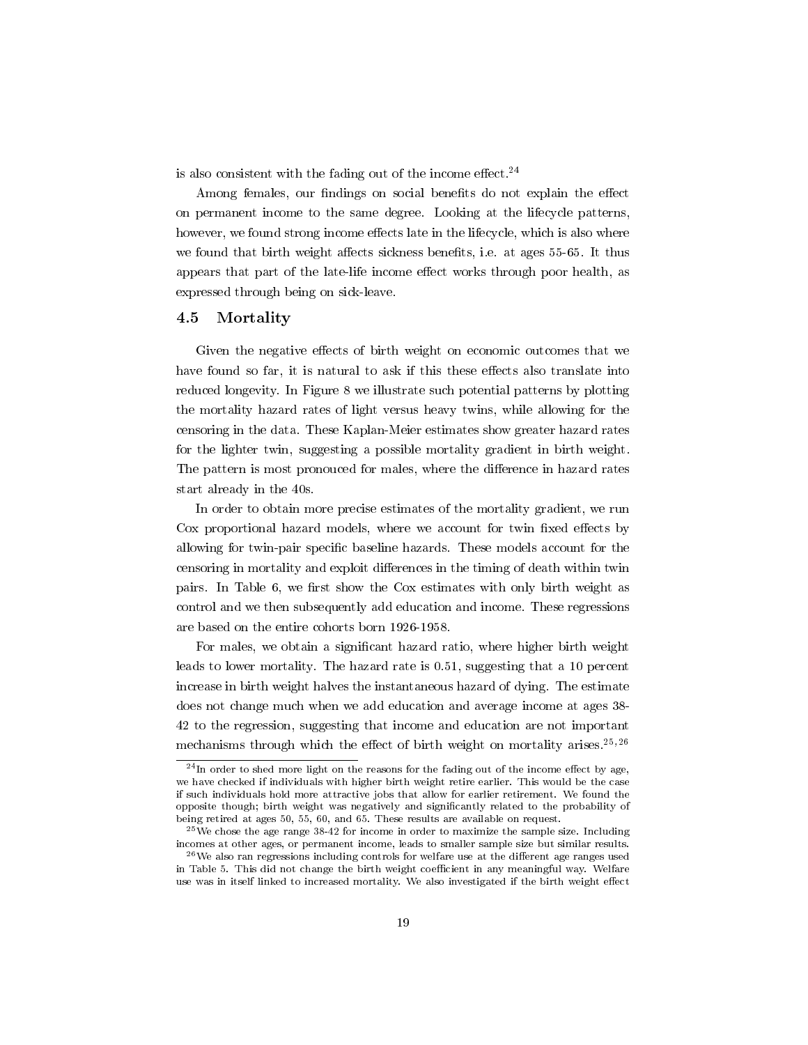is also consistent with the fading out of the income effect.[24]

Among females, our findings on social benefits do not explain the effect on permanent income to the same degree. Looking at the lifecycle patterns, however, we found strong income effects late in the lifecycle, which is also where we found that birth weight affects sickness benefits, i.e. at ages 55-65. It thus appears that part of the late-life income effect works through poor health, as expressed through being on sick-leave.

### 4.5 Mortality

Given the negative effects of birth weight on economic outcomes that we have found so far, it is natural to ask if this these effects also translate into reduced longevity. In Figure 8 we illustrate such potential patterns by plotting the mortality hazard rates of light versus heavy twins, while allowing for the censoring in the data. These Kaplan-Meier estimates show greater hazard rates for the lighter twin, suggesting a possible mortality gradient in birth weight. The pattern is most pronouced for males, where the difference in hazard rates start already in the 40s.

In order to obtain more precise estimates of the mortality gradient, we run Cox proportional hazard models, where we account for twin fixed effects by allowing for twin-pair specific baseline hazards. These models account for the censoring in mortality and exploit differences in the timing of death within twin pairs. In Table 6, we first show the Cox estimates with only birth weight as control and we then subsequently add education and income. These regressions are based on the entire cohorts born 1926-1958.

For males, we obtain a significant hazard ratio, where higher birth weight leads to lower mortality. The hazard rate is 0.51, suggesting that a 10 percent increase in birth weight halves the instantaneous hazard of dying. The estimate does not change much when we add education and average income at ages 38-42 to the regression, suggesting that income and education are not important mechanisms through which the effect of birth weight on mortality arises.[25,26]

---

[24] In order to shed more light on the reasons for the fading out of the income effect by age, we have checked if individuals with higher birth weight retire earlier. This would be the case if such individuals hold more attractive jobs that allow for earlier retirement. We found the opposite though; birth weight was negatively and significantly related to the probability of being retired at ages 50, 55, 60, and 65. These results are available on request.

[25] We chose the age range 38-42 for income in order to maximize the sample size. Including incomes at other ages, or permanent income, leads to smaller sample size but similar results.

[26] We also ran regressions including controls for welfare use at the different age ranges used in Table 5. This did not change the birth weight coefficient in any meaningful way. Welfare use was in itself linked to increased mortality. We also investigated if the birth weight effect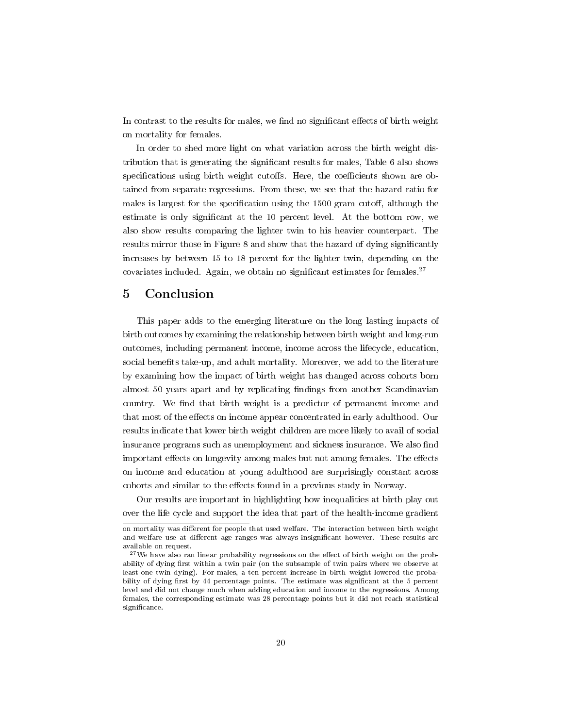In contrast to the results for males, we find no significant effects of birth weight on mortality for females.

In order to shed more light on what variation across the birth weight distribution that is generating the significant results for males, Table 6 also shows specifications using birth weight cutoffs. Here, the coefficients shown are obtained from separate regressions. From these, we see that the hazard ratio for males is largest for the specification using the 1500 gram cutoff, although the estimate is only significant at the 10 percent level. At the bottom row, we also show results comparing the lighter twin to his heavier counterpart. The results mirror those in Figure 8 and show that the hazard of dying significantly increases by between 15 to 18 percent for the lighter twin, depending on the covariates included. Again, we obtain no significant estimates for females.[27]

## 5 Conclusion

This paper adds to the emerging literature on the long lasting impacts of birth outcomes by examining the relationship between birth weight and long-run outcomes, including permanent income, income across the lifecycle, education, social benefits take-up, and adult mortality. Moreover, we add to the literature by examining how the impact of birth weight has changed across cohorts born almost 50 years apart and by replicating findings from another Scandinavian country. We find that birth weight is a predictor of permanent income and that most of the effects on income appear concentrated in early adulthood. Our results indicate that lower birth weight children are more likely to avail of social insurance programs such as unemployment and sickness insurance. We also find important effects on longevity among males but not among females. The effects on income and education at young adulthood are surprisingly constant across cohorts and similar to the effects found in a previous study in Norway.

Our results are important in highlighting how inequalities at birth play out over the life cycle and support the idea that part of the health-income gradient

on mortality was different for people that used welfare. The interaction between birth weight and welfare use at different age ranges was always insignificant however. These results are available on request.

[27] We have also ran linear probability regressions on the effect of birth weight on the probability of dying first within a twin pair (on the subsample of twin pairs where we observe at least one twin dying). For males, a ten percent increase in birth weight lowered the probability of dying first by 44 percentage points. The estimate was significant at the 5 percent level and did not change much when adding education and income to the regressions. Among females, the corresponding estimate was 28 percentage points but it did not reach statistical significance.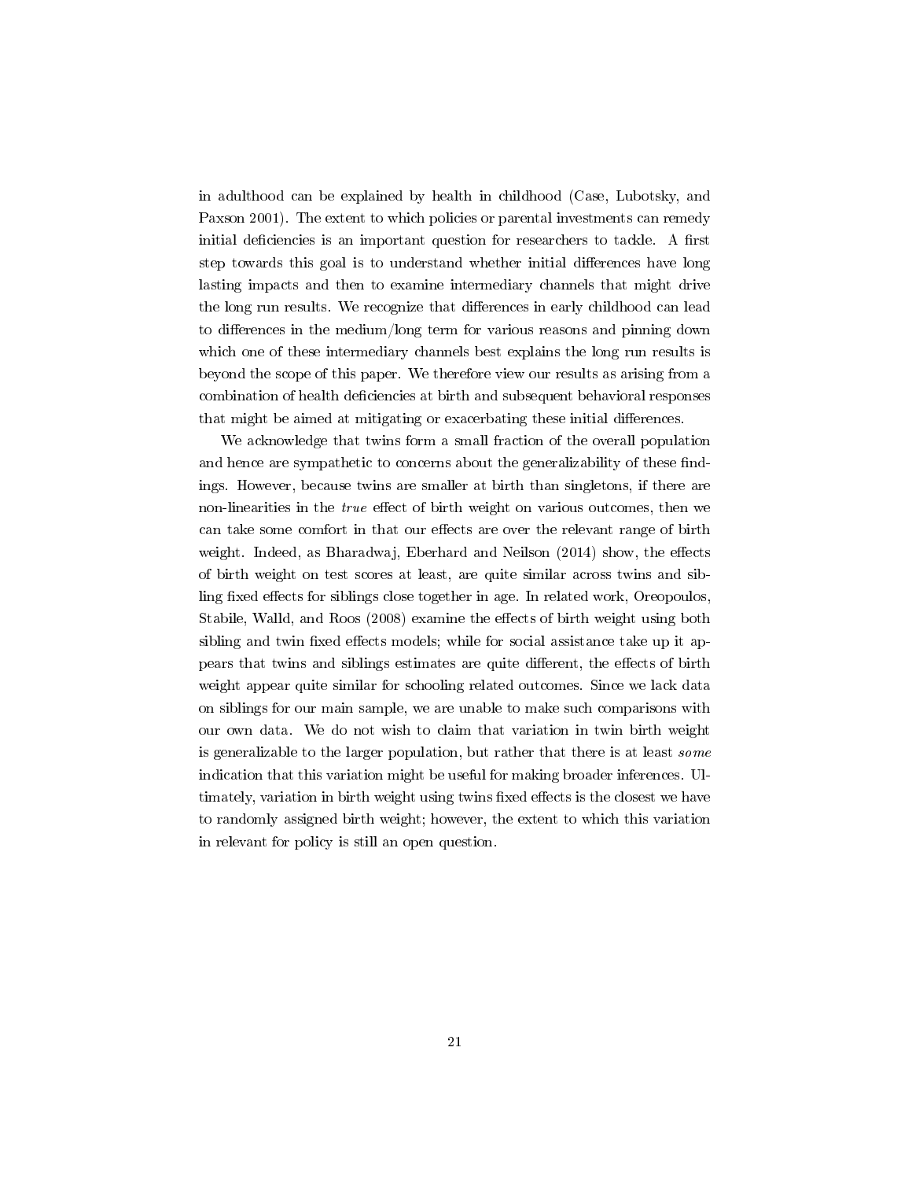in adulthood can be explained by health in childhood (Case, Lubotsky, and Paxson 2001). The extent to which policies or parental investments can remedy initial deficiencies is an important question for researchers to tackle. A first step towards this goal is to understand whether initial differences have long lasting impacts and then to examine intermediary channels that might drive the long run results. We recognize that differences in early childhood can lead to differences in the medium/long term for various reasons and pinning down which one of these intermediary channels best explains the long run results is beyond the scope of this paper. We therefore view our results as arising from a combination of health deficiencies at birth and subsequent behavioral responses that might be aimed at mitigating or exacerbating these initial differences.

We acknowledge that twins form a small fraction of the overall population and hence are sympathetic to concerns about the generalizability of these findings. However, because twins are smaller at birth than singletons, if there are non-linearities in the *true* effect of birth weight on various outcomes, then we can take some comfort in that our effects are over the relevant range of birth weight. Indeed, as Bharadwaj, Eberhard and Neilson (2014) show, the effects of birth weight on test scores at least, are quite similar across twins and sibling fixed effects for siblings close together in age. In related work, Oreopoulos, Stabile, Walld, and Roos (2008) examine the effects of birth weight using both sibling and twin fixed effects models; while for social assistance take up it appears that twins and siblings estimates are quite different, the effects of birth weight appear quite similar for schooling related outcomes. Since we lack data on siblings for our main sample, we are unable to make such comparisons with our own data. We do not wish to claim that variation in twin birth weight is generalizable to the larger population, but rather that there is at least *some* indication that this variation might be useful for making broader inferences. Ultimately, variation in birth weight using twins fixed effects is the closest we have to randomly assigned birth weight; however, the extent to which this variation in relevant for policy is still an open question.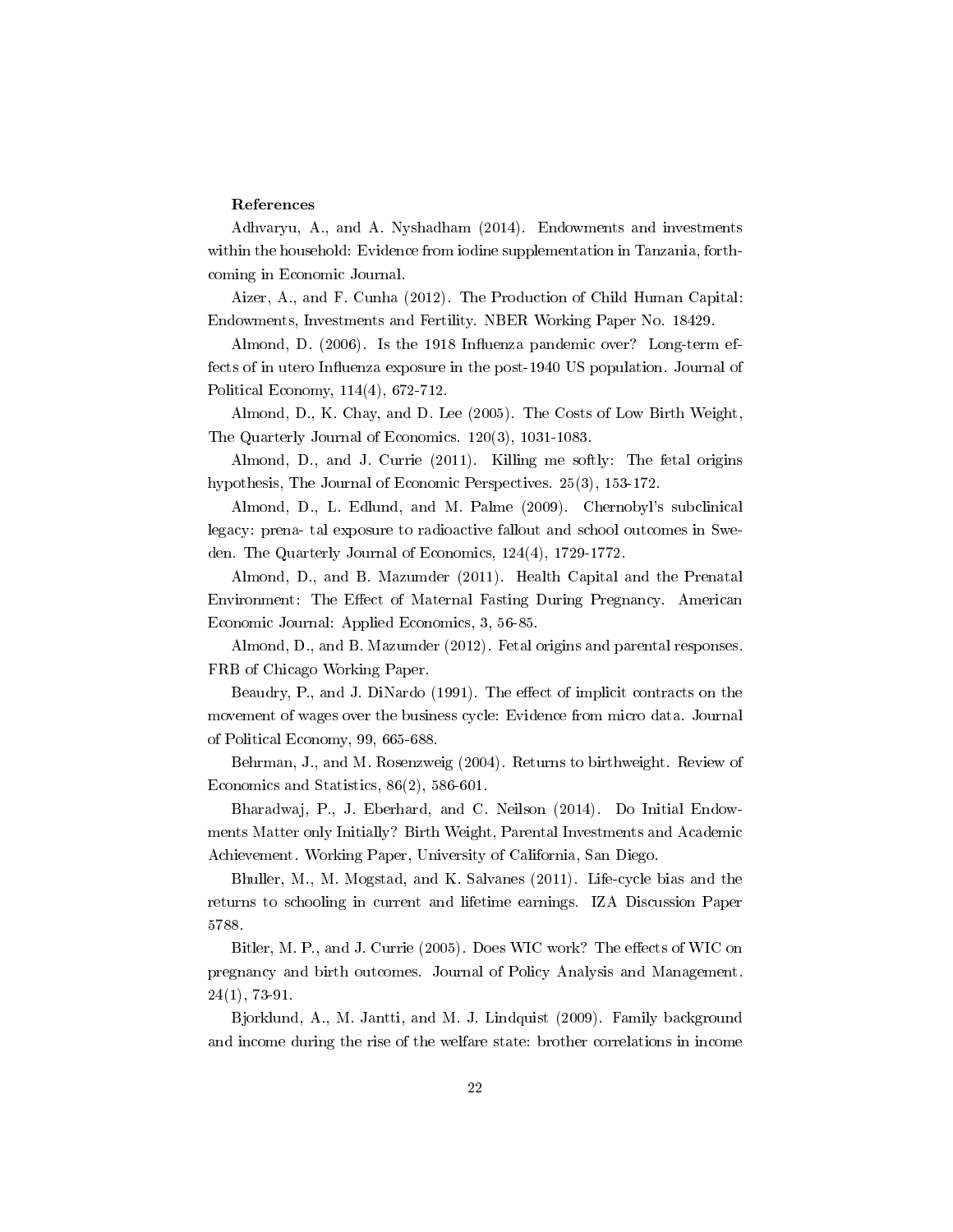**References**

Adhvaryu, A., and A. Nyshadham (2014). Endowments and investments within the household: Evidence from iodine supplementation in Tanzania, forthcoming in Economic Journal.

Aizer, A., and F. Cunha (2012). The Production of Child Human Capital: Endowments, Investments and Fertility. NBER Working Paper No. 18429.

Almond, D. (2006). Is the 1918 Influenza pandemic over? Long-term effects of in utero Influenza exposure in the post-1940 US population. Journal of Political Economy, 114(4), 672-712.

Almond, D., K. Chay, and D. Lee (2005). The Costs of Low Birth Weight, The Quarterly Journal of Economics. 120(3), 1031-1083.

Almond, D., and J. Currie (2011). Killing me softly: The fetal origins hypothesis, The Journal of Economic Perspectives. 25(3), 153-172.

Almond, D., L. Edlund, and M. Palme (2009). Chernobyl's subclinical legacy: prena- tal exposure to radioactive fallout and school outcomes in Sweden. The Quarterly Journal of Economics, 124(4), 1729-1772.

Almond, D., and B. Mazumder (2011). Health Capital and the Prenatal Environment: The Effect of Maternal Fasting During Pregnancy. American Economic Journal: Applied Economics, 3, 56-85.

Almond, D., and B. Mazumder (2012). Fetal origins and parental responses. FRB of Chicago Working Paper.

Beaudry, P., and J. DiNardo (1991). The effect of implicit contracts on the movement of wages over the business cycle: Evidence from micro data. Journal of Political Economy, 99, 665-688.

Behrman, J., and M. Rosenzweig (2004). Returns to birthweight. Review of Economics and Statistics, 86(2), 586-601.

Bharadwaj, P., J. Eberhard, and C. Neilson (2014). Do Initial Endowments Matter only Initially? Birth Weight, Parental Investments and Academic Achievement. Working Paper, University of California, San Diego.

Bhuller, M., M. Mogstad, and K. Salvanes (2011). Life-cycle bias and the returns to schooling in current and lifetime earnings. IZA Discussion Paper 5788.

Bitler, M. P., and J. Currie (2005). Does WIC work? The effects of WIC on pregnancy and birth outcomes. Journal of Policy Analysis and Management. 24(1), 73-91.

Bjorklund, A., M. Jantti, and M. J. Lindquist (2009). Family background and income during the rise of the welfare state: brother correlations in income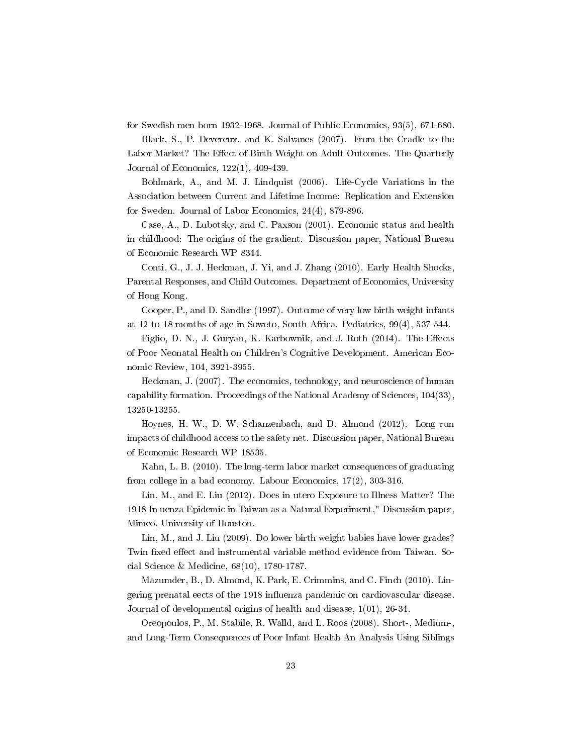for Swedish men born 1932-1968. Journal of Public Economics, 93(5), 671-680.

Black, S., P. Devereux, and K. Salvanes (2007). From the Cradle to the Labor Market? The Effect of Birth Weight on Adult Outcomes. The Quarterly Journal of Economics, 122(1), 409-439.

Bohlmark, A., and M. J. Lindquist (2006). Life-Cycle Variations in the Association between Current and Lifetime Income: Replication and Extension for Sweden. Journal of Labor Economics, 24(4), 879-896.

Case, A., D. Lubotsky, and C. Paxson (2001). Economic status and health in childhood: The origins of the gradient. Discussion paper, National Bureau of Economic Research WP 8344.

Conti, G., J. J. Heckman, J. Yi, and J. Zhang (2010). Early Health Shocks, Parental Responses, and Child Outcomes. Department of Economics, University of Hong Kong.

Cooper, P., and D. Sandler (1997). Outcome of very low birth weight infants at 12 to 18 months of age in Soweto, South Africa. Pediatrics, 99(4), 537-544.

Figlio, D. N., J. Guryan, K. Karbownik, and J. Roth (2014). The Effects of Poor Neonatal Health on Children's Cognitive Development. American Economic Review, 104, 3921-3955.

Heckman, J. (2007). The economics, technology, and neuroscience of human capability formation. Proceedings of the National Academy of Sciences, 104(33), 13250-13255.

Hoynes, H. W., D. W. Schanzenbach, and D. Almond (2012). Long run impacts of childhood access to the safety net. Discussion paper, National Bureau of Economic Research WP 18535.

Kahn, L. B. (2010). The long-term labor market consequences of graduating from college in a bad economy. Labour Economics, 17(2), 303-316.

Lin, M., and E. Liu (2012). Does in utero Exposure to Illness Matter? The 1918 In uenza Epidemic in Taiwan as a Natural Experiment," Discussion paper, Mimeo, University of Houston.

Lin, M., and J. Liu (2009). Do lower birth weight babies have lower grades? Twin fixed effect and instrumental variable method evidence from Taiwan. Social Science & Medicine, 68(10), 1780-1787.

Mazumder, B., D. Almond, K. Park, E. Crimmins, and C. Finch (2010). Lingering prenatal eects of the 1918 influenza pandemic on cardiovascular disease. Journal of developmental origins of health and disease, 1(01), 26-34.

Oreopoulos, P., M. Stabile, R. Walld, and L. Roos (2008). Short-, Medium-, and Long-Term Consequences of Poor Infant Health An Analysis Using Siblings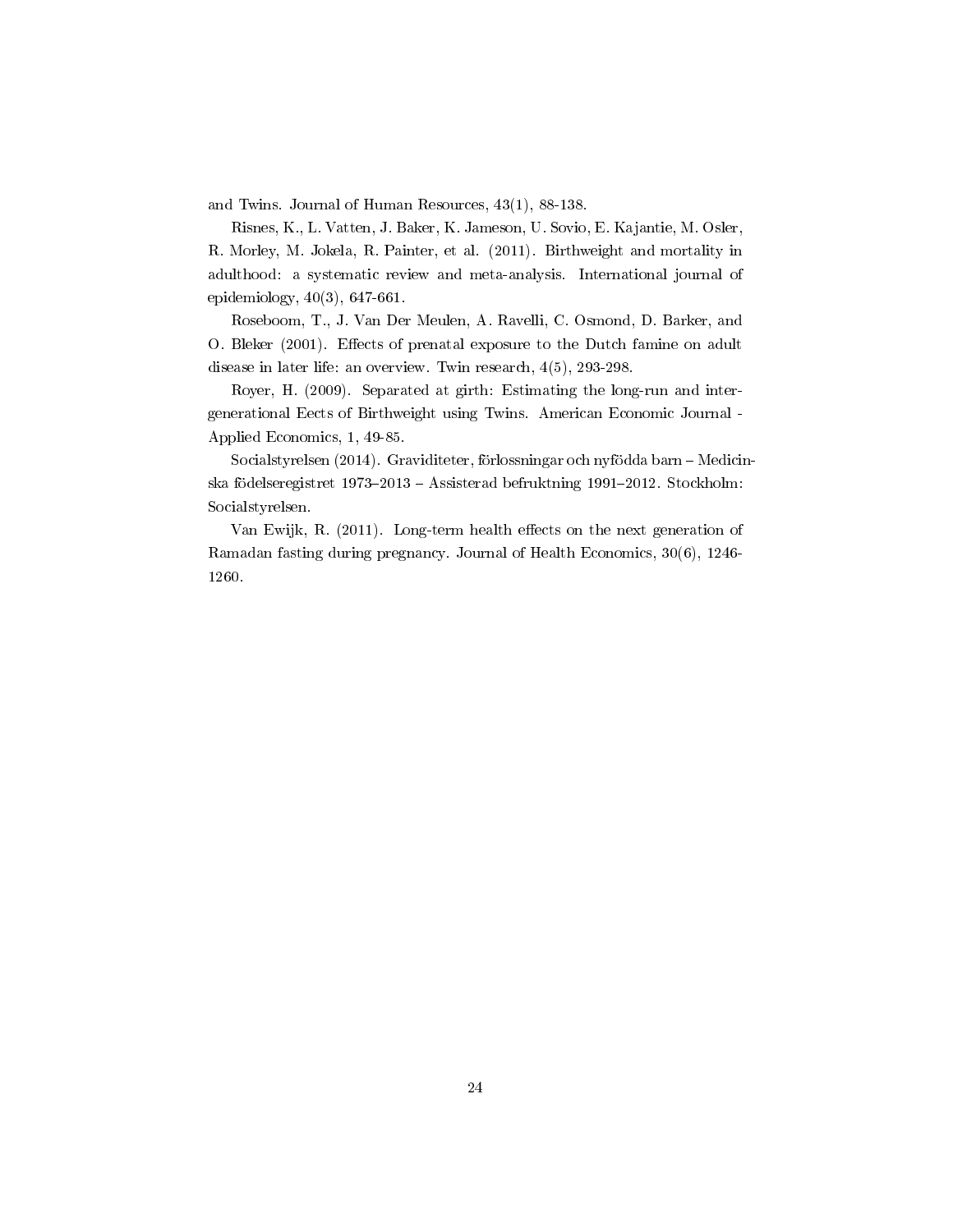and Twins. Journal of Human Resources, 43(1), 88-138.

Risnes, K., L. Vatten, J. Baker, K. Jameson, U. Sovio, E. Kajantie, M. Osler, R. Morley, M. Jokela, R. Painter, et al. (2011). Birthweight and mortality in adulthood: a systematic review and meta-analysis. International journal of epidemiology, 40(3), 647-661.

Roseboom, T., J. Van Der Meulen, A. Ravelli, C. Osmond, D. Barker, and O. Bleker (2001). Effects of prenatal exposure to the Dutch famine on adult disease in later life: an overview. Twin research, 4(5), 293-298.

Royer, H. (2009). Separated at girth: Estimating the long-run and intergenerational Eects of Birthweight using Twins. American Economic Journal - Applied Economics, 1, 49-85.

Socialstyrelsen (2014). Graviditeter, förlossningar och nyfödda barn – Medicinska födelseregistret 1973–2013 – Assisterad befruktning 1991–2012. Stockholm: Socialstyrelsen.

Van Ewijk, R. (2011). Long-term health effects on the next generation of Ramadan fasting during pregnancy. Journal of Health Economics, 30(6), 1246-1260.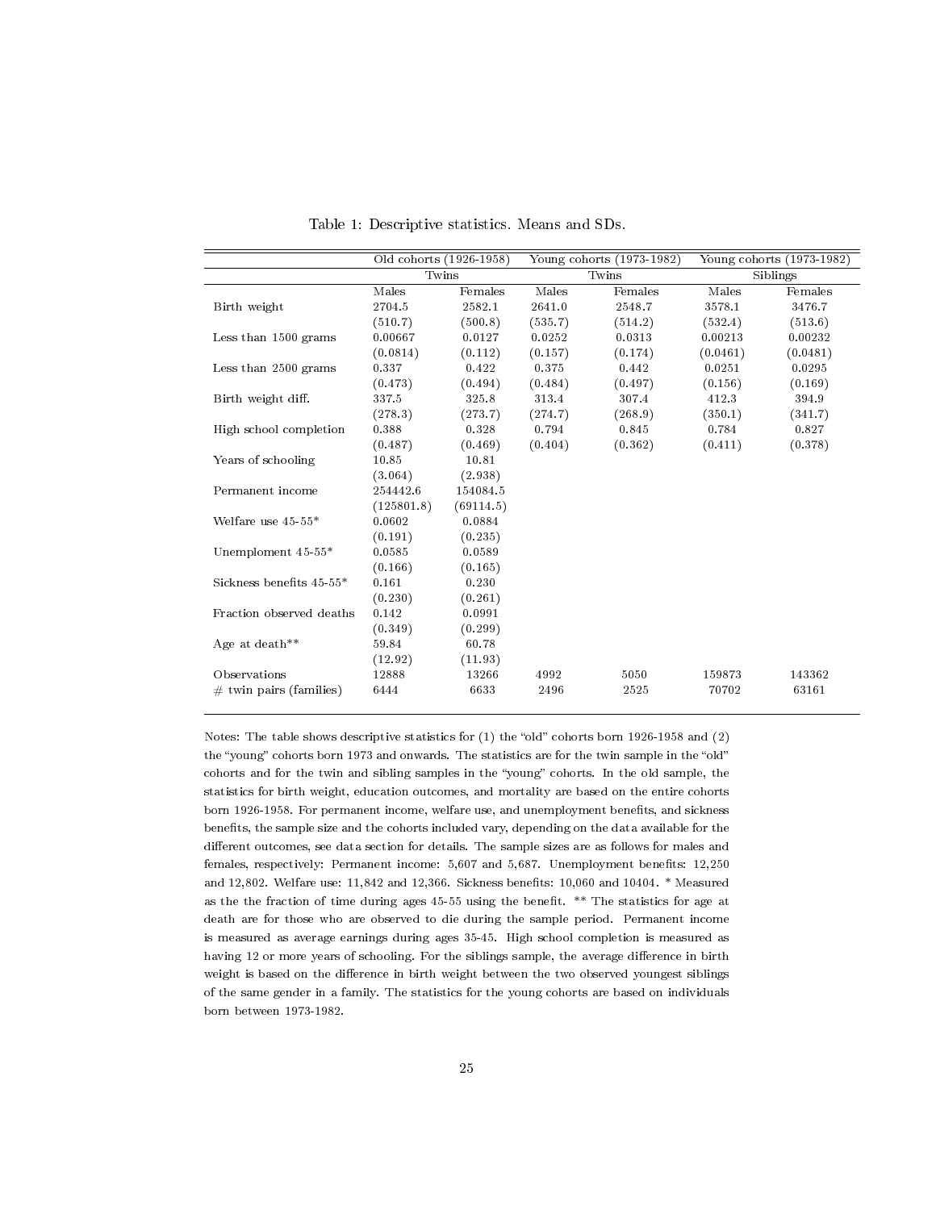Table 1: Descriptive statistics. Means and SDs.

| | Old cohorts (1926-1958) | | Young cohorts (1973-1982) | | Young cohorts (1973-1982) | |
|---|---|---|---|---|---|---|
| | Twins | | Twins | | Siblings | |
| | Males | Females | Males | Females | Males | Females |
| Birth weight | 2704.5 | 2582.1 | 2641.0 | 2548.7 | 3578.1 | 3476.7 |
| | (510.7) | (500.8) | (535.7) | (514.2) | (532.4) | (513.6) |
| Less than 1500 grams | 0.00667 | 0.0127 | 0.0252 | 0.0313 | 0.00213 | 0.00232 |
| | (0.0814) | (0.112) | (0.157) | (0.174) | (0.0461) | (0.0481) |
| Less than 2500 grams | 0.337 | 0.422 | 0.375 | 0.442 | 0.0251 | 0.0295 |
| | (0.473) | (0.494) | (0.484) | (0.497) | (0.156) | (0.169) |
| Birth weight diff. | 337.5 | 325.8 | 313.4 | 307.4 | 412.3 | 394.9 |
| | (278.3) | (273.7) | (274.7) | (268.9) | (350.1) | (341.7) |
| High school completion | 0.388 | 0.328 | 0.794 | 0.845 | 0.784 | 0.827 |
| | (0.487) | (0.469) | (0.404) | (0.362) | (0.411) | (0.378) |
| Years of schooling | 10.85 | 10.81 | | | | |
| | (3.064) | (2.938) | | | | |
| Permanent income | 254442.6 | 154084.5 | | | | |
| | (125801.8) | (69114.5) | | | | |
| Welfare use 45-55* | 0.0602 | 0.0884 | | | | |
| | (0.191) | (0.235) | | | | |
| Unemploment 45-55* | 0.0585 | 0.0589 | | | | |
| | (0.166) | (0.165) | | | | |
| Sickness benefits 45-55* | 0.161 | 0.230 | | | | |
| | (0.230) | (0.261) | | | | |
| Fraction observed deaths | 0.142 | 0.0991 | | | | |
| | (0.349) | (0.299) | | | | |
| Age at death** | 59.84 | 60.78 | | | | |
| | (12.92) | (11.93) | | | | |
| Observations | 12888 | 13266 | 4992 | 5050 | 159873 | 143362 |
| # twin pairs (families) | 6444 | 6633 | 2496 | 2525 | 70702 | 63161 |

Notes: The table shows descriptive statistics for (1) the "old" cohorts born 1926-1958 and (2) the "young" cohorts born 1973 and onwards. The statistics are for the twin sample in the "old" cohorts and for the twin and sibling samples in the "young" cohorts. In the old sample, the statistics for birth weight, education outcomes, and mortality are based on the entire cohorts born 1926-1958. For permanent income, welfare use, and unemployment benefits, and sickness benefits, the sample size and the cohorts included vary, depending on the data available for the different outcomes, see data section for details. The sample sizes are as follows for males and females, respectively: Permanent income: 5,607 and 5,687. Unemployment benefits: 12,250 and 12,802. Welfare use: 11,842 and 12,366. Sickness benefits: 10,060 and 10404. * Measured as the the fraction of time during ages 45-55 using the benefit. ** The statistics for age at death are for those who are observed to die during the sample period. Permanent income is measured as average earnings during ages 35-45. High school completion is measured as having 12 or more years of schooling. For the siblings sample, the average difference in birth weight is based on the difference in birth weight between the two observed youngest siblings of the same gender in a family. The statistics for the young cohorts are based on individuals born between 1973-1982.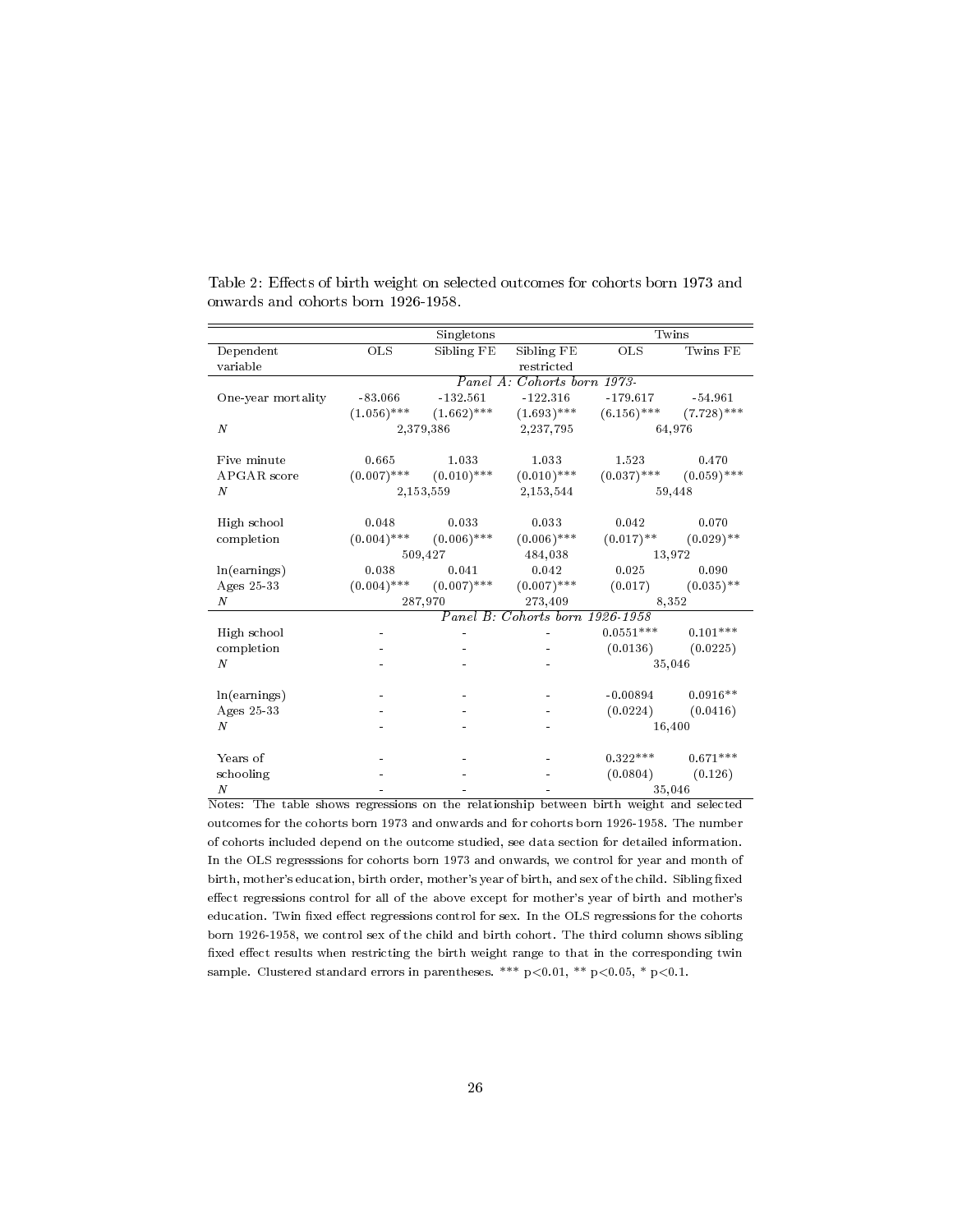Table 2: Effects of birth weight on selected outcomes for cohorts born 1973 and onwards and cohorts born 1926-1958.

| | Singletons | | | Twins | |
|---|---|---|---|---|---|
| Dependent variable | OLS | Sibling FE | Sibling FE restricted | OLS | Twins FE |
| | | | *Panel A: Cohorts born 1973-* | | |
| One-year mortality | -83.066 | -132.561 | -122.316 | -179.617 | -54.961 |
| | (1.056)*** | (1.662)*** | (1.693)*** | (6.156)*** | (7.728)*** |
| *N* | 2,379,386 | | 2,237,795 | 64,976 | |
| | | | | | |
| Five minute APGAR score | 0.665 | 1.033 | 1.033 | 1.523 | 0.470 |
| | (0.007)*** | (0.010)*** | (0.010)*** | (0.037)*** | (0.059)*** |
| *N* | 2,153,559 | | 2,153,544 | 59,448 | |
| | | | | | |
| High school completion | 0.048 | 0.033 | 0.033 | 0.042 | 0.070 |
| | (0.004)*** | (0.006)*** | (0.006)*** | (0.017)** | (0.029)** |
| | 509,427 | | 484,038 | 13,972 | |
| ln(earnings) Ages 25-33 | 0.038 | 0.041 | 0.042 | 0.025 | 0.090 |
| | (0.004)*** | (0.007)*** | (0.007)*** | (0.017) | (0.035)** |
| *N* | 287,970 | | 273,409 | 8,352 | |
| | | | *Panel B: Cohorts born 1926-1958* | | |
| High school | - | - | - | 0.0551*** | 0.101*** |
| completion | - | - | - | (0.0136) | (0.0225) |
| *N* | - | - | - | 35,046 | |
| | | | | | |
| ln(earnings) | - | - | - | -0.00894 | 0.0916** |
| Ages 25-33 | - | - | - | (0.0224) | (0.0416) |
| *N* | - | - | - | 16,400 | |
| | | | | | |
| Years of | - | - | - | 0.322*** | 0.671*** |
| schooling | - | - | - | (0.0804) | (0.126) |
| *N* | - | - | - | 35,046 | |

Notes: The table shows regressions on the relationship between birth weight and selected outcomes for the cohorts born 1973 and onwards and for cohorts born 1926-1958. The number of cohorts included depend on the outcome studied, see data section for detailed information. In the OLS regresssions for cohorts born 1973 and onwards, we control for year and month of birth, mother's education, birth order, mother's year of birth, and sex of the child. Sibling fixed effect regressions control for all of the above except for mother's year of birth and mother's education. Twin fixed effect regressions control for sex. In the OLS regressions for the cohorts born 1926-1958, we control sex of the child and birth cohort. The third column shows sibling fixed effect results when restricting the birth weight range to that in the corresponding twin sample. Clustered standard errors in parentheses. *** $p<0.01$, ** $p<0.05$, * $p<0.1$.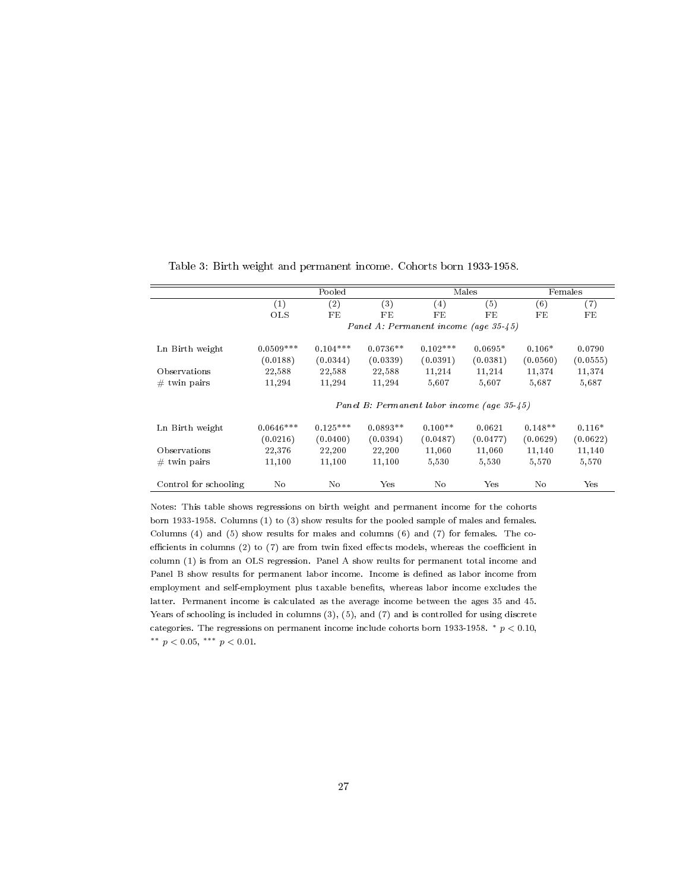Table 3: Birth weight and permanent income. Cohorts born 1933-1958.

| | Pooled | | | Males | | Females | |
|---|---|---|---|---|---|---|---|
| | (1) | (2) | (3) | (4) | (5) | (6) | (7) |
| | OLS | FE | FE | FE | FE | FE | FE |
| | *Panel A: Permanent income (age 35-45)* | | | | | | |
| Ln Birth weight | 0.0509*** | 0.104*** | 0.0736** | 0.102*** | 0.0695* | 0.106* | 0.0790 |
| | (0.0188) | (0.0344) | (0.0339) | (0.0391) | (0.0381) | (0.0560) | (0.0555) |
| Observations | 22,588 | 22,588 | 22,588 | 11,214 | 11,214 | 11,374 | 11,374 |
| # twin pairs | 11,294 | 11,294 | 11,294 | 5,607 | 5,607 | 5,687 | 5,687 |
| | *Panel B: Permanent labor income (age 35-45)* | | | | | | |
| Ln Birth weight | 0.0646*** | 0.125*** | 0.0893** | 0.100** | 0.0621 | 0.148** | 0.116* |
| | (0.0216) | (0.0400) | (0.0394) | (0.0487) | (0.0477) | (0.0629) | (0.0622) |
| Observations | 22,376 | 22,200 | 22,200 | 11,060 | 11,060 | 11,140 | 11,140 |
| # twin pairs | 11,100 | 11,100 | 11,100 | 5,530 | 5,530 | 5,570 | 5,570 |
| Control for schooling | No | No | Yes | No | Yes | No | Yes |

Notes: This table shows regressions on birth weight and permanent income for the cohorts born 1933-1958. Columns (1) to (3) show results for the pooled sample of males and females. Columns (4) and (5) show results for males and columns (6) and (7) for females. The coefficients in columns (2) to (7) are from twin fixed effects models, whereas the coefficient in column (1) is from an OLS regression. Panel A show reults for permanent total income and Panel B show results for permanent labor income. Income is defined as labor income from employment and self-employment plus taxable benefits, whereas labor income excludes the latter. Permanent income is calculated as the average income between the ages 35 and 45. Years of schooling is included in columns (3), (5), and (7) and is controlled for using discrete categories. The regressions on permanent income include cohorts born 1933-1958. * $p < 0.10$, ** $p < 0.05$, *** $p < 0.01$.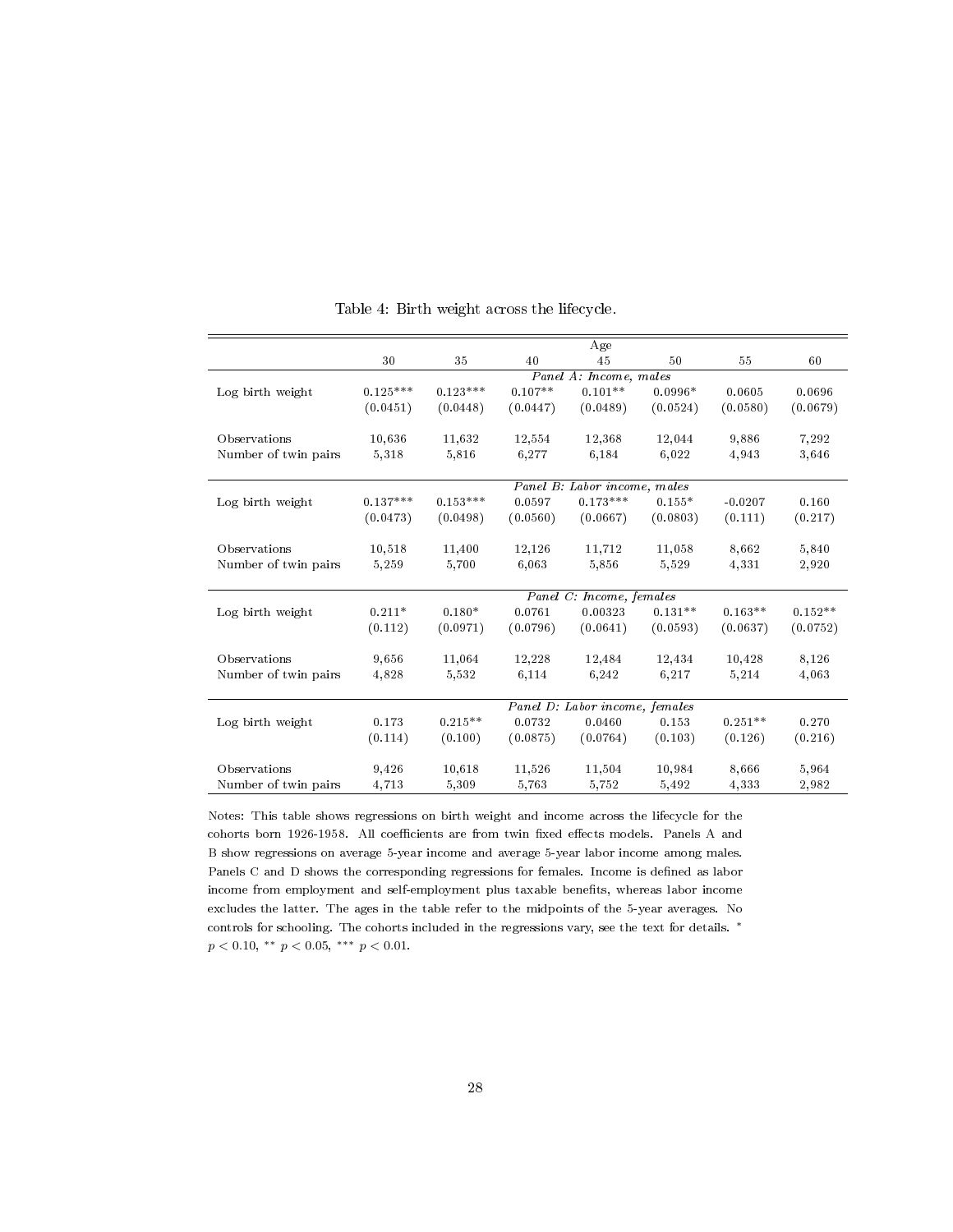Table 4: Birth weight across the lifecycle.

| | Age | | | | | | |
|---|---|---|---|---|---|---|---|
| | 30 | 35 | 40 | 45 | 50 | 55 | 60 |
| | | | | *Panel A: Income, males* | | | |
| Log birth weight | 0.125*** | 0.123*** | 0.107** | 0.101** | 0.0996* | 0.0605 | 0.0696 |
| | (0.0451) | (0.0448) | (0.0447) | (0.0489) | (0.0524) | (0.0580) | (0.0679) |
| Observations | 10,636 | 11,632 | 12,554 | 12,368 | 12,044 | 9,886 | 7,292 |
| Number of twin pairs | 5,318 | 5,816 | 6,277 | 6,184 | 6,022 | 4,943 | 3,646 |
| | | | | *Panel B: Labor income, males* | | | |
| Log birth weight | 0.137*** | 0.153*** | 0.0597 | 0.173*** | 0.155* | -0.0207 | 0.160 |
| | (0.0473) | (0.0498) | (0.0560) | (0.0667) | (0.0803) | (0.111) | (0.217) |
| Observations | 10,518 | 11,400 | 12,126 | 11,712 | 11,058 | 8,662 | 5,840 |
| Number of twin pairs | 5,259 | 5,700 | 6,063 | 5,856 | 5,529 | 4,331 | 2,920 |
| | | | | *Panel C: Income, females* | | | |
| Log birth weight | 0.211* | 0.180* | 0.0761 | 0.00323 | 0.131** | 0.163** | 0.152** |
| | (0.112) | (0.0971) | (0.0796) | (0.0641) | (0.0593) | (0.0637) | (0.0752) |
| Observations | 9,656 | 11,064 | 12,228 | 12,484 | 12,434 | 10,428 | 8,126 |
| Number of twin pairs | 4,828 | 5,532 | 6,114 | 6,242 | 6,217 | 5,214 | 4,063 |
| | | | | *Panel D: Labor income, females* | | | |
| Log birth weight | 0.173 | 0.215** | 0.0732 | 0.0460 | 0.153 | 0.251** | 0.270 |
| | (0.114) | (0.100) | (0.0875) | (0.0764) | (0.103) | (0.126) | (0.216) |
| Observations | 9,426 | 10,618 | 11,526 | 11,504 | 10,984 | 8,666 | 5,964 |
| Number of twin pairs | 4,713 | 5,309 | 5,763 | 5,752 | 5,492 | 4,333 | 2,982 |

Notes: This table shows regressions on birth weight and income across the lifecycle for the cohorts born 1926-1958. All coefficients are from twin fixed effects models. Panels A and B show regressions on average 5-year income and average 5-year labor income among males. Panels C and D shows the corresponding regressions for females. Income is defined as labor income from employment and self-employment plus taxable benefits, whereas labor income excludes the latter. The ages in the table refer to the midpoints of the 5-year averages. No controls for schooling. The cohorts included in the regressions vary, see the text for details. * $p < 0.10$, ** $p < 0.05$, *** $p < 0.01$.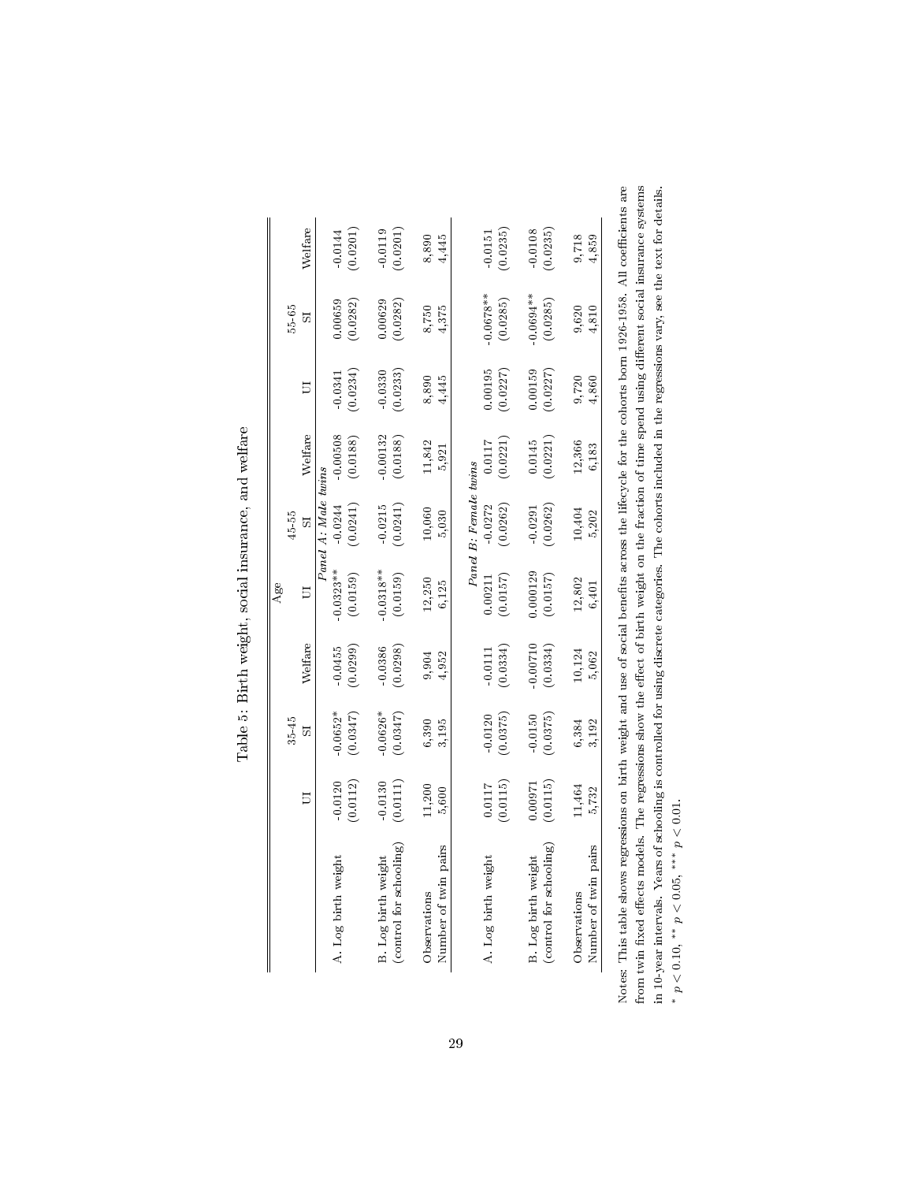# Table 5: Birth weight, social insurance, and welfare

| | Age | | | | | | | | |
|---|---|---|---|---|---|---|---|---|---|
| | 35-45 | | | 45-55 | | | 55-65 | | |
| | UI | SI | Welfare | UI | SI | Welfare | UI | SI | Welfare |
| | *Panel A: Male twins* | | | | | | | | |
| A. Log birth weight | -0.0120 | -0.0652* | -0.0455 | -0.0323** | -0.0244 | -0.00508 | -0.0341 | 0.00659 | -0.0144 |
| | (0.0112) | (0.0347) | (0.0299) | (0.0159) | (0.0241) | (0.0188) | (0.0234) | (0.0282) | (0.0201) |
| B. Log birth weight | -0.0130 | -0.0626* | -0.0386 | -0.0318** | -0.0215 | -0.00132 | -0.0330 | 0.00629 | -0.0119 |
| (control for schooling) | (0.0111) | (0.0347) | (0.0298) | (0.0159) | (0.0241) | (0.0188) | (0.0233) | (0.0282) | (0.0201) |
| Observations | 11,200 | 6,390 | 9,904 | 12,250 | 10,060 | 11,842 | 8,890 | 8,750 | 8,890 |
| Number of twin pairs | 5,600 | 3,195 | 4,952 | 6,125 | 5,030 | 5,921 | 4,445 | 4,375 | 4,445 |
| | *Panel B: Female twins* | | | | | | | | |
| A. Log birth weight | 0.0117 | -0.0120 | -0.0111 | 0.00211 | -0.0272 | 0.0117 | 0.00195 | -0.0678** | -0.0151 |
| | (0.0115) | (0.0375) | (0.0334) | (0.0157) | (0.0262) | (0.0221) | (0.0227) | (0.0285) | (0.0235) |
| B. Log birth weight | 0.00971 | -0.0150 | -0.00710 | 0.000129 | -0.0291 | 0.0145 | 0.00159 | -0.0694** | -0.0108 |
| (control for schooling) | (0.0115) | (0.0375) | (0.0334) | (0.0157) | (0.0262) | (0.0221) | (0.0227) | (0.0285) | (0.0235) |
| Observations | 11,464 | 6,384 | 10,124 | 12,802 | 10,404 | 12,366 | 9,720 | 9,620 | 9,718 |
| Number of twin pairs | 5,732 | 3,192 | 5,062 | 6,401 | 5,202 | 6,183 | 4,860 | 4,810 | 4,859 |

Notes: This table shows regressions on birth weight and use of social benefits across the lifecycle for the cohorts born 1926-1958. All coefficients are from twin fixed effects models. The regressions show the effect of birth weight on the fraction of time spend using different social insurance systems in 10-year intervals. Years of schooling is controlled for using discrete categories. The cohorts included in the regressions vary, see the text for details.
* $p < 0.10$, ** $p < 0.05$, *** $p < 0.01$.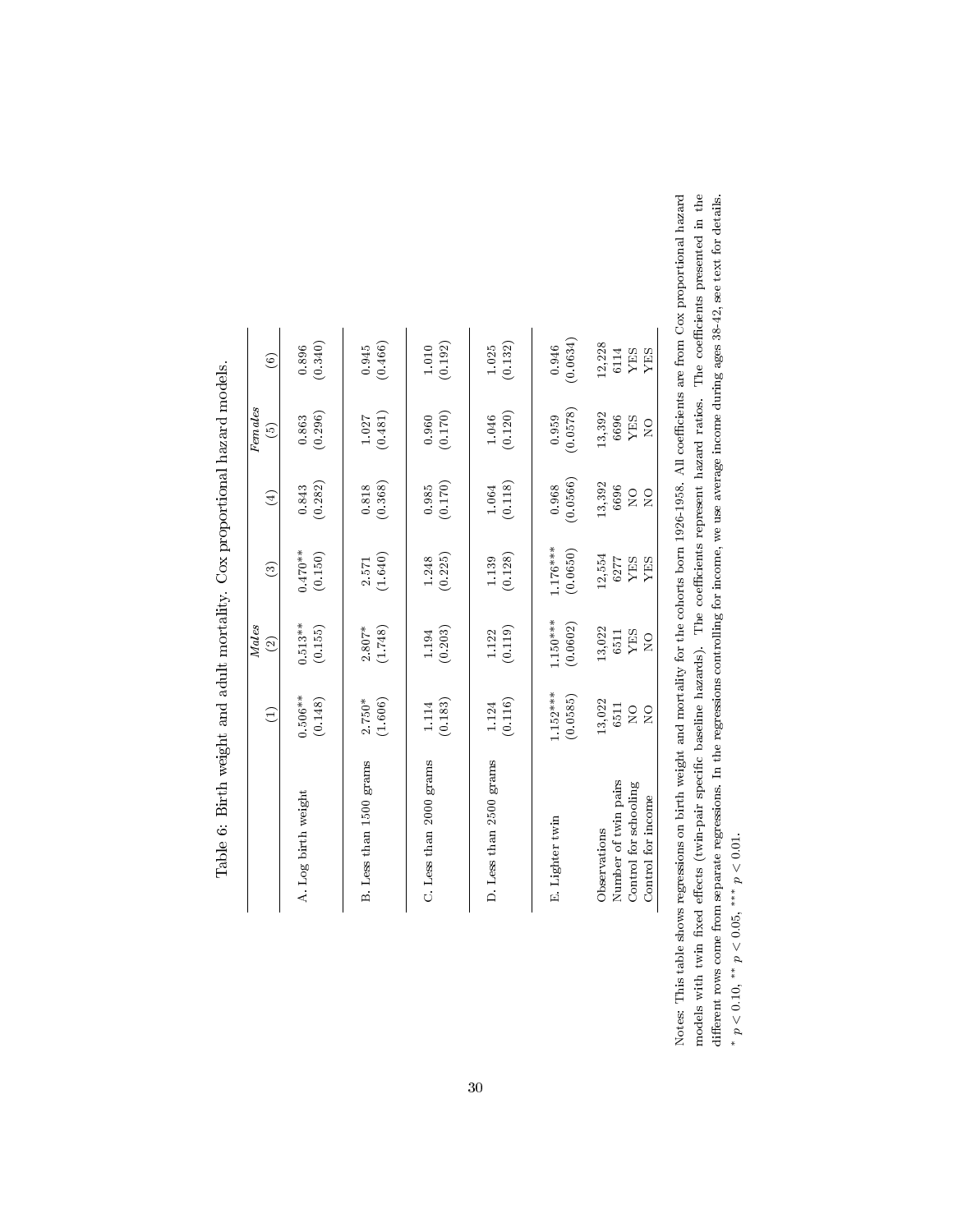Table 6: Birth weight and adult mortality. Cox proportional hazard models.

| | *Males* | | | *Females* | | |
|---|---|---|---|---|---|---|
| | (1) | (2) | (3) | (4) | (5) | (6) |
| A. Log birth weight | 0.506** | 0.513** | 0.470** | 0.843 | 0.863 | 0.896 |
| | (0.148) | (0.155) | (0.150) | (0.282) | (0.296) | (0.340) |
| B. Less than 1500 grams | 2.750* | 2.807* | 2.571 | 0.818 | 1.027 | 0.945 |
| | (1.606) | (1.748) | (1.640) | (0.368) | (0.481) | (0.466) |
| C. Less than 2000 grams | 1.114 | 1.194 | 1.248 | 0.985 | 0.960 | 1.010 |
| | (0.183) | (0.203) | (0.225) | (0.170) | (0.170) | (0.192) |
| D. Less than 2500 grams | 1.124 | 1.122 | 1.139 | 1.064 | 1.046 | 1.025 |
| | (0.116) | (0.119) | (0.128) | (0.118) | (0.120) | (0.132) |
| E. Lighter twin | 1.152*** | 1.150*** | 1.176*** | 0.968 | 0.959 | 0.946 |
| | (0.0585) | (0.0602) | (0.0650) | (0.0566) | (0.0578) | (0.0634) |
| Observations | 13,022 | 13,022 | 12,554 | 13,392 | 13,392 | 12,228 |
| Number of twin pairs | 6511 | 6511 | 6277 | 6696 | 6696 | 6114 |
| Control for schooling | NO | YES | YES | NO | YES | YES |
| Control for income | NO | NO | YES | NO | NO | YES |

Notes: This table shows regressions on birth weight and mortality for the cohorts born 1926-1958. All coefficients are from Cox proportional hazard models with twin fixed effects (twin-pair specific baseline hazards). The coefficients represent hazard ratios. The coefficients presented in the different rows come from separate regressions. In the regressions controlling for income, we use average income during ages 38-42, see text for details.

* $p < 0.10$, ** $p < 0.05$, *** $p < 0.01$.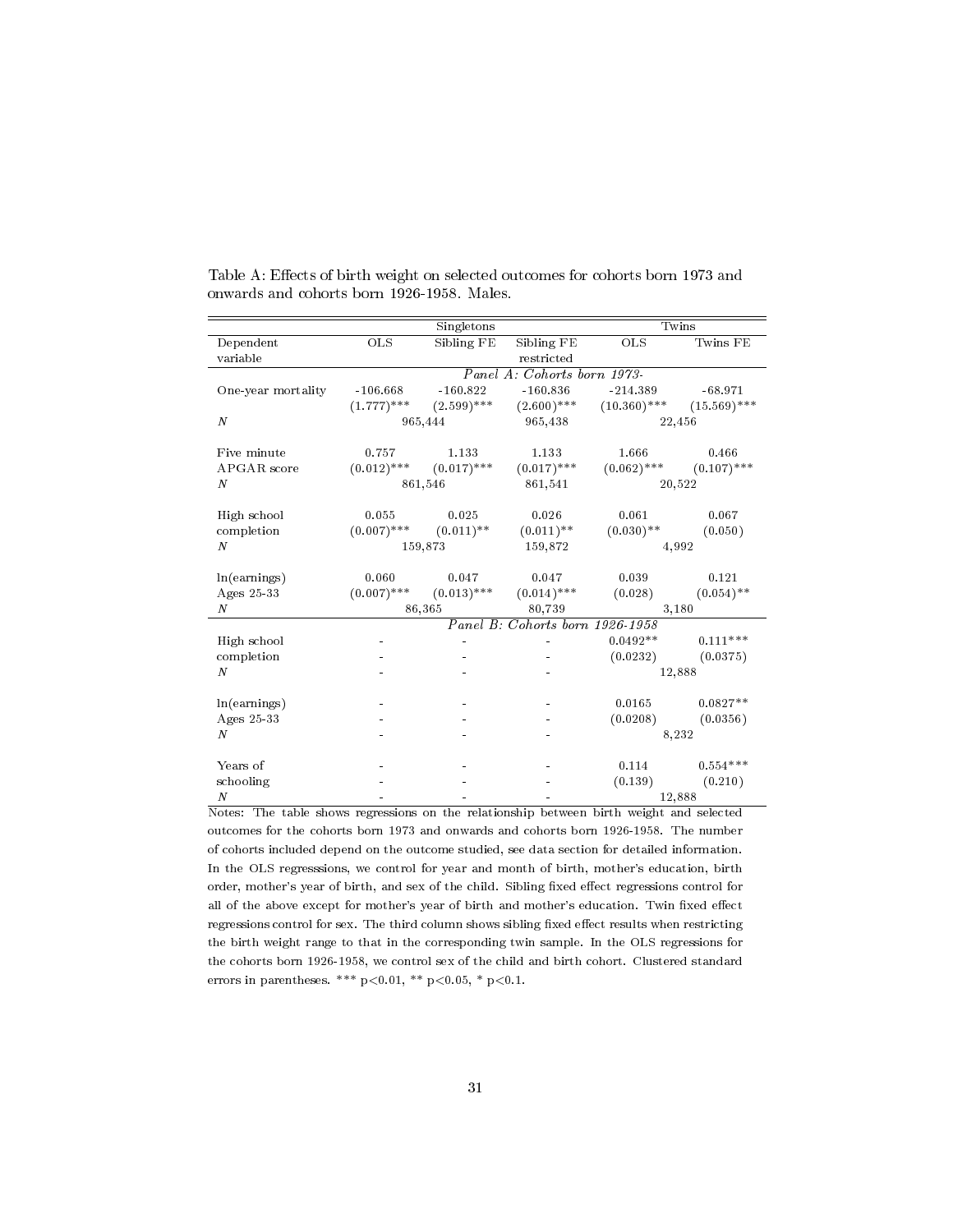Table A: Effects of birth weight on selected outcomes for cohorts born 1973 and onwards and cohorts born 1926-1958. Males.

| | Singletons | | | Twins | |
|---|---|---|---|---|---|
| Dependent variable | OLS | Sibling FE | Sibling FE restricted | OLS | Twins FE |
| | | | *Panel A: Cohorts born 1973-* | | |
| One-year mortality | -106.668 | -160.822 | -160.836 | -214.389 | -68.971 |
| | (1.777)*** | (2.599)*** | (2.600)*** | (10.360)*** | (15.569)*** |
| $N$ | 965,444 | | 965,438 | 22,456 | |
| Five minute APGAR score | 0.757 | 1.133 | 1.133 | 1.666 | 0.466 |
| | (0.012)*** | (0.017)*** | (0.017)*** | (0.062)*** | (0.107)*** |
| $N$ | 861,546 | | 861,541 | 20,522 | |
| High school completion | 0.055 | 0.025 | 0.026 | 0.061 | 0.067 |
| | (0.007)*** | (0.011)** | (0.011)** | (0.030)** | (0.050) |
| $N$ | 159,873 | | 159,872 | 4,992 | |
| ln(earnings) Ages 25-33 | 0.060 | 0.047 | 0.047 | 0.039 | 0.121 |
| | (0.007)*** | (0.013)*** | (0.014)*** | (0.028) | (0.054)** |
| $N$ | 86,365 | | 80,739 | 3,180 | |
| | | | *Panel B: Cohorts born 1926-1958* | | |
| High school completion | - | - | - | 0.0492** | 0.111*** |
| | - | - | - | (0.0232) | (0.0375) |
| $N$ | - | - | - | 12,888 | |
| ln(earnings) Ages 25-33 | - | - | - | 0.0165 | 0.0827** |
| | - | - | - | (0.0208) | (0.0356) |
| $N$ | - | - | - | 8,232 | |
| Years of schooling | - | - | - | 0.114 | 0.554*** |
| | - | - | - | (0.139) | (0.210) |
| $N$ | - | - | - | 12,888 | |

Notes: The table shows regressions on the relationship between birth weight and selected outcomes for the cohorts born 1973 and onwards and cohorts born 1926-1958. The number of cohorts included depend on the outcome studied, see data section for detailed information. In the OLS regresssions, we control for year and month of birth, mother's education, birth order, mother's year of birth, and sex of the child. Sibling fixed effect regressions control for all of the above except for mother's year of birth and mother's education. Twin fixed effect regressions control for sex. The third column shows sibling fixed effect results when restricting the birth weight range to that in the corresponding twin sample. In the OLS regressions for the cohorts born 1926-1958, we control sex of the child and birth cohort. Clustered standard errors in parentheses. *** p<0.01, ** p<0.05, * p<0.1.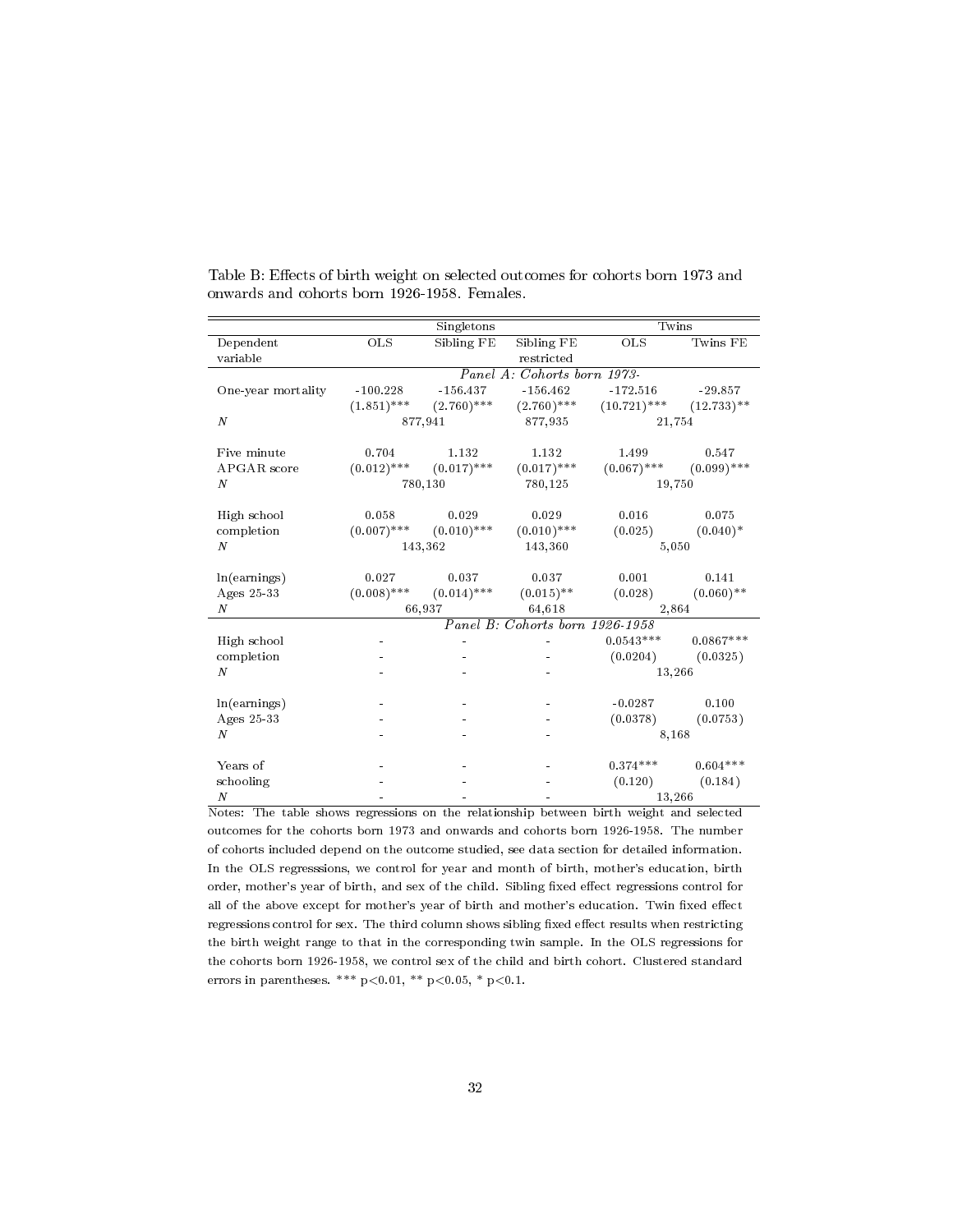Table B: Effects of birth weight on selected outcomes for cohorts born 1973 and onwards and cohorts born 1926-1958. Females.

| | Singletons | | | Twins | |
|---|---|---|---|---|---|
| Dependent variable | OLS | Sibling FE | Sibling FE restricted | OLS | Twins FE |
| | *Panel A: Cohorts born 1973-* | | | | |
| One-year mortality | -100.228 | -156.437 | -156.462 | -172.516 | -29.857 |
| | (1.851)*** | (2.760)*** | (2.760)*** | (10.721)*** | (12.733)** |
| $N$ | 877,941 | | 877,935 | 21,754 | |
| | | | | | |
| Five minute APGAR score | 0.704 | 1.132 | 1.132 | 1.499 | 0.547 |
| | (0.012)*** | (0.017)*** | (0.017)*** | (0.067)*** | (0.099)*** |
| $N$ | 780,130 | | 780,125 | 19,750 | |
| | | | | | |
| High school completion | 0.058 | 0.029 | 0.029 | 0.016 | 0.075 |
| | (0.007)*** | (0.010)*** | (0.010)*** | (0.025) | (0.040)* |
| $N$ | 143,362 | | 143,360 | 5,050 | |
| | | | | | |
| ln(earnings) Ages 25-33 | 0.027 | 0.037 | 0.037 | 0.001 | 0.141 |
| | (0.008)*** | (0.014)*** | (0.015)** | (0.028) | (0.060)** |
| $N$ | 66,937 | | 64,618 | 2,864 | |
| | *Panel B: Cohorts born 1926-1958* | | | | |
| High school completion | - | - | - | 0.0543*** | 0.0867*** |
| | - | - | - | (0.0204) | (0.0325) |
| $N$ | - | - | - | 13,266 | |
| | | | | | |
| ln(earnings) Ages 25-33 | - | - | - | -0.0287 | 0.100 |
| | - | - | - | (0.0378) | (0.0753) |
| $N$ | - | - | - | 8,168 | |
| | | | | | |
| Years of schooling | - | - | - | 0.374*** | 0.604*** |
| | - | - | - | (0.120) | (0.184) |
| $N$ | - | - | - | 13,266 | |

Notes: The table shows regressions on the relationship between birth weight and selected outcomes for the cohorts born 1973 and onwards and cohorts born 1926-1958. The number of cohorts included depend on the outcome studied, see data section for detailed information. In the OLS regresssions, we control for year and month of birth, mother's education, birth order, mother's year of birth, and sex of the child. Sibling fixed effect regressions control for all of the above except for mother's year of birth and mother's education. Twin fixed effect regressions control for sex. The third column shows sibling fixed effect results when restricting the birth weight range to that in the corresponding twin sample. In the OLS regressions for the cohorts born 1926-1958, we control sex of the child and birth cohort. Clustered standard errors in parentheses. *** p<0.01, ** p<0.05, * p<0.1.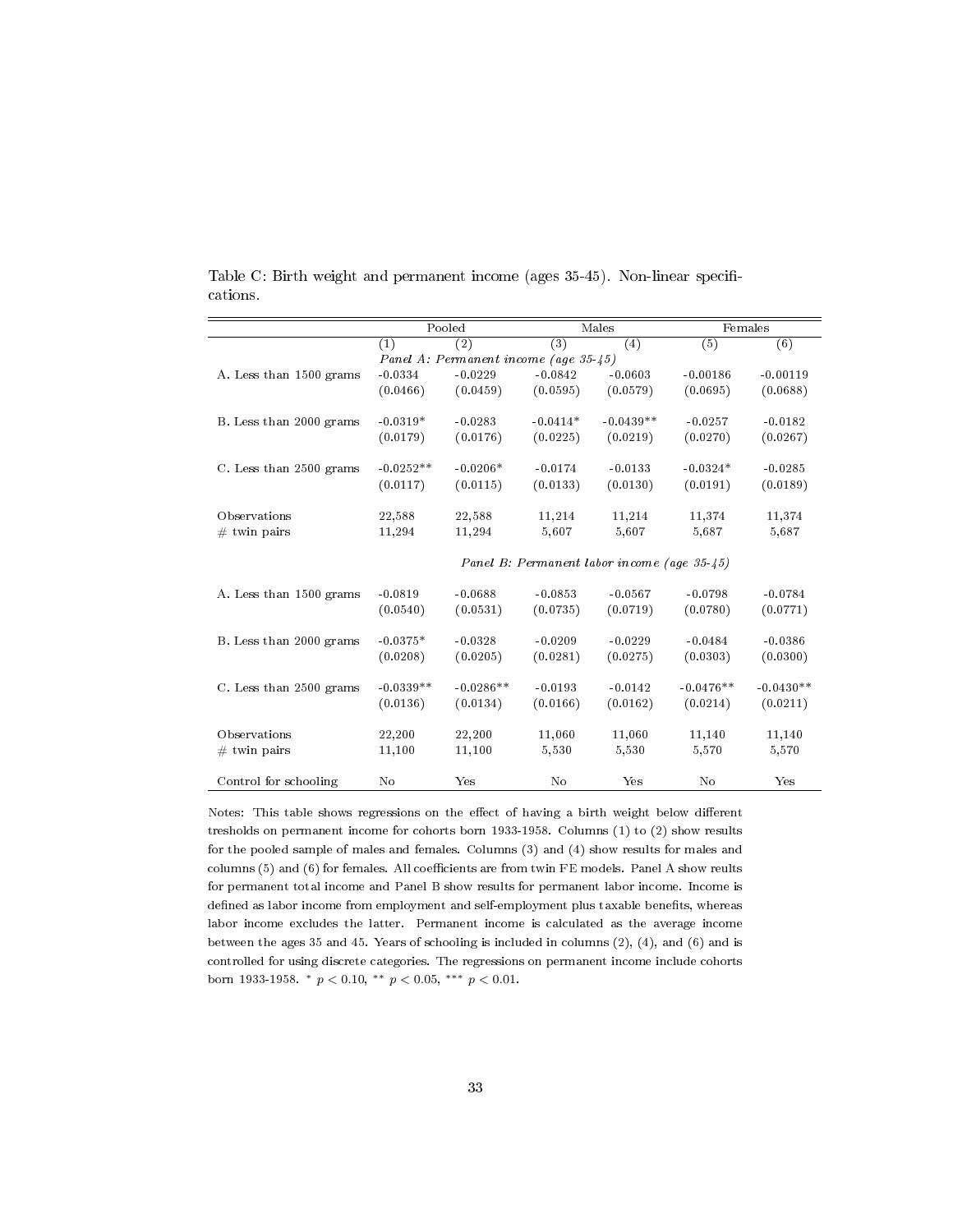Table C: Birth weight and permanent income (ages 35-45). Non-linear specifications.

| | Pooled | | Males | | Females | |
|---|---|---|---|---|---|---|
| | (1) | (2) | (3) | (4) | (5) | (6) |
| | *Panel A: Permanent income (age 35-45)* | | | | | |
| A. Less than 1500 grams | -0.0334 | -0.0229 | -0.0842 | -0.0603 | -0.00186 | -0.00119 |
| | (0.0466) | (0.0459) | (0.0595) | (0.0579) | (0.0695) | (0.0688) |
| B. Less than 2000 grams | -0.0319* | -0.0283 | -0.0414* | -0.0439** | -0.0257 | -0.0182 |
| | (0.0179) | (0.0176) | (0.0225) | (0.0219) | (0.0270) | (0.0267) |
| C. Less than 2500 grams | -0.0252** | -0.0206* | -0.0174 | -0.0133 | -0.0324* | -0.0285 |
| | (0.0117) | (0.0115) | (0.0133) | (0.0130) | (0.0191) | (0.0189) |
| Observations | 22,588 | 22,588 | 11,214 | 11,214 | 11,374 | 11,374 |
| # twin pairs | 11,294 | 11,294 | 5,607 | 5,607 | 5,687 | 5,687 |
| | *Panel B: Permanent labor income (age 35-45)* | | | | | |
| A. Less than 1500 grams | -0.0819 | -0.0688 | -0.0853 | -0.0567 | -0.0798 | -0.0784 |
| | (0.0540) | (0.0531) | (0.0735) | (0.0719) | (0.0780) | (0.0771) |
| B. Less than 2000 grams | -0.0375* | -0.0328 | -0.0209 | -0.0229 | -0.0484 | -0.0386 |
| | (0.0208) | (0.0205) | (0.0281) | (0.0275) | (0.0303) | (0.0300) |
| C. Less than 2500 grams | -0.0339** | -0.0286** | -0.0193 | -0.0142 | -0.0476** | -0.0430** |
| | (0.0136) | (0.0134) | (0.0166) | (0.0162) | (0.0214) | (0.0211) |
| Observations | 22,200 | 22,200 | 11,060 | 11,060 | 11,140 | 11,140 |
| # twin pairs | 11,100 | 11,100 | 5,530 | 5,530 | 5,570 | 5,570 |
| Control for schooling | No | Yes | No | Yes | No | Yes |

Notes: This table shows regressions on the effect of having a birth weight below different tresholds on permanent income for cohorts born 1933-1958. Columns (1) to (2) show results for the pooled sample of males and females. Columns (3) and (4) show results for males and columns (5) and (6) for females. All coefficients are from twin FE models. Panel A show reults for permanent total income and Panel B show results for permanent labor income. Income is defined as labor income from employment and self-employment plus taxable benefits, whereas labor income excludes the latter. Permanent income is calculated as the average income between the ages 35 and 45. Years of schooling is included in columns (2), (4), and (6) and is controlled for using discrete categories. The regressions on permanent income include cohorts born 1933-1958. * $p < 0.10$, ** $p < 0.05$, *** $p < 0.01$.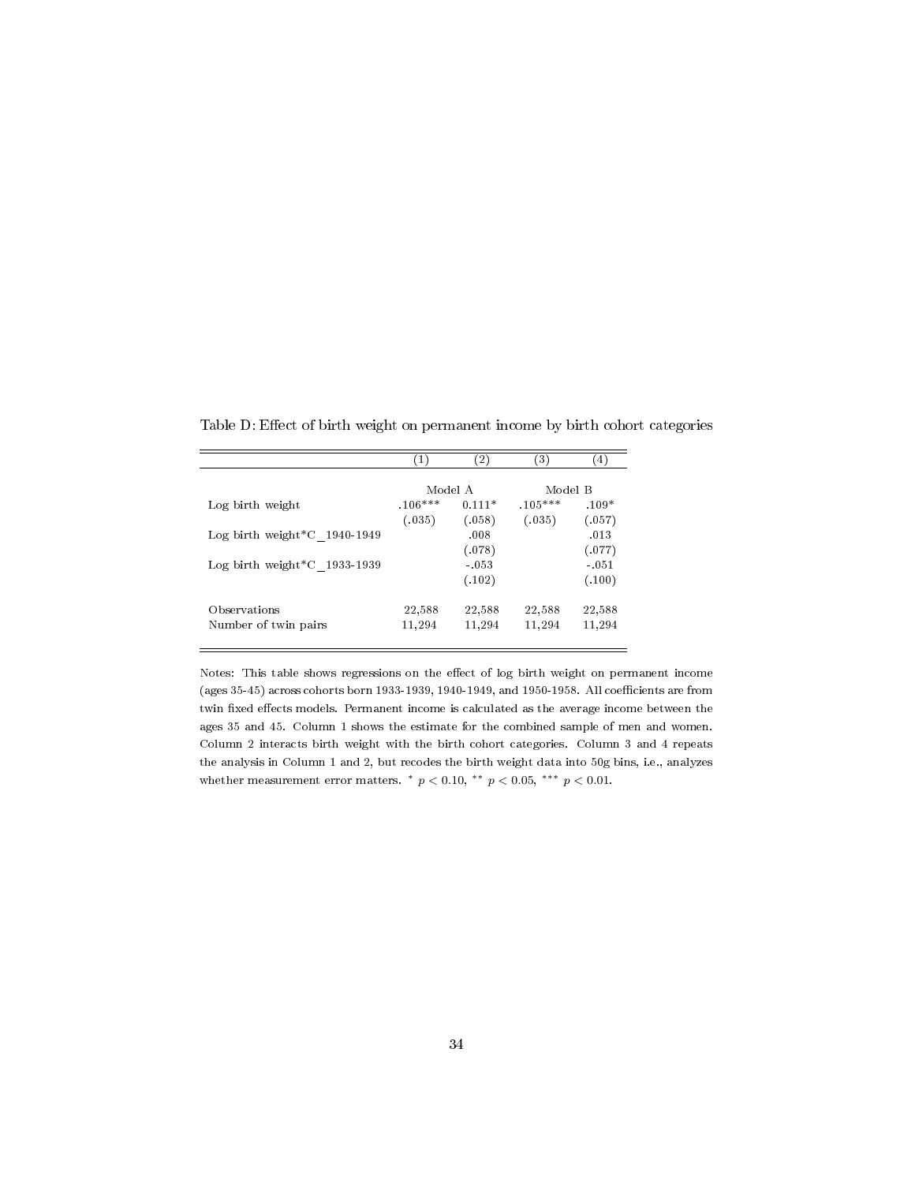Table D: Effect of birth weight on permanent income by birth cohort categories

| | (1) | (2) | (3) | (4) |
|---|---|---|---|---|
| | Model A | | Model B | |
| Log birth weight | .106*** | 0.111* | .105*** | .109* |
| | (.035) | (.058) | (.035) | (.057) |
| Log birth weight*C_1940-1949 | | .008 | | .013 |
| | | (.078) | | (.077) |
| Log birth weight*C_1933-1939 | | -.053 | | -.051 |
| | | (.102) | | (.100) |
| Observations | 22,588 | 22,588 | 22,588 | 22,588 |
| Number of twin pairs | 11,294 | 11,294 | 11,294 | 11,294 |

Notes: This table shows regressions on the effect of log birth weight on permanent income (ages 35-45) across cohorts born 1933-1939, 1940-1949, and 1950-1958. All coefficients are from twin fixed effects models. Permanent income is calculated as the average income between the ages 35 and 45. Column 1 shows the estimate for the combined sample of men and women. Column 2 interacts birth weight with the birth cohort categories. Column 3 and 4 repeats the analysis in Column 1 and 2, but recodes the birth weight data into 50g bins, i.e., analyzes whether measurement error matters. * $p < 0.10$, ** $p < 0.05$, *** $p < 0.01$.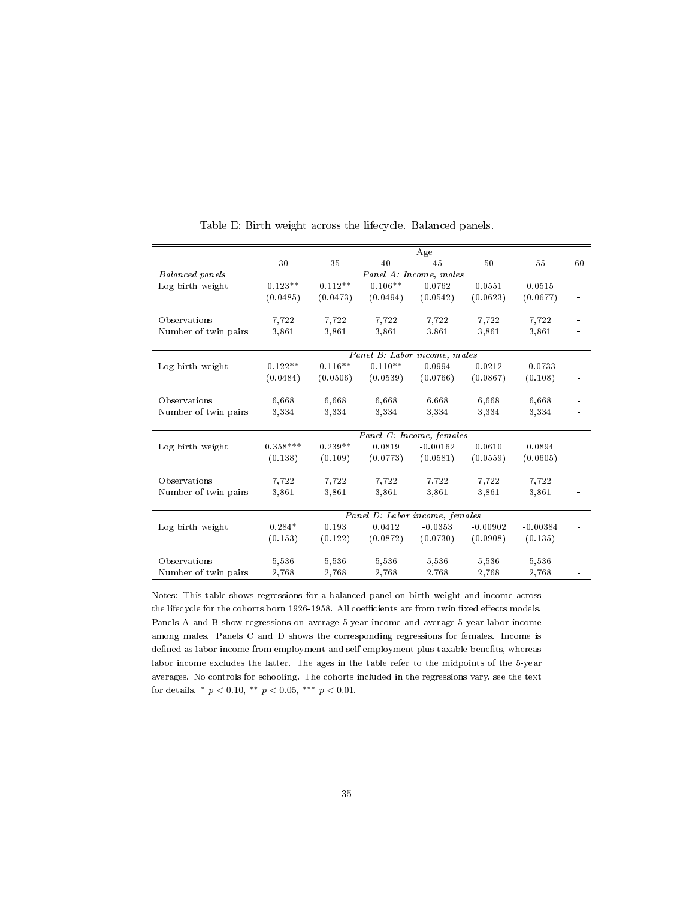Table E: Birth weight across the lifecycle. Balanced panels.

| | Age | | | | | | |
|---|---|---|---|---|---|---|---|
| | 30 | 35 | 40 | 45 | 50 | 55 | 60 |
| *Balanced panels* | *Panel A: Income, males* | | | | | | |
| Log birth weight | 0.123** | 0.112** | 0.106** | 0.0762 | 0.0551 | 0.0515 | - |
| | (0.0485) | (0.0473) | (0.0494) | (0.0542) | (0.0623) | (0.0677) | - |
| Observations | 7,722 | 7,722 | 7,722 | 7,722 | 7,722 | 7,722 | - |
| Number of twin pairs | 3,861 | 3,861 | 3,861 | 3,861 | 3,861 | 3,861 | - |
| | *Panel B: Labor income, males* | | | | | | |
| Log birth weight | 0.122** | 0.116** | 0.110** | 0.0994 | 0.0212 | -0.0733 | - |
| | (0.0484) | (0.0506) | (0.0539) | (0.0766) | (0.0867) | (0.108) | - |
| Observations | 6,668 | 6,668 | 6,668 | 6,668 | 6,668 | 6,668 | - |
| Number of twin pairs | 3,334 | 3,334 | 3,334 | 3,334 | 3,334 | 3,334 | - |
| | *Panel C: Income, females* | | | | | | |
| Log birth weight | 0.358*** | 0.239** | 0.0819 | -0.00162 | 0.0610 | 0.0894 | - |
| | (0.138) | (0.109) | (0.0773) | (0.0581) | (0.0559) | (0.0605) | - |
| Observations | 7,722 | 7,722 | 7,722 | 7,722 | 7,722 | 7,722 | - |
| Number of twin pairs | 3,861 | 3,861 | 3,861 | 3,861 | 3,861 | 3,861 | - |
| | *Panel D: Labor income, females* | | | | | | |
| Log birth weight | 0.284* | 0.193 | 0.0412 | -0.0353 | -0.00902 | -0.00384 | - |
| | (0.153) | (0.122) | (0.0872) | (0.0730) | (0.0908) | (0.135) | - |
| Observations | 5,536 | 5,536 | 5,536 | 5,536 | 5,536 | 5,536 | - |
| Number of twin pairs | 2,768 | 2,768 | 2,768 | 2,768 | 2,768 | 2,768 | - |

Notes: This table shows regressions for a balanced panel on birth weight and income across the lifecycle for the cohorts born 1926-1958. All coefficients are from twin fixed effects models. Panels A and B show regressions on average 5-year income and average 5-year labor income among males. Panels C and D shows the corresponding regressions for females. Income is defined as labor income from employment and self-employment plus taxable benefits, whereas labor income excludes the latter. The ages in the table refer to the midpoints of the 5-year averages. No controls for schooling. The cohorts included in the regressions vary, see the text for details. * $p < 0.10$, ** $p < 0.05$, *** $p < 0.01$.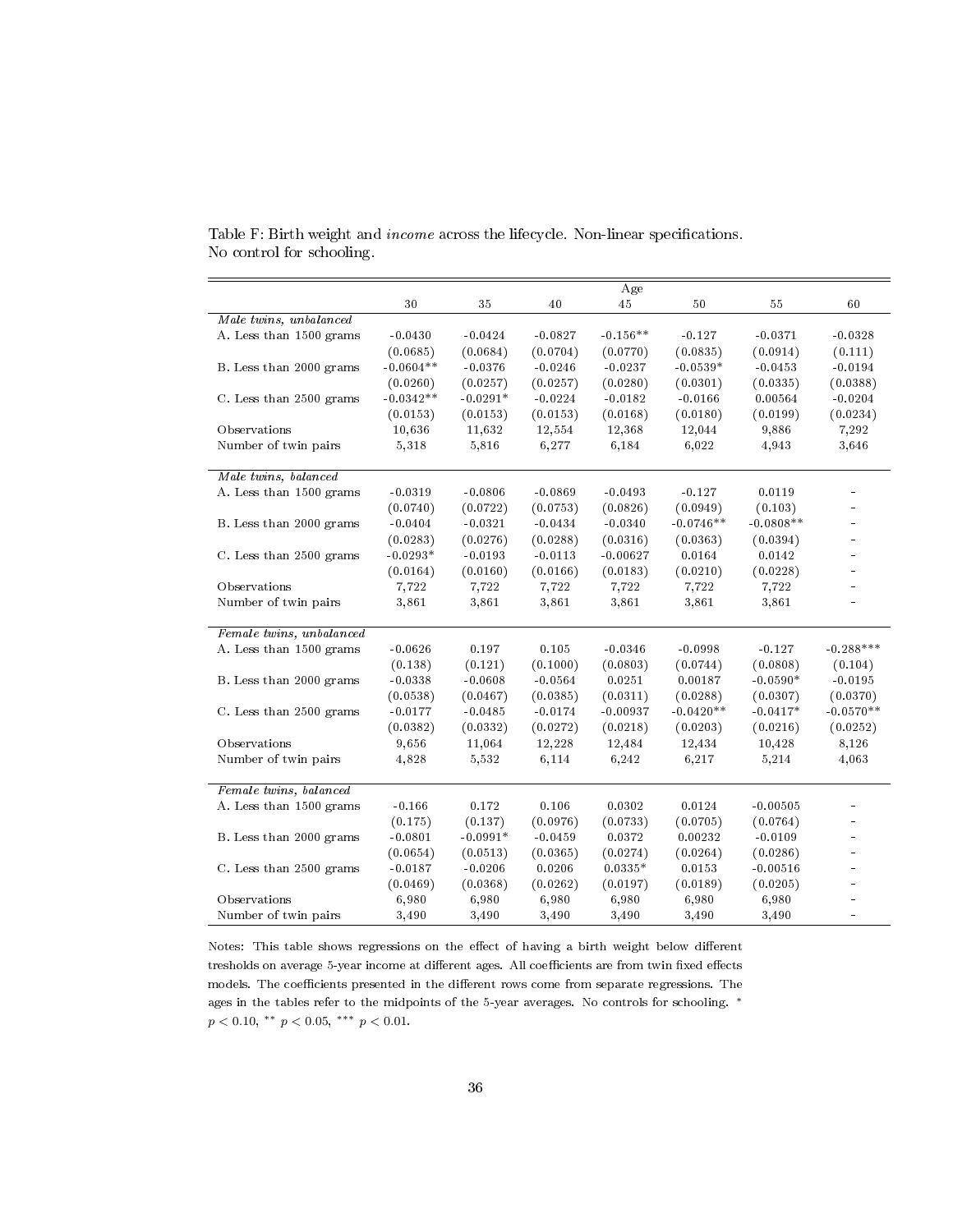Table F: Birth weight and *income* across the lifecycle. Non-linear specifications. No control for schooling.

| | Age | | | | | | |
|---|---|---|---|---|---|---|---|
| | 30 | 35 | 40 | 45 | 50 | 55 | 60 |
| *Male twins, unbalanced* | | | | | | | |
| A. Less than 1500 grams | -0.0430 | -0.0424 | -0.0827 | -0.156** | -0.127 | -0.0371 | -0.0328 |
| | (0.0685) | (0.0684) | (0.0704) | (0.0770) | (0.0835) | (0.0914) | (0.111) |
| B. Less than 2000 grams | -0.0604** | -0.0376 | -0.0246 | -0.0237 | -0.0539* | -0.0453 | -0.0194 |
| | (0.0260) | (0.0257) | (0.0257) | (0.0280) | (0.0301) | (0.0335) | (0.0388) |
| C. Less than 2500 grams | -0.0342** | -0.0291* | -0.0224 | -0.0182 | -0.0166 | 0.00564 | -0.0204 |
| | (0.0153) | (0.0153) | (0.0153) | (0.0168) | (0.0180) | (0.0199) | (0.0234) |
| Observations | 10,636 | 11,632 | 12,554 | 12,368 | 12,044 | 9,886 | 7,292 |
| Number of twin pairs | 5,318 | 5,816 | 6,277 | 6,184 | 6,022 | 4,943 | 3,646 |
| *Male twins, balanced* | | | | | | | |
| A. Less than 1500 grams | -0.0319 | -0.0806 | -0.0869 | -0.0493 | -0.127 | 0.0119 | - |
| | (0.0740) | (0.0722) | (0.0753) | (0.0826) | (0.0949) | (0.103) | - |
| B. Less than 2000 grams | -0.0404 | -0.0321 | -0.0434 | -0.0340 | -0.0746** | -0.0808** | - |
| | (0.0283) | (0.0276) | (0.0288) | (0.0316) | (0.0363) | (0.0394) | - |
| C. Less than 2500 grams | -0.0293* | -0.0193 | -0.0113 | -0.00627 | 0.0164 | 0.0142 | - |
| | (0.0164) | (0.0160) | (0.0166) | (0.0183) | (0.0210) | (0.0228) | - |
| Observations | 7,722 | 7,722 | 7,722 | 7,722 | 7,722 | 7,722 | - |
| Number of twin pairs | 3,861 | 3,861 | 3,861 | 3,861 | 3,861 | 3,861 | - |
| *Female twins, unbalanced* | | | | | | | |
| A. Less than 1500 grams | -0.0626 | 0.197 | 0.105 | -0.0346 | -0.0998 | -0.127 | -0.288*** |
| | (0.138) | (0.121) | (0.1000) | (0.0803) | (0.0744) | (0.0808) | (0.104) |
| B. Less than 2000 grams | -0.0338 | -0.0608 | -0.0564 | 0.0251 | 0.00187 | -0.0590* | -0.0195 |
| | (0.0538) | (0.0467) | (0.0385) | (0.0311) | (0.0288) | (0.0307) | (0.0370) |
| C. Less than 2500 grams | -0.0177 | -0.0485 | -0.0174 | -0.00937 | -0.0420** | -0.0417* | -0.0570** |
| | (0.0382) | (0.0332) | (0.0272) | (0.0218) | (0.0203) | (0.0216) | (0.0252) |
| Observations | 9,656 | 11,064 | 12,228 | 12,484 | 12,434 | 10,428 | 8,126 |
| Number of twin pairs | 4,828 | 5,532 | 6,114 | 6,242 | 6,217 | 5,214 | 4,063 |
| *Female twins, balanced* | | | | | | | |
| A. Less than 1500 grams | -0.166 | 0.172 | 0.106 | 0.0302 | 0.0124 | -0.00505 | - |
| | (0.175) | (0.137) | (0.0976) | (0.0733) | (0.0705) | (0.0764) | - |
| B. Less than 2000 grams | -0.0801 | -0.0991* | -0.0459 | 0.0372 | 0.00232 | -0.0109 | - |
| | (0.0654) | (0.0513) | (0.0365) | (0.0274) | (0.0264) | (0.0286) | - |
| C. Less than 2500 grams | -0.0187 | -0.0206 | 0.0206 | 0.0335* | 0.0153 | -0.00516 | - |
| | (0.0469) | (0.0368) | (0.0262) | (0.0197) | (0.0189) | (0.0205) | - |
| Observations | 6,980 | 6,980 | 6,980 | 6,980 | 6,980 | 6,980 | - |
| Number of twin pairs | 3,490 | 3,490 | 3,490 | 3,490 | 3,490 | 3,490 | - |

Notes: This table shows regressions on the effect of having a birth weight below different tresholds on average 5-year income at different ages. All coefficients are from twin fixed effects models. The coefficients presented in the different rows come from separate regressions. The ages in the tables refer to the midpoints of the 5-year averages. No controls for schooling. * $p < 0.10$, ** $p < 0.05$, *** $p < 0.01$.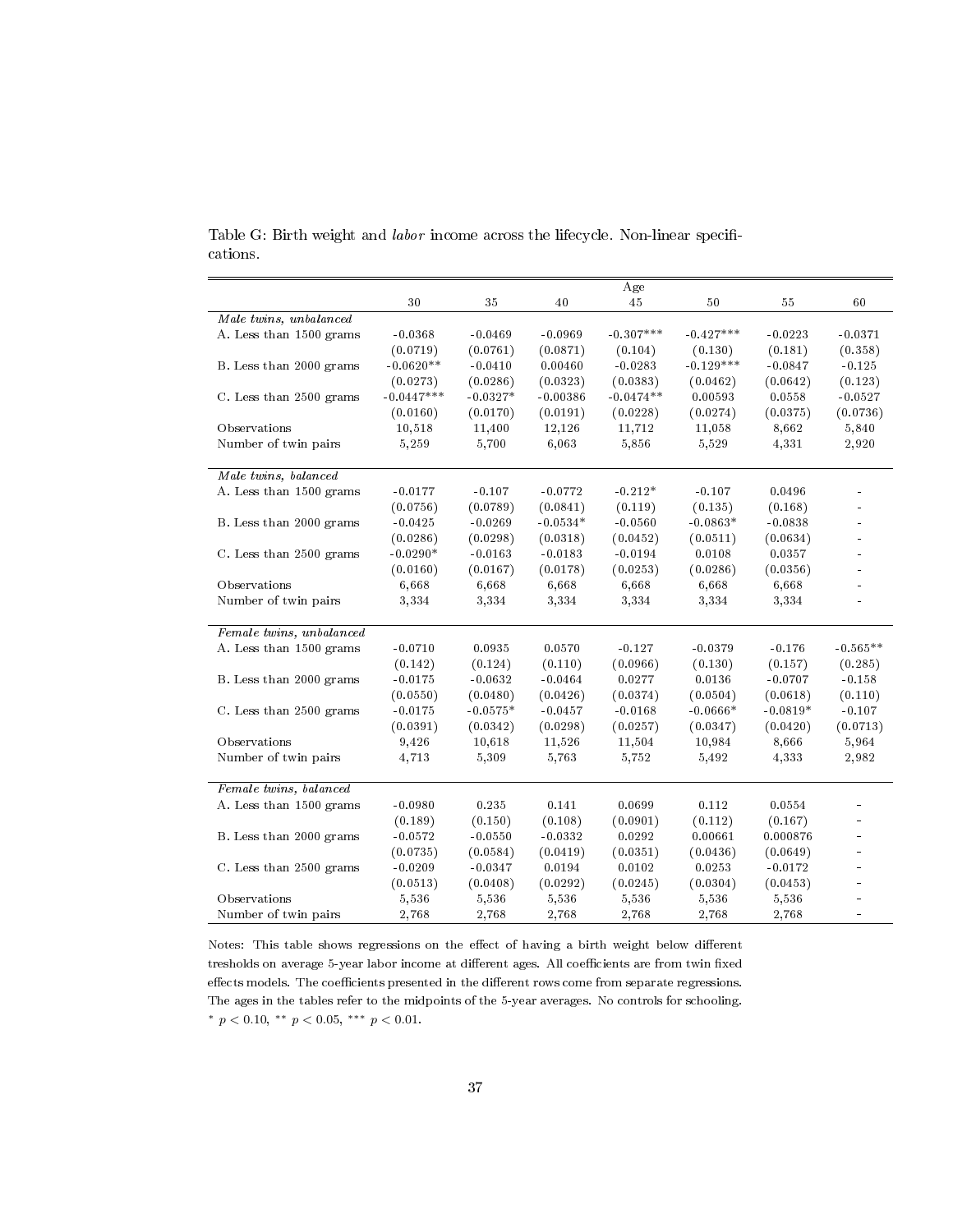Table G: Birth weight and *labor* income across the lifecycle. Non-linear specifications.

| | Age | | | | | | |
|---|---|---|---|---|---|---|---|
| | 30 | 35 | 40 | 45 | 50 | 55 | 60 |
| *Male twins, unbalanced* | | | | | | | |
| A. Less than 1500 grams | -0.0368 | -0.0469 | -0.0969 | -0.307*** | -0.427*** | -0.0223 | -0.0371 |
| | (0.0719) | (0.0761) | (0.0871) | (0.104) | (0.130) | (0.181) | (0.358) |
| B. Less than 2000 grams | -0.0620** | -0.0410 | 0.00460 | -0.0283 | -0.129*** | -0.0847 | -0.125 |
| | (0.0273) | (0.0286) | (0.0323) | (0.0383) | (0.0462) | (0.0642) | (0.123) |
| C. Less than 2500 grams | -0.0447*** | -0.0327* | -0.00386 | -0.0474** | 0.00593 | 0.0558 | -0.0527 |
| | (0.0160) | (0.0170) | (0.0191) | (0.0228) | (0.0274) | (0.0375) | (0.0736) |
| Observations | 10,518 | 11,400 | 12,126 | 11,712 | 11,058 | 8,662 | 5,840 |
| Number of twin pairs | 5,259 | 5,700 | 6,063 | 5,856 | 5,529 | 4,331 | 2,920 |
| *Male twins, balanced* | | | | | | | |
| A. Less than 1500 grams | -0.0177 | -0.107 | -0.0772 | -0.212* | -0.107 | 0.0496 | - |
| | (0.0756) | (0.0789) | (0.0841) | (0.119) | (0.135) | (0.168) | - |
| B. Less than 2000 grams | -0.0425 | -0.0269 | -0.0534* | -0.0560 | -0.0863* | -0.0838 | - |
| | (0.0286) | (0.0298) | (0.0318) | (0.0452) | (0.0511) | (0.0634) | - |
| C. Less than 2500 grams | -0.0290* | -0.0163 | -0.0183 | -0.0194 | 0.0108 | 0.0357 | - |
| | (0.0160) | (0.0167) | (0.0178) | (0.0253) | (0.0286) | (0.0356) | - |
| Observations | 6,668 | 6,668 | 6,668 | 6,668 | 6,668 | 6,668 | - |
| Number of twin pairs | 3,334 | 3,334 | 3,334 | 3,334 | 3,334 | 3,334 | - |
| *Female twins, unbalanced* | | | | | | | |
| A. Less than 1500 grams | -0.0710 | 0.0935 | 0.0570 | -0.127 | -0.0379 | -0.176 | -0.565** |
| | (0.142) | (0.124) | (0.110) | (0.0966) | (0.130) | (0.157) | (0.285) |
| B. Less than 2000 grams | -0.0175 | -0.0632 | -0.0464 | 0.0277 | 0.0136 | -0.0707 | -0.158 |
| | (0.0550) | (0.0480) | (0.0426) | (0.0374) | (0.0504) | (0.0618) | (0.110) |
| C. Less than 2500 grams | -0.0175 | -0.0575* | -0.0457 | -0.0168 | -0.0666* | -0.0819* | -0.107 |
| | (0.0391) | (0.0342) | (0.0298) | (0.0257) | (0.0347) | (0.0420) | (0.0713) |
| Observations | 9,426 | 10,618 | 11,526 | 11,504 | 10,984 | 8,666 | 5,964 |
| Number of twin pairs | 4,713 | 5,309 | 5,763 | 5,752 | 5,492 | 4,333 | 2,982 |
| *Female twins, balanced* | | | | | | | |
| A. Less than 1500 grams | -0.0980 | 0.235 | 0.141 | 0.0699 | 0.112 | 0.0554 | - |
| | (0.189) | (0.150) | (0.108) | (0.0901) | (0.112) | (0.167) | - |
| B. Less than 2000 grams | -0.0572 | -0.0550 | -0.0332 | 0.0292 | 0.00661 | 0.000876 | - |
| | (0.0735) | (0.0584) | (0.0419) | (0.0351) | (0.0436) | (0.0649) | - |
| C. Less than 2500 grams | -0.0209 | -0.0347 | 0.0194 | 0.0102 | 0.0253 | -0.0172 | - |
| | (0.0513) | (0.0408) | (0.0292) | (0.0245) | (0.0304) | (0.0453) | - |
| Observations | 5,536 | 5,536 | 5,536 | 5,536 | 5,536 | 5,536 | - |
| Number of twin pairs | 2,768 | 2,768 | 2,768 | 2,768 | 2,768 | 2,768 | - |

Notes: This table shows regressions on the effect of having a birth weight below different tresholds on average 5-year labor income at different ages. All coefficients are from twin fixed effects models. The coefficients presented in the different rows come from separate regressions. The ages in the tables refer to the midpoints of the 5-year averages. No controls for schooling. * $p < 0.10$, ** $p < 0.05$, *** $p < 0.01$.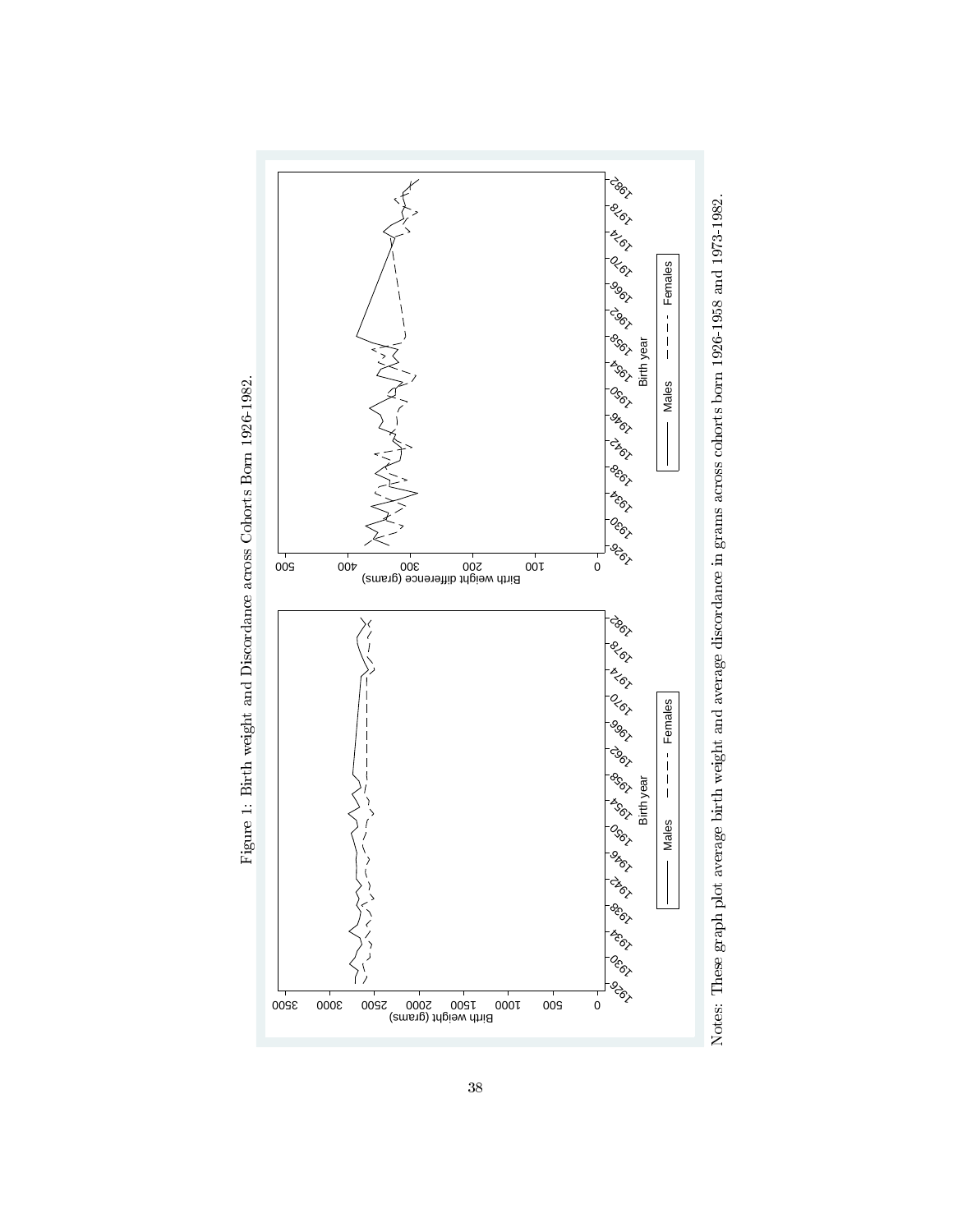Figure 1: Birth weight and Discordance across Cohorts Born 1926-1982.

Notes: These graph plot average birth weight and average discordance in grams across cohorts born 1926-1958 and 1973-1982.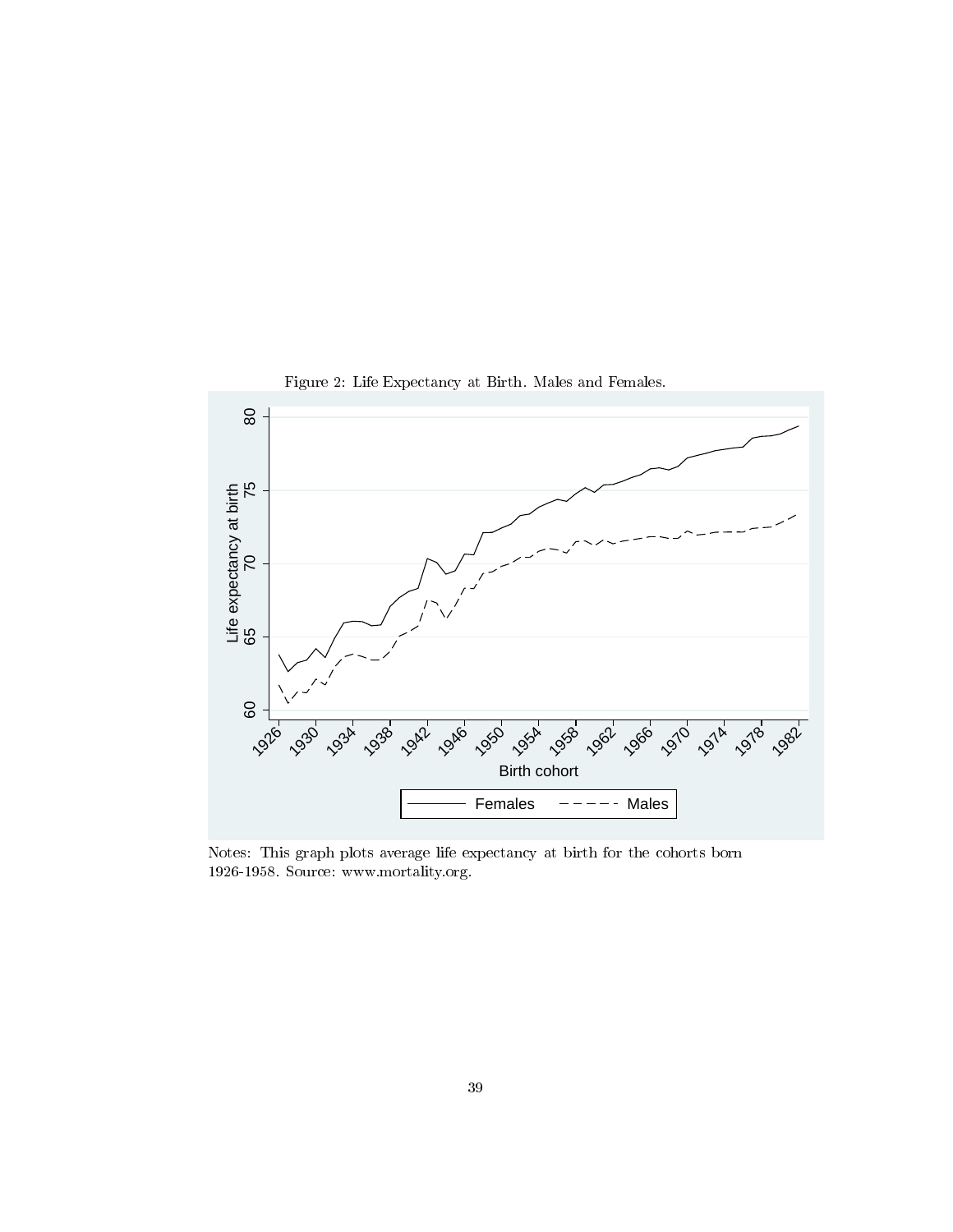Figure 2: Life Expectancy at Birth. Males and Females.

Notes: This graph plots average life expectancy at birth for the cohorts born 1926-1958. Source: www.mortality.org.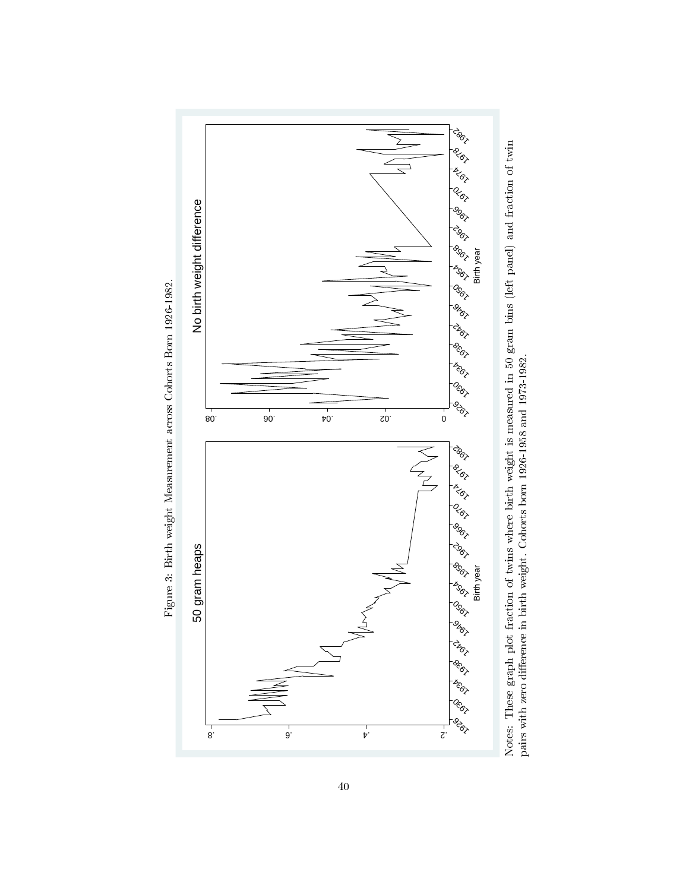Figure 3: Birth weight Measurement across Cohorts Born 1926-1982.

Notes: These graph plot fraction of twins where birth weight is measured in 50 gram bins (left panel) and fraction of twin pairs with zero difference in birth weight. Cohorts born 1926-1958 and 1973-1982.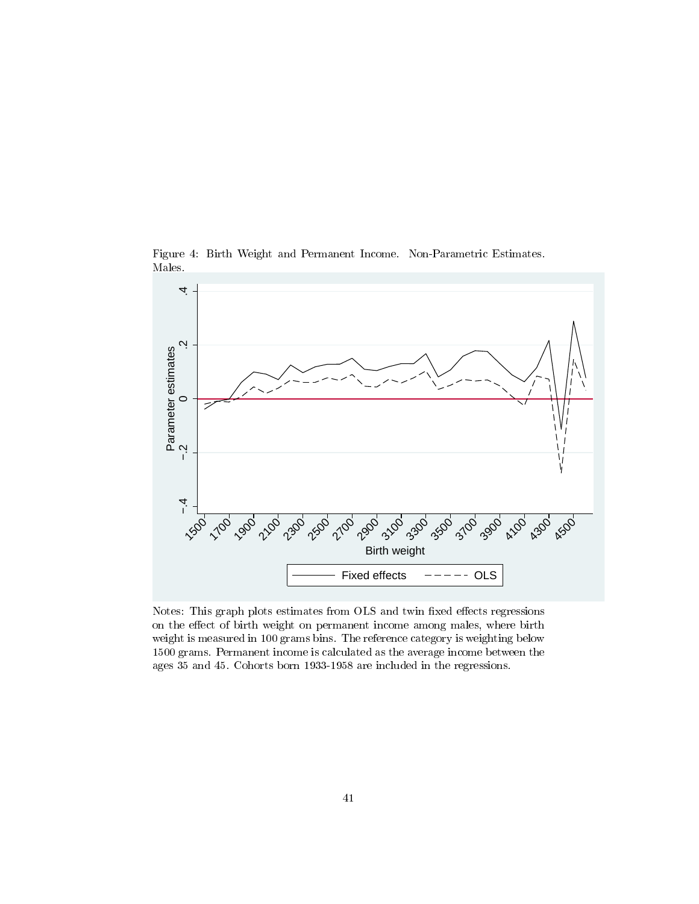Figure 4: Birth Weight and Permanent Income. Non-Parametric Estimates. Males.

Notes: This graph plots estimates from OLS and twin fixed effects regressions on the effect of birth weight on permanent income among males, where birth weight is measured in 100 grams bins. The reference category is weighting below 1500 grams. Permanent income is calculated as the average income between the ages 35 and 45. Cohorts born 1933-1958 are included in the regressions.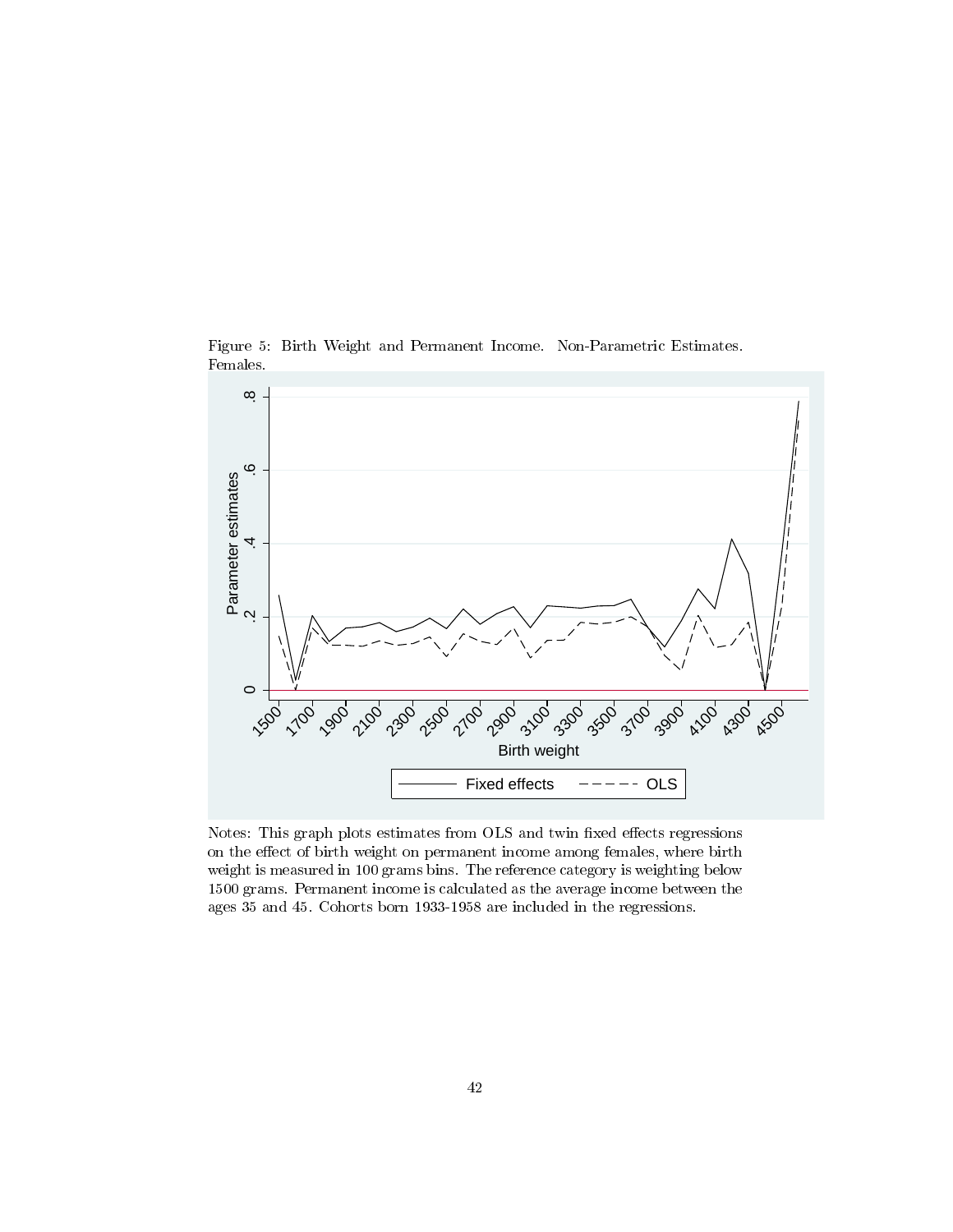Figure 5: Birth Weight and Permanent Income. Non-Parametric Estimates. Females.

Notes: This graph plots estimates from OLS and twin fixed effects regressions on the effect of birth weight on permanent income among females, where birth weight is measured in 100 grams bins. The reference category is weighting below 1500 grams. Permanent income is calculated as the average income between the ages 35 and 45. Cohorts born 1933-1958 are included in the regressions.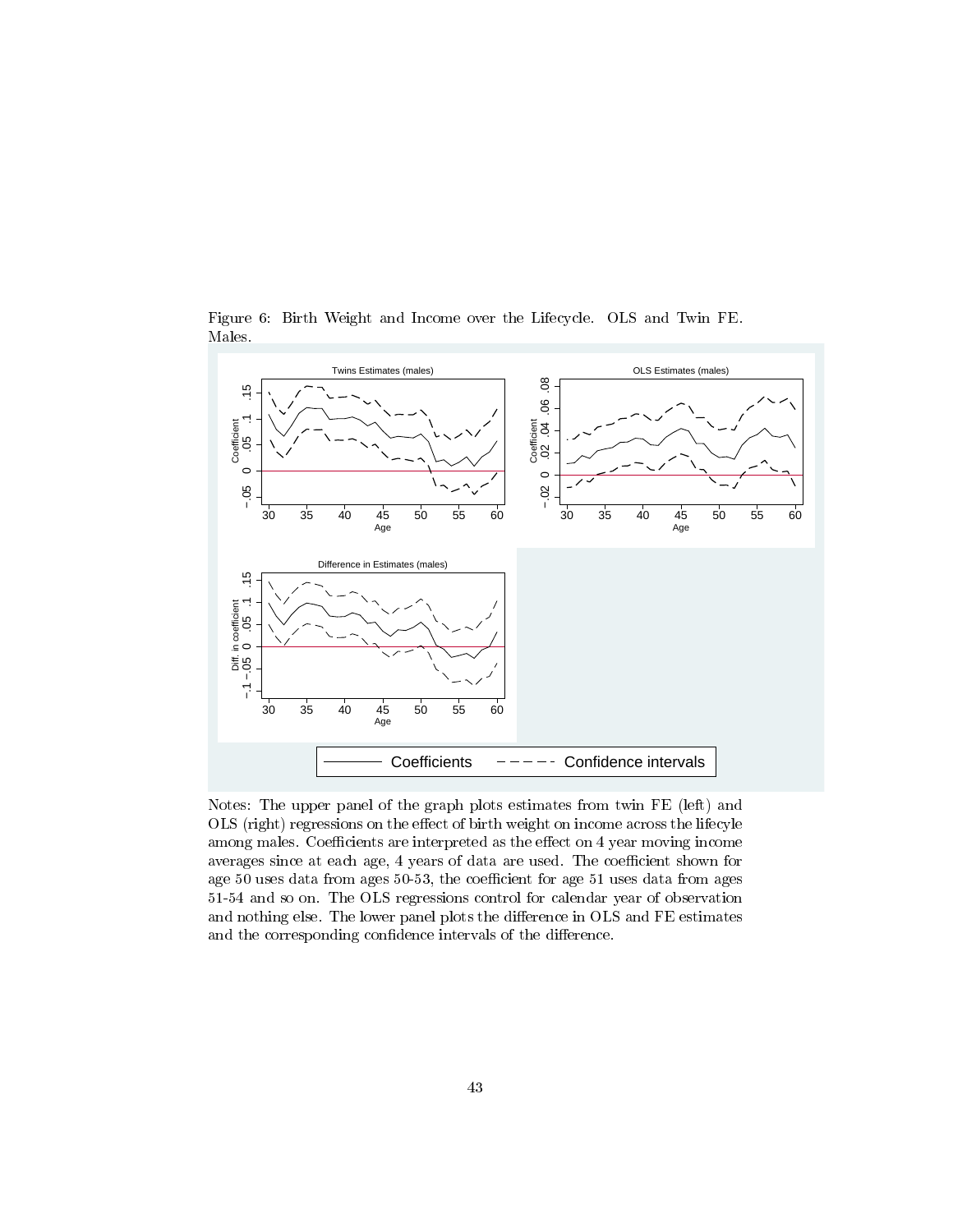Figure 6: Birth Weight and Income over the Lifecycle. OLS and Twin FE. Males.

Notes: The upper panel of the graph plots estimates from twin FE (left) and OLS (right) regressions on the effect of birth weight on income across the lifecyle among males. Coefficients are interpreted as the effect on 4 year moving income averages since at each age, 4 years of data are used. The coefficient shown for age 50 uses data from ages 50-53, the coefficient for age 51 uses data from ages 51-54 and so on. The OLS regressions control for calendar year of observation and nothing else. The lower panel plots the difference in OLS and FE estimates and the corresponding confidence intervals of the difference.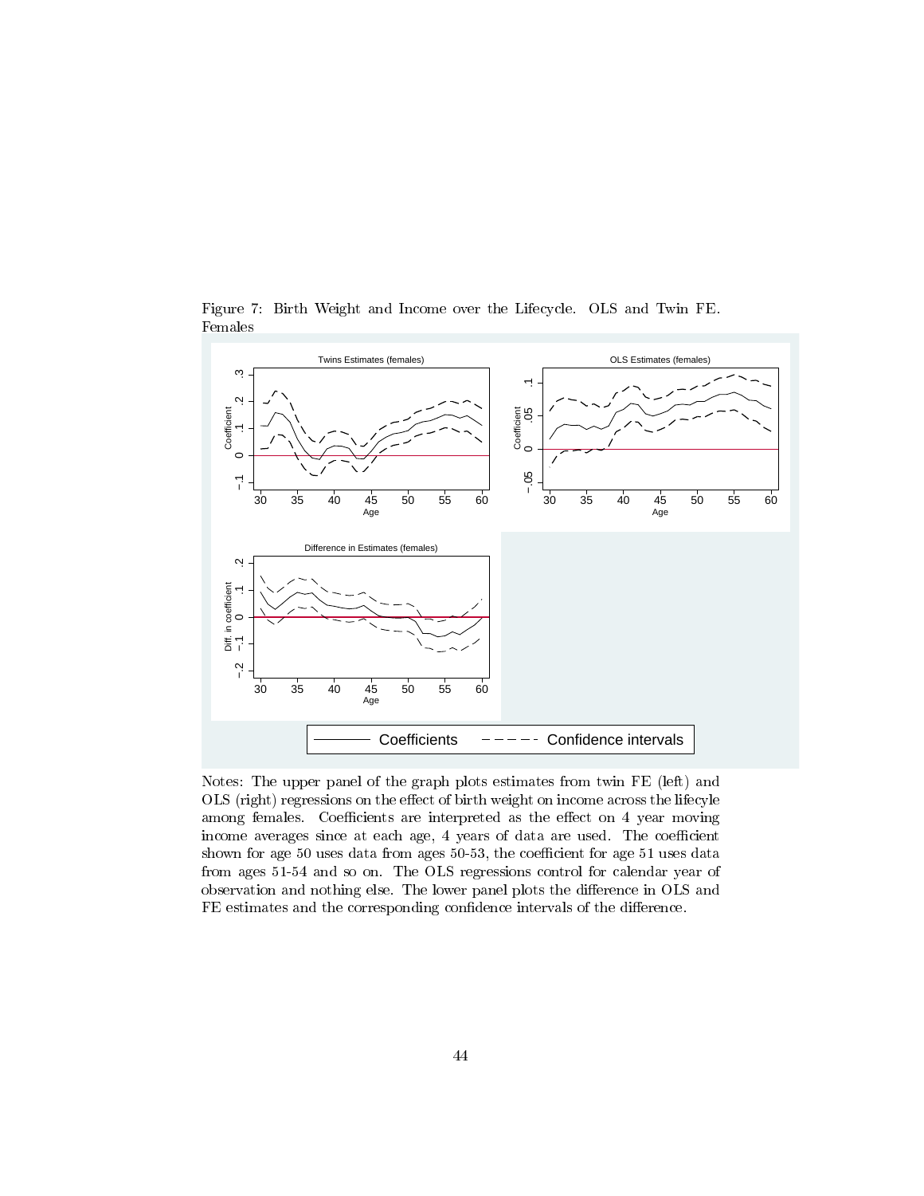Figure 7: Birth Weight and Income over the Lifecycle. OLS and Twin FE. Females

Notes: The upper panel of the graph plots estimates from twin FE (left) and OLS (right) regressions on the effect of birth weight on income across the lifecycle among females. Coefficients are interpreted as the effect on 4 year moving income averages since at each age, 4 years of data are used. The coefficient shown for age 50 uses data from ages 50-53, the coefficient for age 51 uses data from ages 51-54 and so on. The OLS regressions control for calendar year of observation and nothing else. The lower panel plots the difference in OLS and FE estimates and the corresponding confidence intervals of the difference.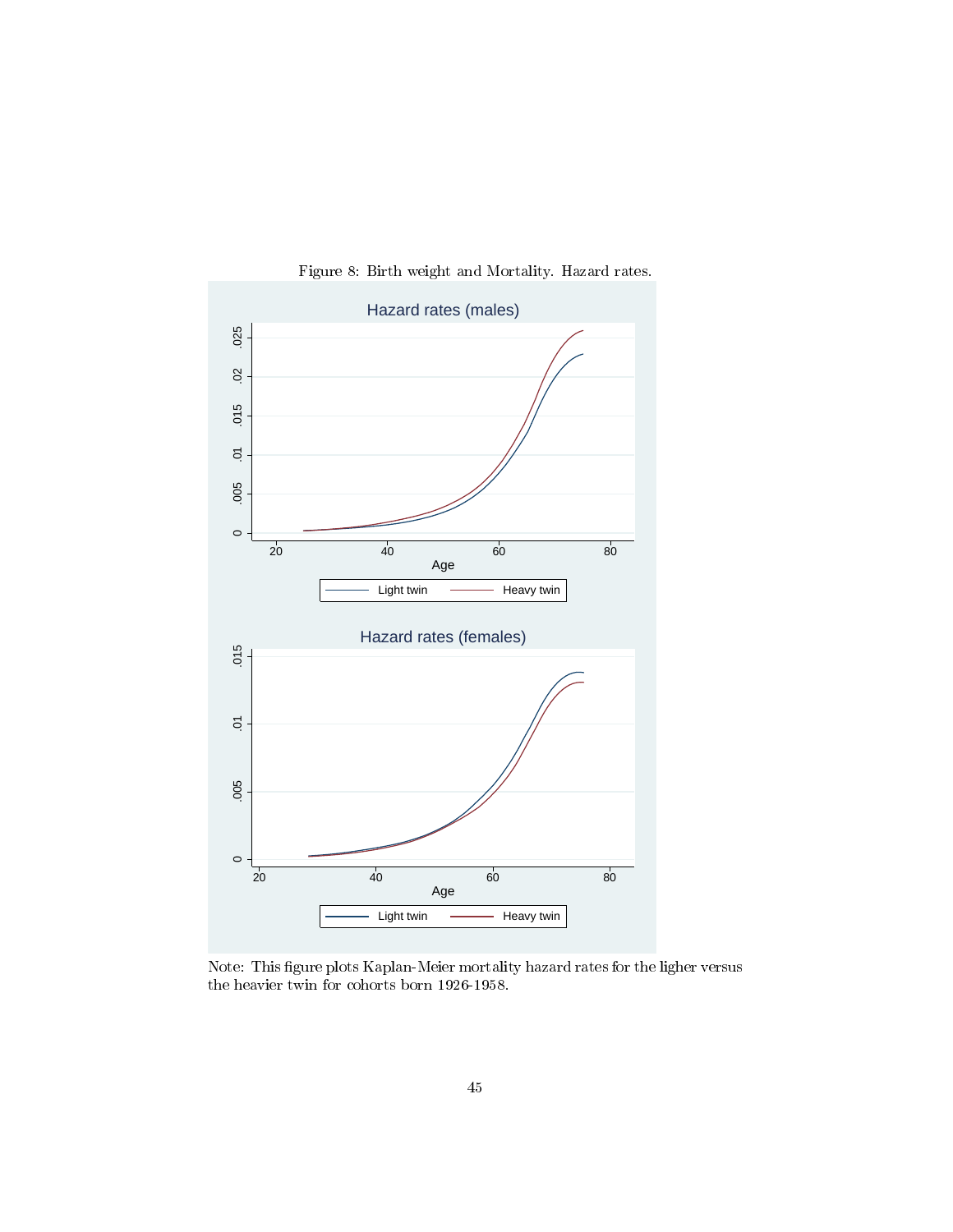Figure 8: Birth weight and Mortality. Hazard rates.

Hazard rates (males)

0
.005
.01
.015
.02
.025

20
40
60
80

Age

Light twin
Heavy twin

Hazard rates (females)

0
.005
.01
.015

20
40
60
80

Age

Light twin
Heavy twin

Note: This figure plots Kaplan-Meier mortality hazard rates for the ligher versus the heavier twin for cohorts born 1926-1958.